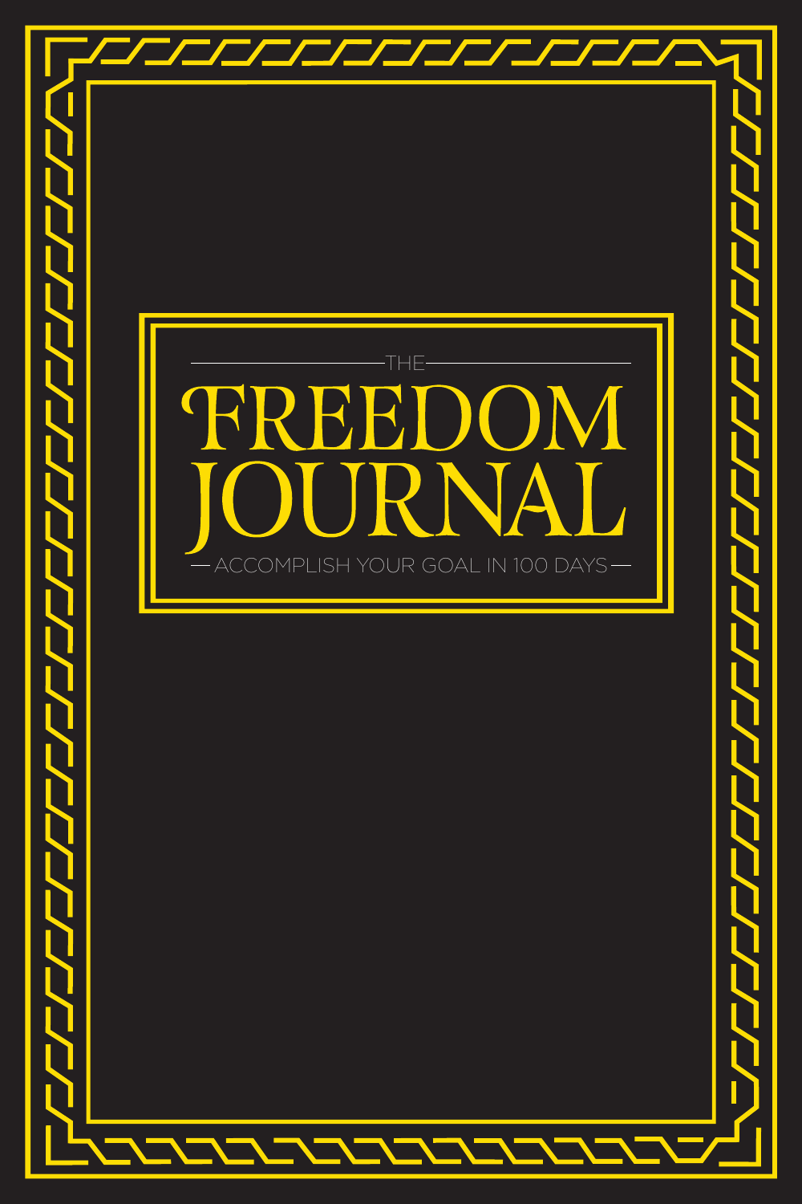THE

# FREEDOM JOURNAL

ACCOMPLISH YOUR GOAL IN 100 DAYS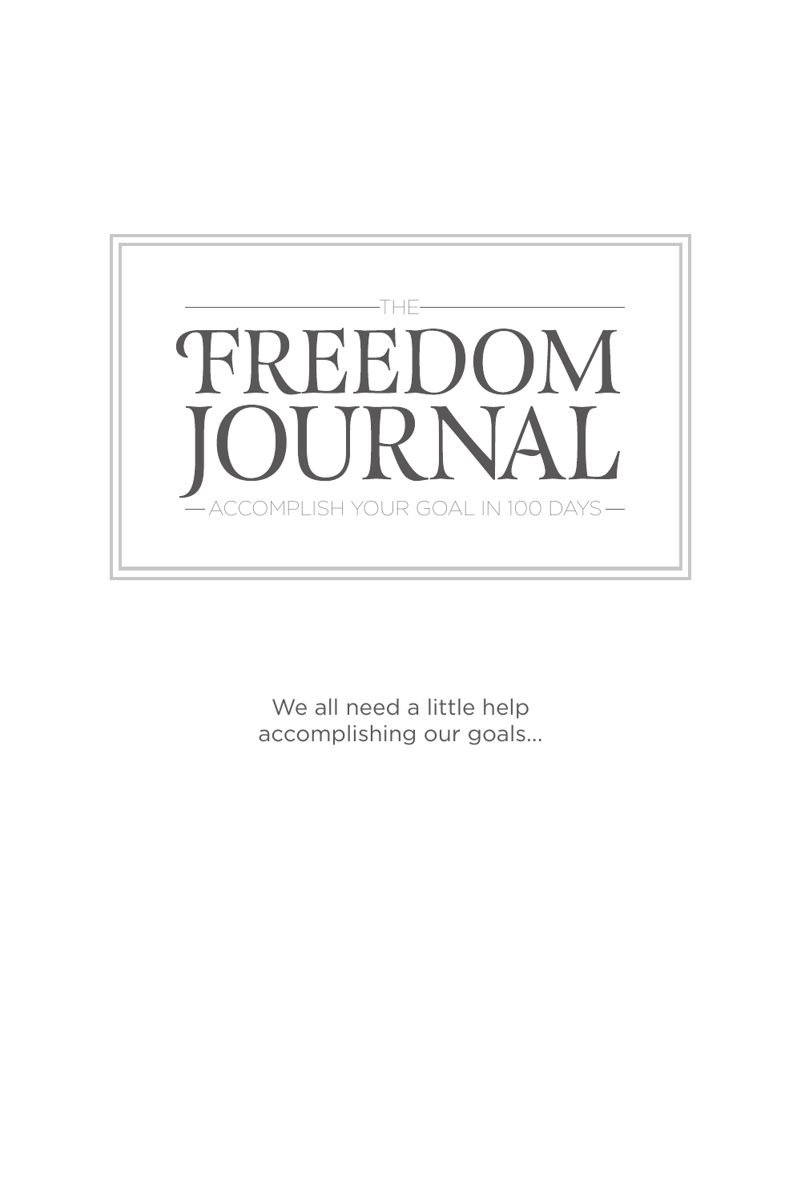THE

# FREEDOM JOURNAL

ACCOMPLISH YOUR GOAL IN 100 DAYS

We all need a little help
accomplishing our goals...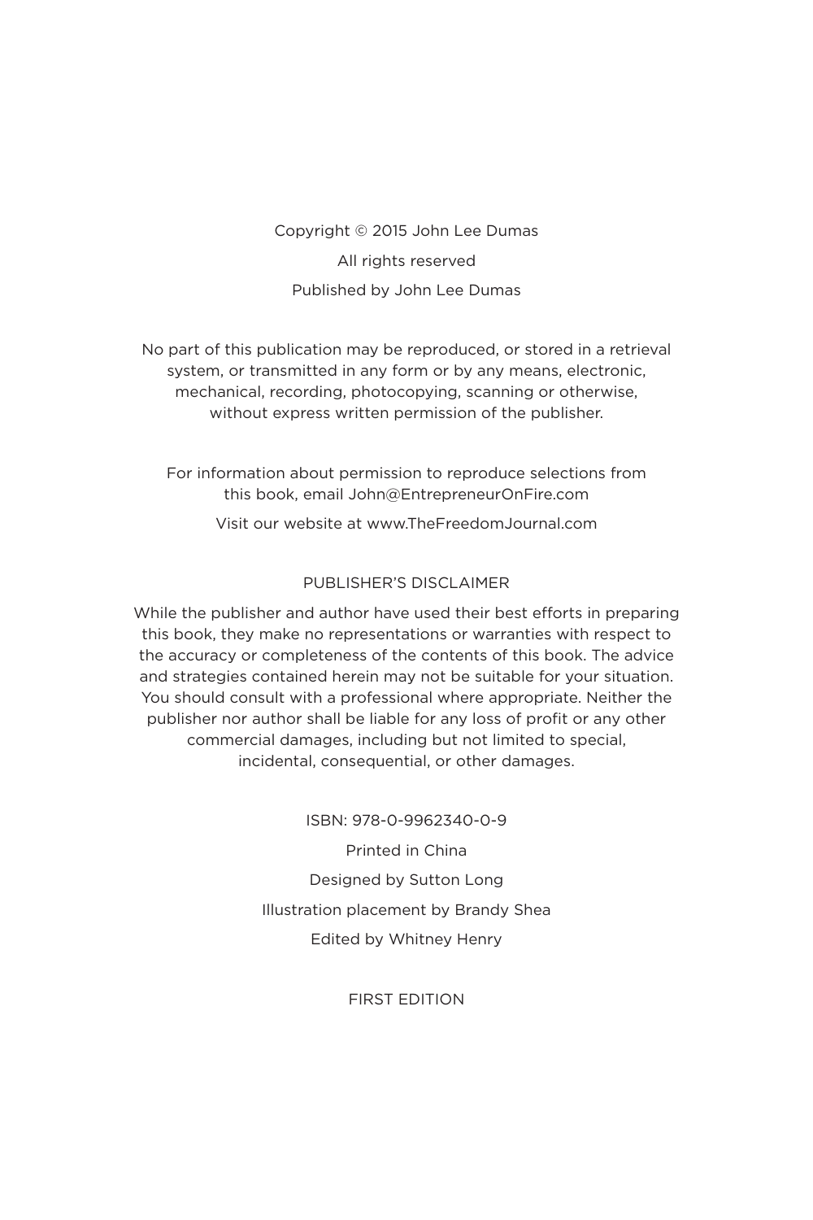Copyright © 2015 John Lee Dumas

All rights reserved

Published by John Lee Dumas

No part of this publication may be reproduced, or stored in a retrieval system, or transmitted in any form or by any means, electronic, mechanical, recording, photocopying, scanning or otherwise, without express written permission of the publisher.

For information about permission to reproduce selections from this book, email John@EntrepreneurOnFire.com

Visit our website at www.TheFreedomJournal.com

PUBLISHER'S DISCLAIMER

While the publisher and author have used their best efforts in preparing this book, they make no representations or warranties with respect to the accuracy or completeness of the contents of this book. The advice and strategies contained herein may not be suitable for your situation. You should consult with a professional where appropriate. Neither the publisher nor author shall be liable for any loss of profit or any other commercial damages, including but not limited to special, incidental, consequential, or other damages.

ISBN: 978-0-9962340-0-9

Printed in China

Designed by Sutton Long

Illustration placement by Brandy Shea

Edited by Whitney Henry

FIRST EDITION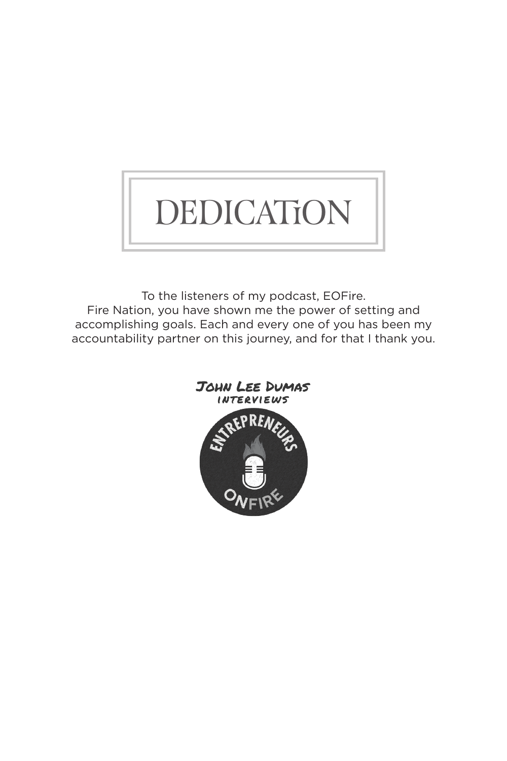# DEDICATION

To the listeners of my podcast, EOFire.
Fire Nation, you have shown me the power of setting and accomplishing goals. Each and every one of you has been my accountability partner on this journey, and for that I thank you.

John Lee Dumas
interviews
Entrepreneurs
OnFire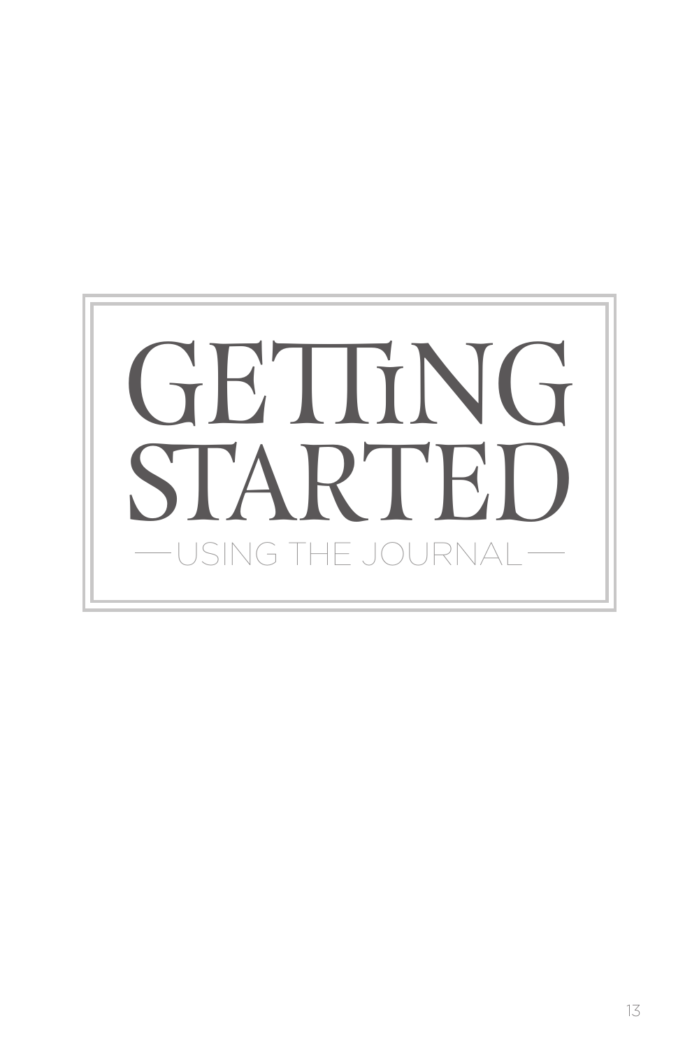# GETTING STARTED

## USING THE JOURNAL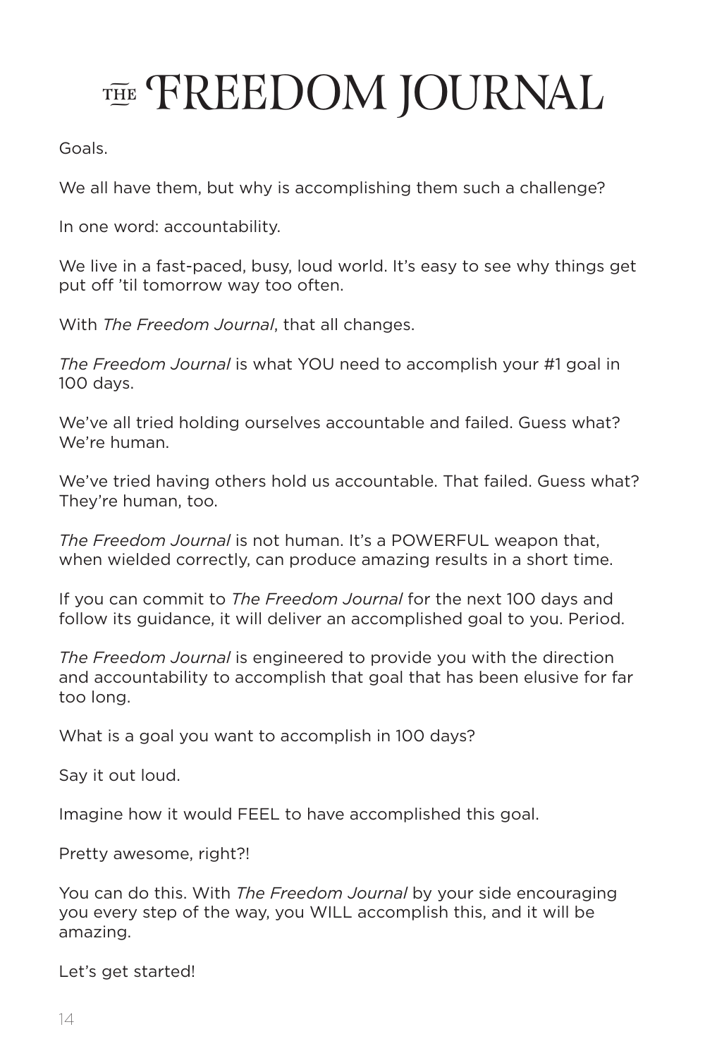# THE FREEDOM JOURNAL

Goals.

We all have them, but why is accomplishing them such a challenge?

In one word: accountability.

We live in a fast-paced, busy, loud world. It's easy to see why things get put off 'til tomorrow way too often.

With *The Freedom Journal*, that all changes.

*The Freedom Journal* is what YOU need to accomplish your #1 goal in 100 days.

We've all tried holding ourselves accountable and failed. Guess what? We're human.

We've tried having others hold us accountable. That failed. Guess what? They're human, too.

*The Freedom Journal* is not human. It's a POWERFUL weapon that, when wielded correctly, can produce amazing results in a short time.

If you can commit to *The Freedom Journal* for the next 100 days and follow its guidance, it will deliver an accomplished goal to you. Period.

*The Freedom Journal* is engineered to provide you with the direction and accountability to accomplish that goal that has been elusive for far too long.

What is a goal you want to accomplish in 100 days?

Say it out loud.

Imagine how it would FEEL to have accomplished this goal.

Pretty awesome, right?!

You can do this. With *The Freedom Journal* by your side encouraging you every step of the way, you WILL accomplish this, and it will be amazing.

Let's get started!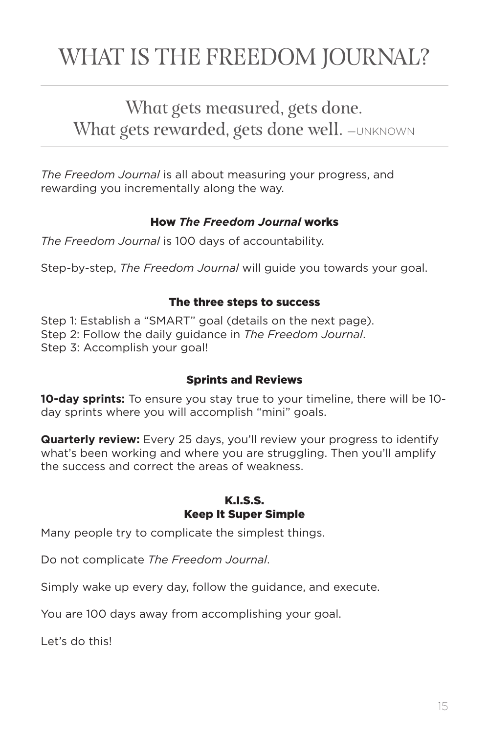# WHAT IS THE FREEDOM JOURNAL?

What gets measured, gets done.
What gets rewarded, gets done well. —UNKNOWN

*The Freedom Journal* is all about measuring your progress, and rewarding you incrementally along the way.

### How *The Freedom Journal* works

*The Freedom Journal* is 100 days of accountability.

Step-by-step, *The Freedom Journal* will guide you towards your goal.

### The three steps to success

Step 1: Establish a "SMART" goal (details on the next page).
Step 2: Follow the daily guidance in *The Freedom Journal*.
Step 3: Accomplish your goal!

### Sprints and Reviews

**10-day sprints:** To ensure you stay true to your timeline, there will be 10-day sprints where you will accomplish "mini" goals.

**Quarterly review:** Every 25 days, you'll review your progress to identify what's been working and where you are struggling. Then you'll amplify the success and correct the areas of weakness.

### K.I.S.S.
### Keep It Super Simple

Many people try to complicate the simplest things.

Do not complicate *The Freedom Journal*.

Simply wake up every day, follow the guidance, and execute.

You are 100 days away from accomplishing your goal.

Let's do this!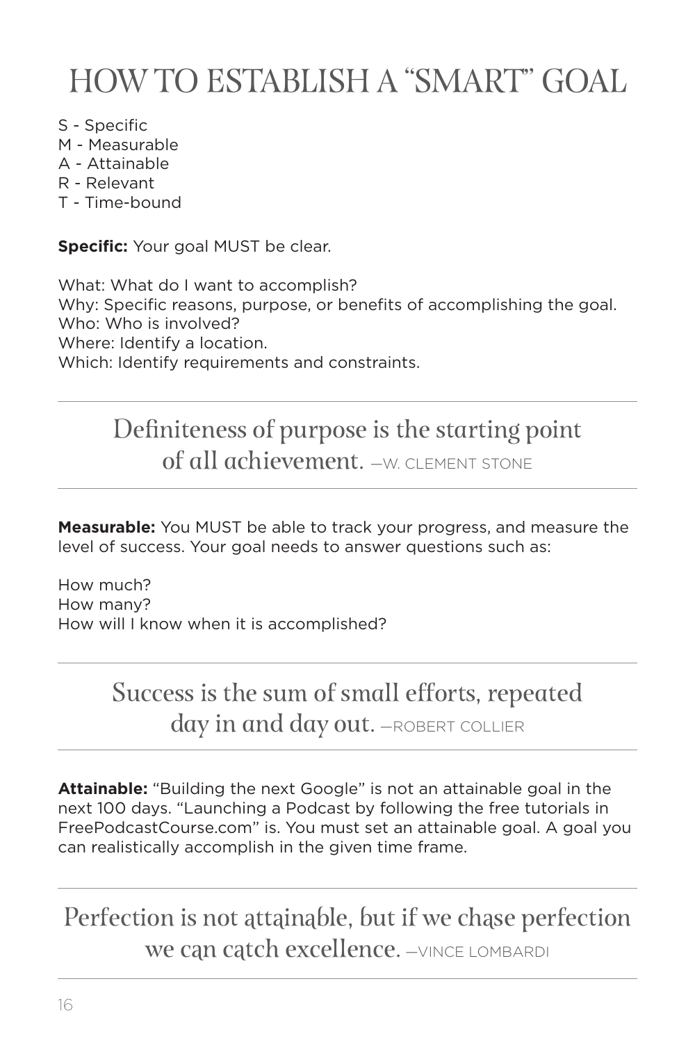# HOW TO ESTABLISH A "SMART" GOAL

S - Specific
M - Measurable
A - Attainable
R - Relevant
T - Time-bound

**Specific:** Your goal MUST be clear.

What: What do I want to accomplish?
Why: Specific reasons, purpose, or benefits of accomplishing the goal.
Who: Who is involved?
Where: Identify a location.
Which: Identify requirements and constraints.

---

> Definiteness of purpose is the starting point of all achievement. —W. CLEMENT STONE

---

**Measurable:** You MUST be able to track your progress, and measure the level of success. Your goal needs to answer questions such as:

How much?
How many?
How will I know when it is accomplished?

---

> Success is the sum of small efforts, repeated day in and day out. —ROBERT COLLIER

---

**Attainable:** "Building the next Google" is not an attainable goal in the next 100 days. "Launching a Podcast by following the free tutorials in FreePodcastCourse.com" is. You must set an attainable goal. A goal you can realistically accomplish in the given time frame.

---

> Perfection is not attainable, but if we chase perfection we can catch excellence. —VINCE LOMBARDI

---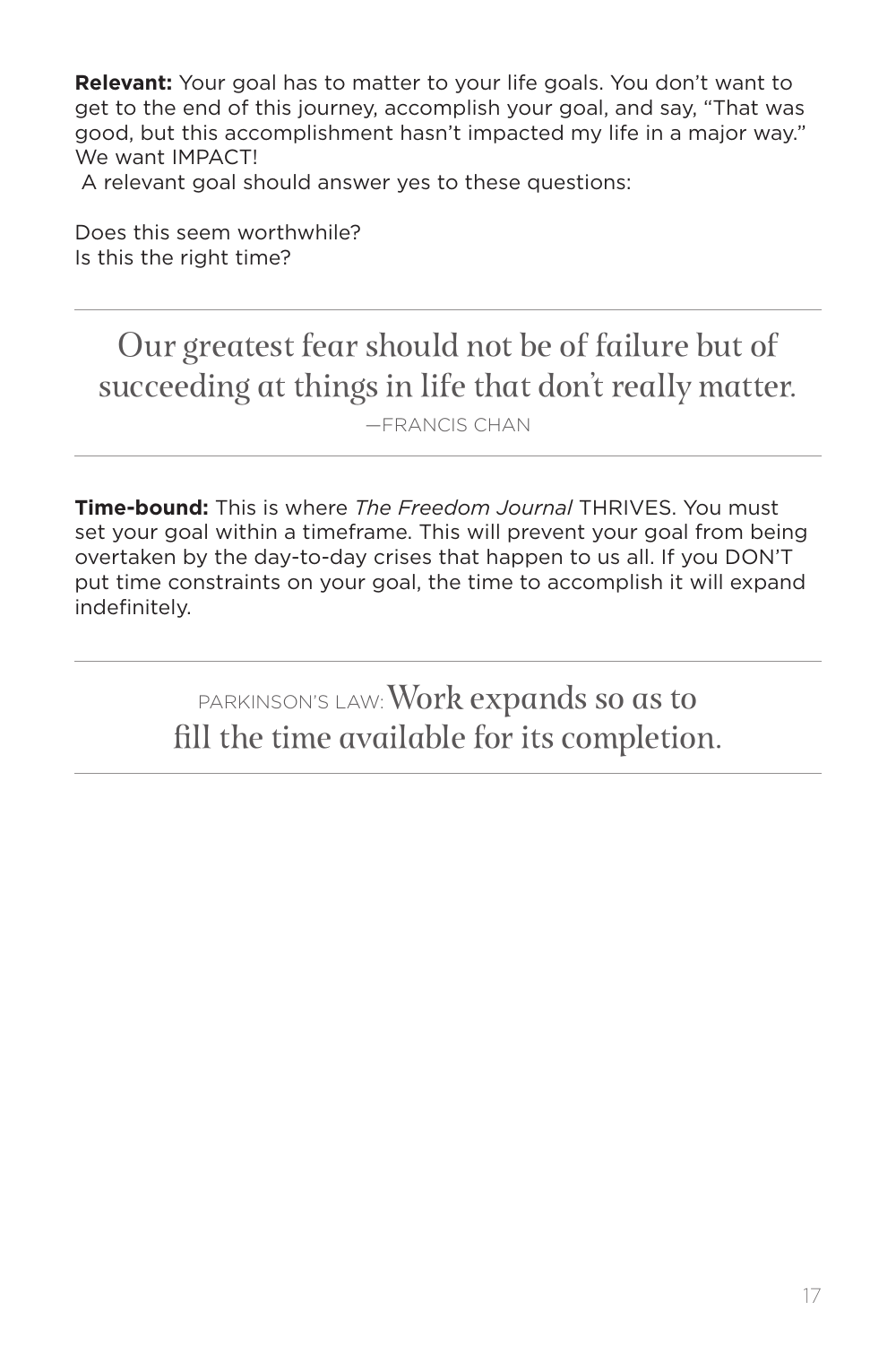**Relevant:** Your goal has to matter to your life goals. You don't want to get to the end of this journey, accomplish your goal, and say, "That was good, but this accomplishment hasn't impacted my life in a major way." We want IMPACT!

A relevant goal should answer yes to these questions:

Does this seem worthwhile?
Is this the right time?

---

> Our greatest fear should not be of failure but of succeeding at things in life that don't really matter.
>
> —FRANCIS CHAN

---

**Time-bound:** This is where *The Freedom Journal* THRIVES. You must set your goal within a timeframe. This will prevent your goal from being overtaken by the day-to-day crises that happen to us all. If you DON'T put time constraints on your goal, the time to accomplish it will expand indefinitely.

---

> PARKINSON'S LAW: Work expands so as to fill the time available for its completion.

---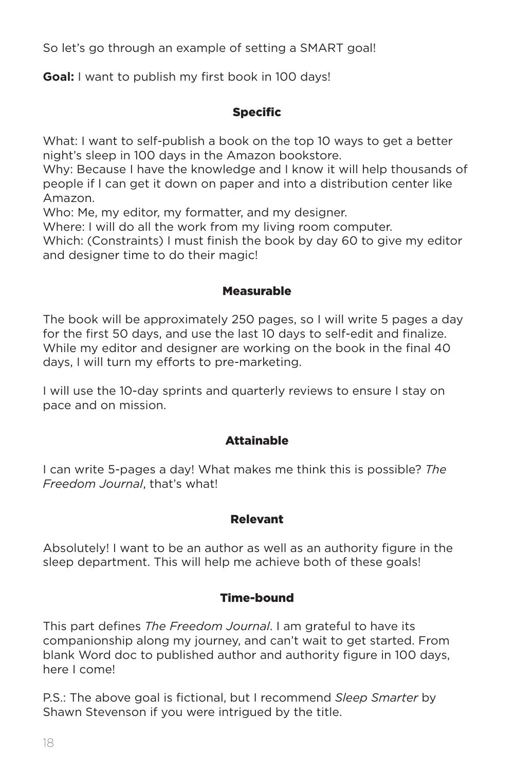So let's go through an example of setting a SMART goal!

**Goal:** I want to publish my first book in 100 days!

### Specific

What: I want to self-publish a book on the top 10 ways to get a better night's sleep in 100 days in the Amazon bookstore.
Why: Because I have the knowledge and I know it will help thousands of people if I can get it down on paper and into a distribution center like Amazon.
Who: Me, my editor, my formatter, and my designer.
Where: I will do all the work from my living room computer.
Which: (Constraints) I must finish the book by day 60 to give my editor and designer time to do their magic!

### Measurable

The book will be approximately 250 pages, so I will write 5 pages a day for the first 50 days, and use the last 10 days to self-edit and finalize. While my editor and designer are working on the book in the final 40 days, I will turn my efforts to pre-marketing.

I will use the 10-day sprints and quarterly reviews to ensure I stay on pace and on mission.

### Attainable

I can write 5-pages a day! What makes me think this is possible? *The Freedom Journal*, that's what!

### Relevant

Absolutely! I want to be an author as well as an authority figure in the sleep department. This will help me achieve both of these goals!

### Time-bound

This part defines *The Freedom Journal*. I am grateful to have its companionship along my journey, and can't wait to get started. From blank Word doc to published author and authority figure in 100 days, here I come!

P.S.: The above goal is fictional, but I recommend *Sleep Smarter* by Shawn Stevenson if you were intrigued by the title.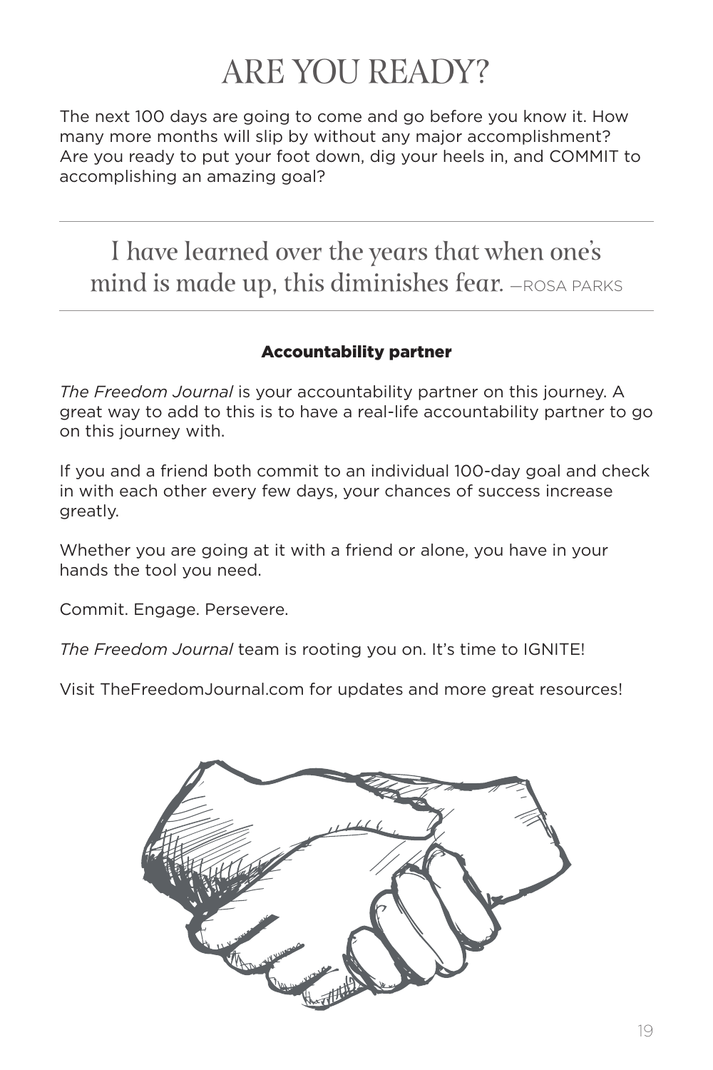# ARE YOU READY?

The next 100 days are going to come and go before you know it. How many more months will slip by without any major accomplishment? Are you ready to put your foot down, dig your heels in, and COMMIT to accomplishing an amazing goal?

---

> I have learned over the years that when one's mind is made up, this diminishes fear. —ROSA PARKS

---

**Accountability partner**

*The Freedom Journal* is your accountability partner on this journey. A great way to add to this is to have a real-life accountability partner to go on this journey with.

If you and a friend both commit to an individual 100-day goal and check in with each other every few days, your chances of success increase greatly.

Whether you are going at it with a friend or alone, you have in your hands the tool you need.

Commit. Engage. Persevere.

*The Freedom Journal* team is rooting you on. It's time to IGNITE!

Visit TheFreedomJournal.com for updates and more great resources!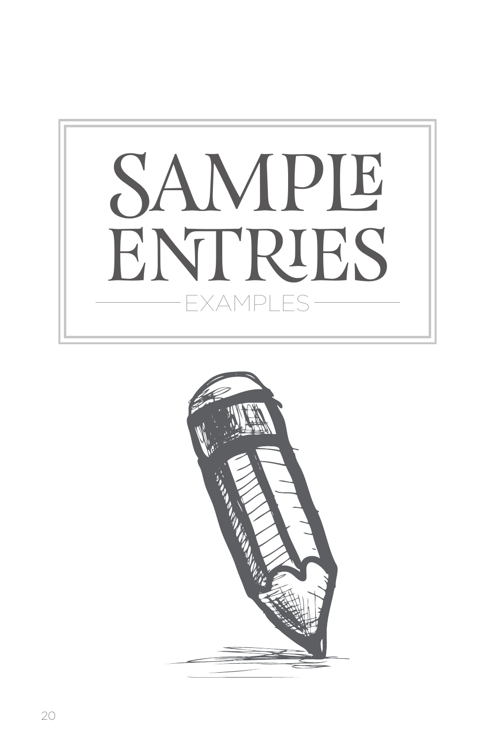# SAMPLE ENTRIES

EXAMPLES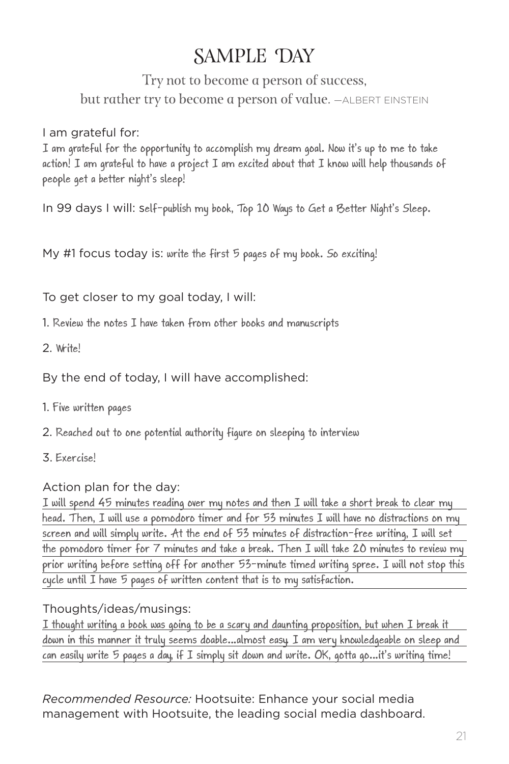# SAMPLE DAY

Try not to become a person of success, but rather try to become a person of value. —ALBERT EINSTEIN

I am grateful for:
I am grateful for the opportunity to accomplish my dream goal. Now it's up to me to take action! I am grateful to have a project I am excited about that I know will help thousands of people get a better night's sleep!

In 99 days I will: self-publish my book, Top 10 Ways to Get a Better Night's Sleep.

My #1 focus today is: write the first 5 pages of my book. So exciting!

To get closer to my goal today, I will:

1. Review the notes I have taken from other books and manuscripts
2. Write!

By the end of today, I will have accomplished:

1. Five written pages
2. Reached out to one potential authority figure on sleeping to interview
3. Exercise!

Action plan for the day:
I will spend 45 minutes reading over my notes and then I will take a short break to clear my head. Then, I will use a pomodoro timer and for 53 minutes I will have no distractions on my screen and will simply write. At the end of 53 minutes of distraction-free writing, I will set the pomodoro timer for 7 minutes and take a break. Then I will take 20 minutes to review my prior writing before setting off for another 53-minute timed writing spree. I will not stop this cycle until I have 5 pages of written content that is to my satisfaction.

Thoughts/ideas/musings:
I thought writing a book was going to be a scary and daunting proposition, but when I break it down in this manner it truly seems doable...almost easy. I am very knowledgeable on sleep and can easily write 5 pages a day, if I simply sit down and write. OK, gotta go...it's writing time!

*Recommended Resource:* Hootsuite: Enhance your social media management with Hootsuite, the leading social media dashboard.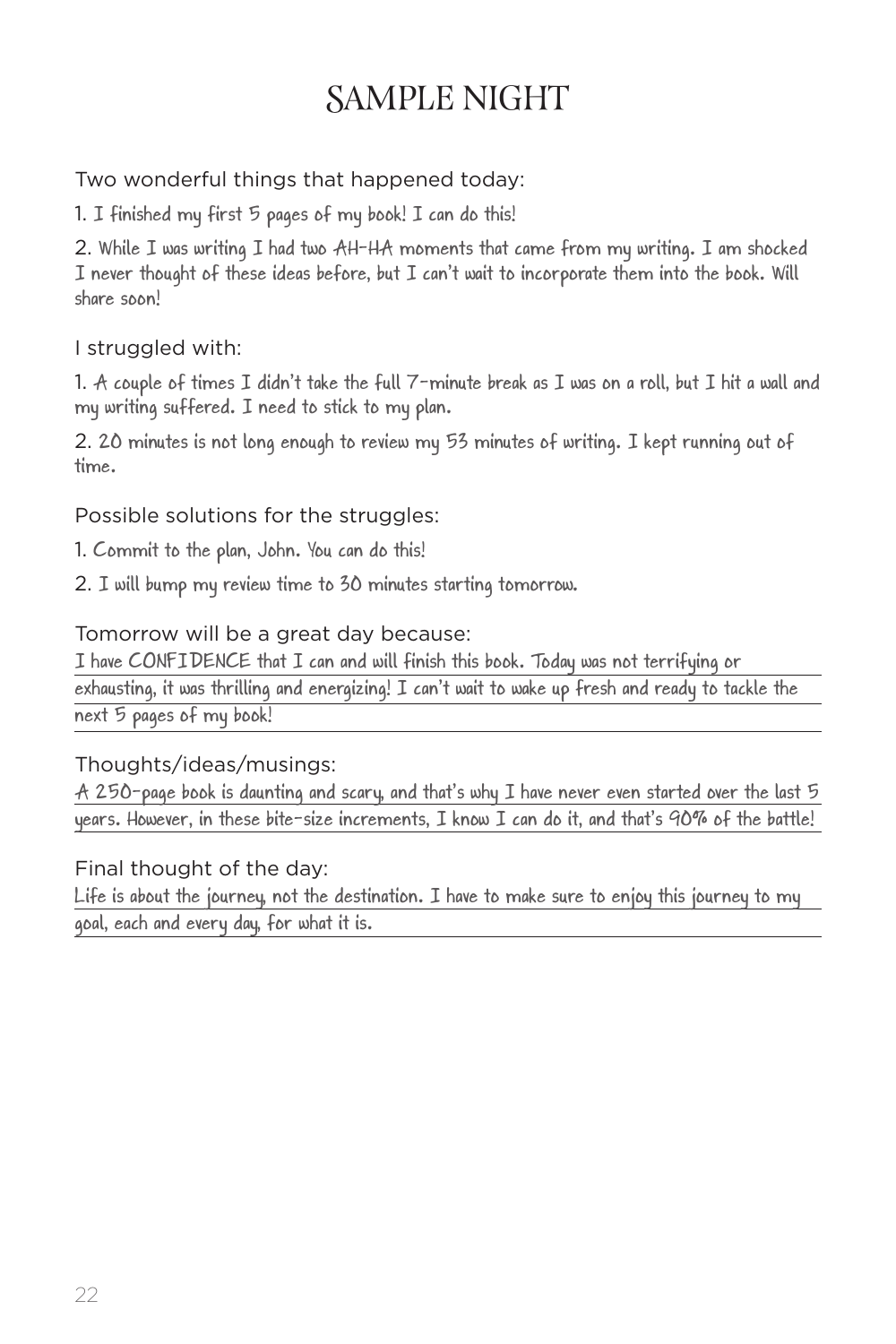# SAMPLE NIGHT

Two wonderful things that happened today:

1. I finished my first 5 pages of my book! I can do this!

2. While I was writing I had two AH-HA moments that came from my writing. I am shocked I never thought of these ideas before, but I can't wait to incorporate them into the book. Will share soon!

I struggled with:

1. A couple of times I didn't take the full 7-minute break as I was on a roll, but I hit a wall and my writing suffered. I need to stick to my plan.

2. 20 minutes is not long enough to review my 53 minutes of writing. I kept running out of time.

Possible solutions for the struggles:

1. Commit to the plan, John. You can do this!

2. I will bump my review time to 30 minutes starting tomorrow.

Tomorrow will be a great day because:

I have CONFIDENCE that I can and will finish this book. Today was not terrifying or exhausting, it was thrilling and energizing! I can't wait to wake up fresh and ready to tackle the next 5 pages of my book!

Thoughts/ideas/musings:

A 250-page book is daunting and scary, and that's why I have never even started over the last 5 years. However, in these bite-size increments, I know I can do it, and that's 90% of the battle!

Final thought of the day:

Life is about the journey, not the destination. I have to make sure to enjoy this journey to my goal, each and every day, for what it is.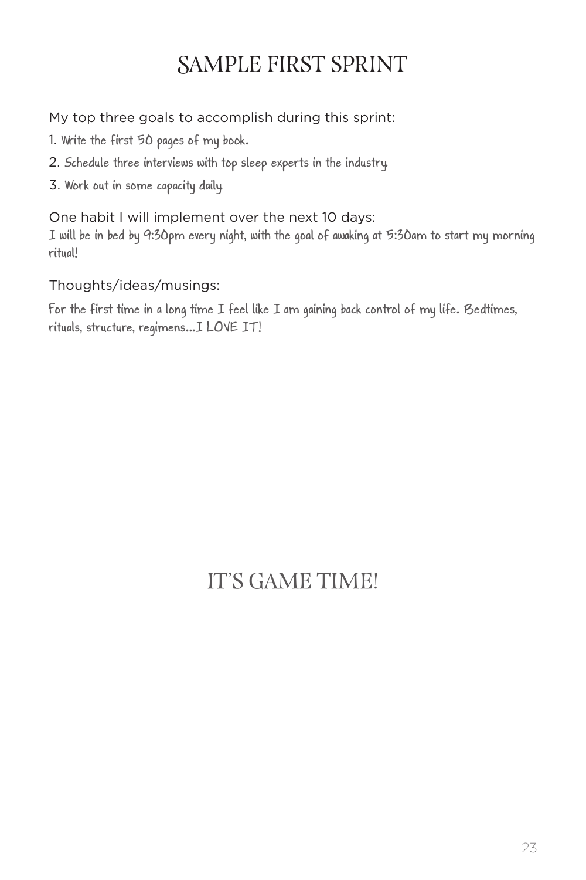# SAMPLE FIRST SPRINT

My top three goals to accomplish during this sprint:

1. Write the first 50 pages of my book.
2. Schedule three interviews with top sleep experts in the industry
3. Work out in some capacity daily

One habit I will implement over the next 10 days:

I will be in bed by 9:30pm every night, with the goal of awaking at 5:30am to start my morning ritual!

Thoughts/ideas/musings:

For the first time in a long time I feel like I am gaining back control of my life. Bedtimes, rituals, structure, regimens...I LOVE IT!

# IT'S GAME TIME!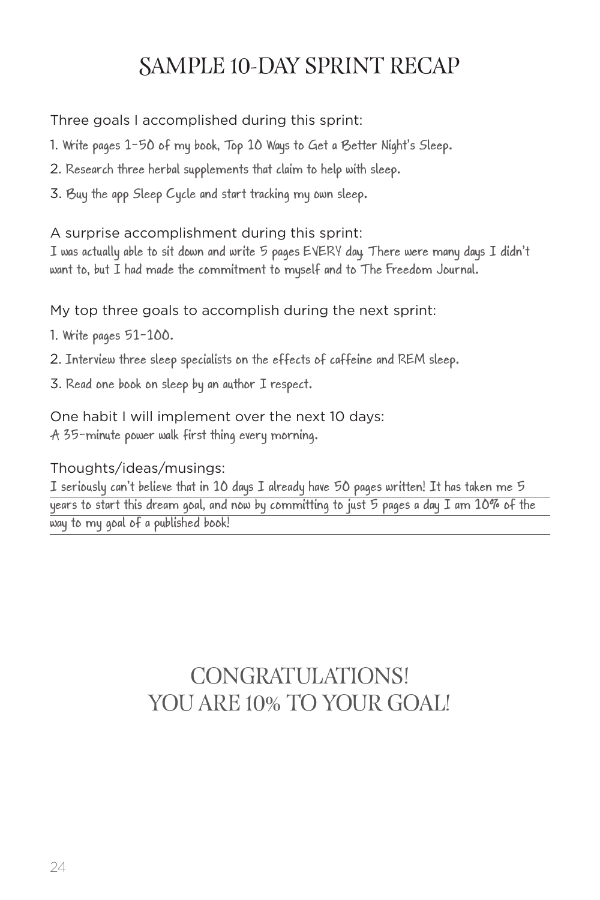# SAMPLE 10-DAY SPRINT RECAP

Three goals I accomplished during this sprint:

1. Write pages 1-50 of my book, Top 10 Ways to Get a Better Night's Sleep.
2. Research three herbal supplements that claim to help with sleep.
3. Buy the app Sleep Cycle and start tracking my own sleep.

A surprise accomplishment during this sprint:

I was actually able to sit down and write 5 pages EVERY day. There were many days I didn't want to, but I had made the commitment to myself and to The Freedom Journal.

My top three goals to accomplish during the next sprint:

1. Write pages 51-100.
2. Interview three sleep specialists on the effects of caffeine and REM sleep.
3. Read one book on sleep by an author I respect.

One habit I will implement over the next 10 days:

A 35-minute power walk first thing every morning.

Thoughts/ideas/musings:

I seriously can't believe that in 10 days I already have 50 pages written! It has taken me 5 years to start this dream goal, and now by committing to just 5 pages a day I am 10% of the way to my goal of a published book!

## CONGRATULATIONS!
## YOU ARE 10% TO YOUR GOAL!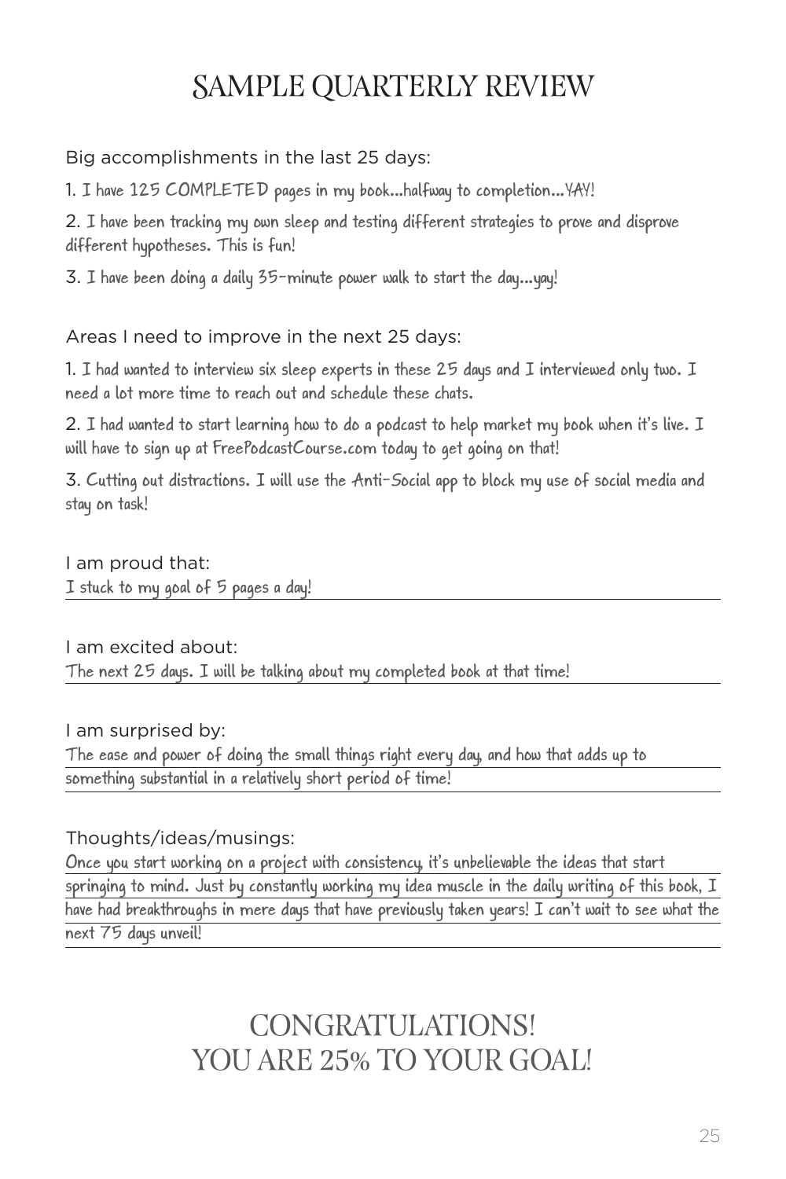# SAMPLE QUARTERLY REVIEW

Big accomplishments in the last 25 days:

1. I have 125 COMPLETED pages in my book...halfway to completion...YAY!
2. I have been tracking my own sleep and testing different strategies to prove and disprove different hypotheses. This is fun!
3. I have been doing a daily 35-minute power walk to start the day...yay!

Areas I need to improve in the next 25 days:

1. I had wanted to interview six sleep experts in these 25 days and I interviewed only two. I need a lot more time to reach out and schedule these chats.
2. I had wanted to start learning how to do a podcast to help market my book when it's live. I will have to sign up at FreePodcastCourse.com today to get going on that!
3. Cutting out distractions. I will use the Anti-Social app to block my use of social media and stay on task!

I am proud that:
I stuck to my goal of 5 pages a day!

I am excited about:
The next 25 days. I will be talking about my completed book at that time!

I am surprised by:
The ease and power of doing the small things right every day, and how that adds up to something substantial in a relatively short period of time!

Thoughts/ideas/musings:
Once you start working on a project with consistency, it's unbelievable the ideas that start springing to mind. Just by constantly working my idea muscle in the daily writing of this book, I have had breakthroughs in mere days that have previously taken years! I can't wait to see what the next 75 days unveil!

## CONGRATULATIONS!
## YOU ARE 25% TO YOUR GOAL!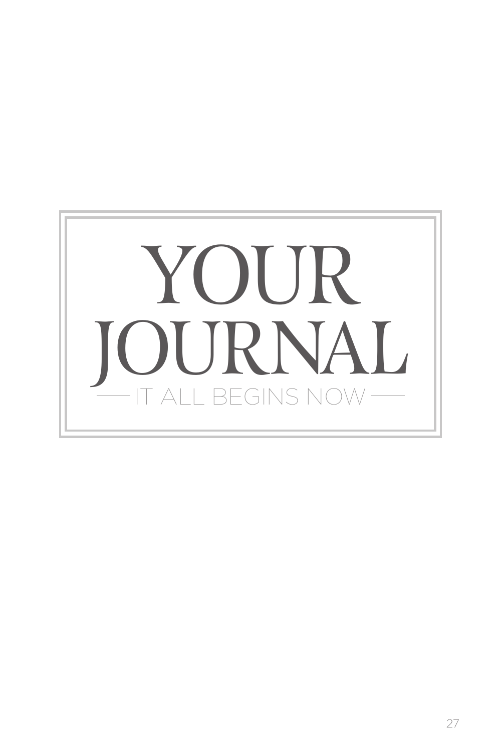# YOUR JOURNAL

IT ALL BEGINS NOW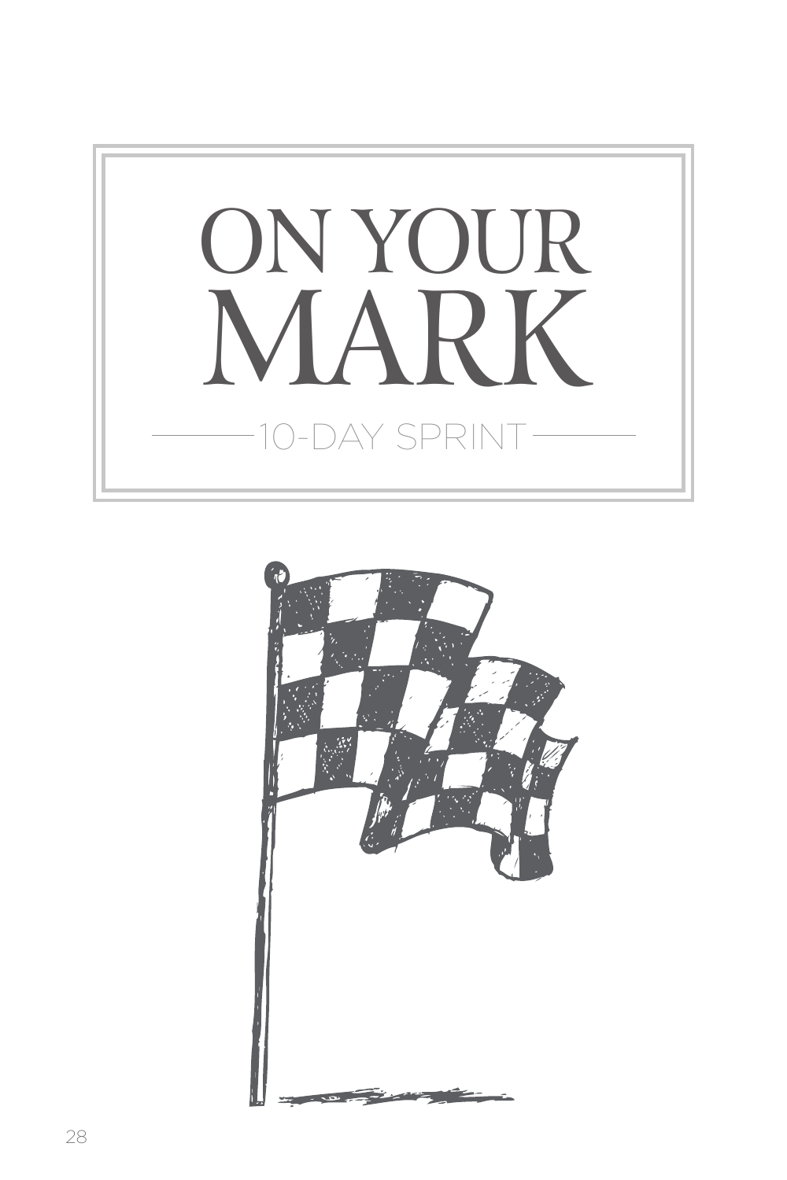# ON YOUR MARK

10-DAY SPRINT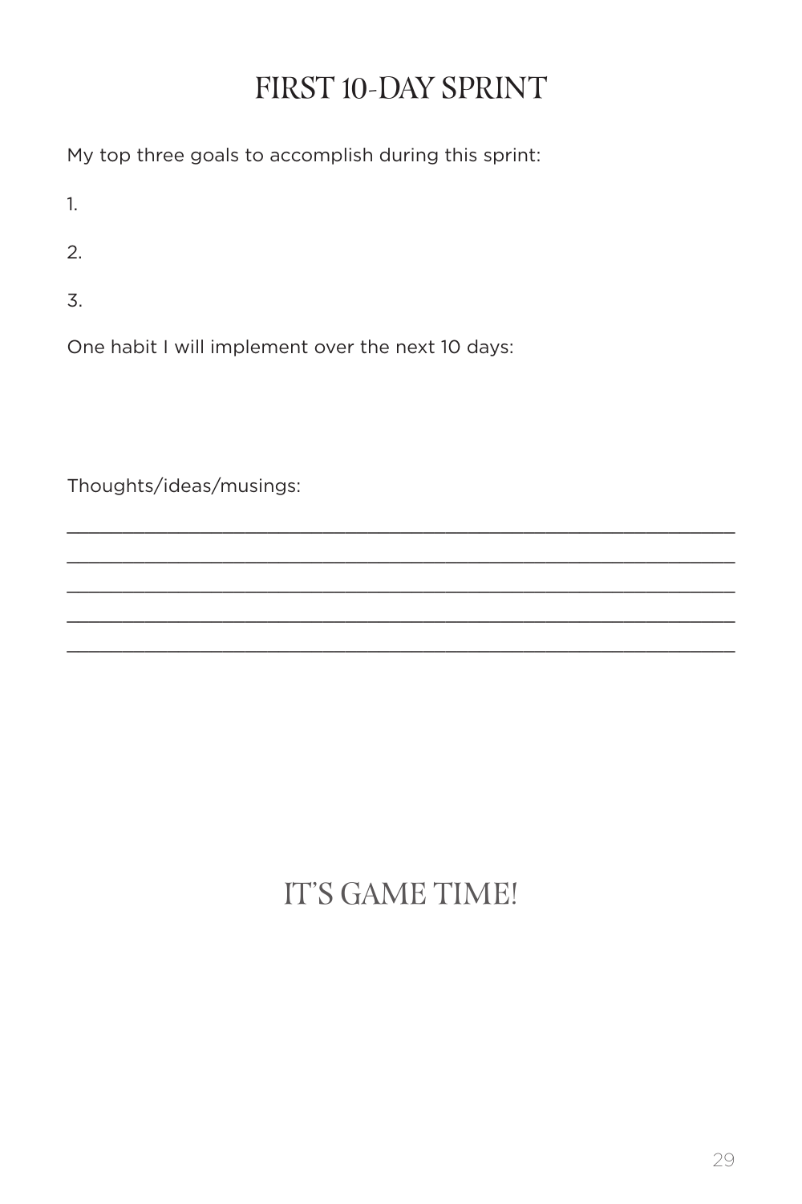# FIRST 10-DAY SPRINT

My top three goals to accomplish during this sprint:

1.

2.

3.

One habit I will implement over the next 10 days:

Thoughts/ideas/musings:

_______________________________________________________________

_______________________________________________________________

_______________________________________________________________

_______________________________________________________________

_______________________________________________________________

# IT'S GAME TIME!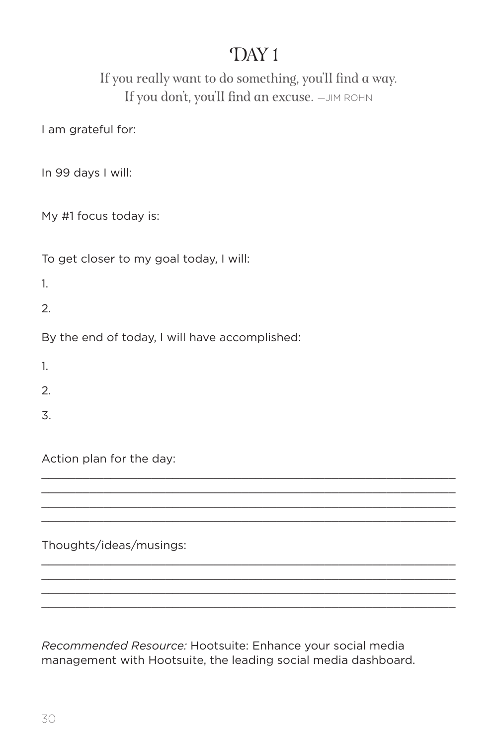# DAY 1

If you really want to do something, you'll find a way.
If you don't, you'll find an excuse. —JIM ROHN

I am grateful for:

In 99 days I will:

My #1 focus today is:

To get closer to my goal today, I will:

1.

2.

By the end of today, I will have accomplished:

1.

2.

3.

Action plan for the day:

______________________________________________________________
______________________________________________________________
______________________________________________________________
______________________________________________________________

Thoughts/ideas/musings:

______________________________________________________________
______________________________________________________________
______________________________________________________________
______________________________________________________________

*Recommended Resource:* Hootsuite: Enhance your social media management with Hootsuite, the leading social media dashboard.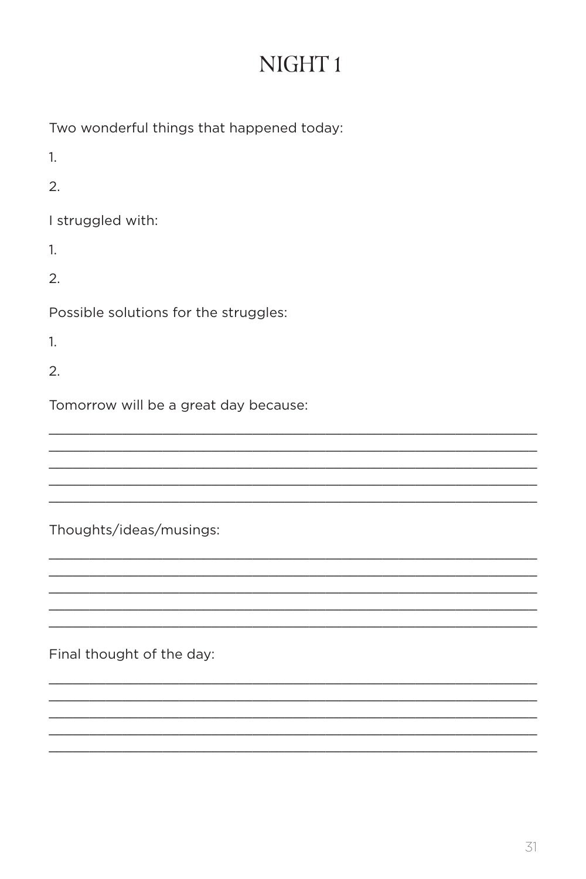# NIGHT 1

Two wonderful things that happened today:

1.

2.

I struggled with:

1.

2.

Possible solutions for the struggles:

1.

2.

Tomorrow will be a great day because:

______________________________________________________________________
______________________________________________________________________
______________________________________________________________________
______________________________________________________________________
______________________________________________________________________

Thoughts/ideas/musings:

______________________________________________________________________
______________________________________________________________________
______________________________________________________________________
______________________________________________________________________
______________________________________________________________________

Final thought of the day:

______________________________________________________________________
______________________________________________________________________
______________________________________________________________________
______________________________________________________________________
______________________________________________________________________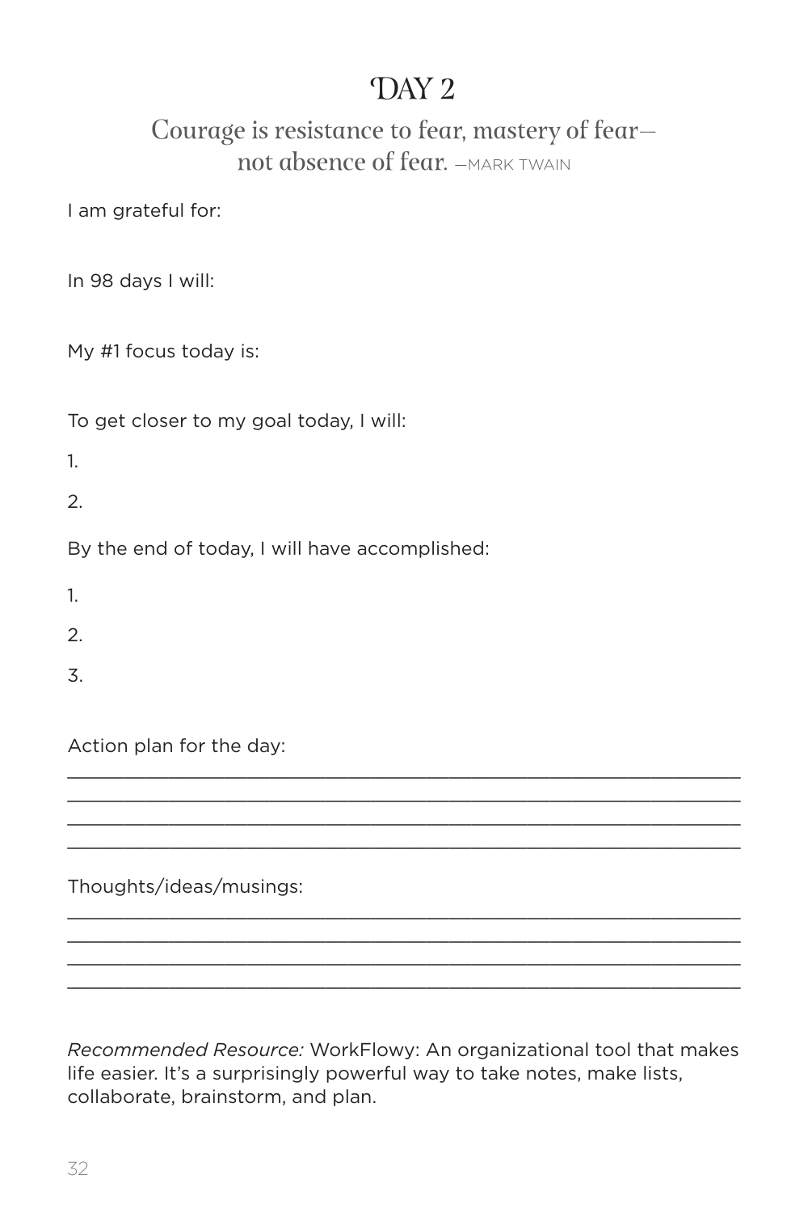# DAY 2

## Courage is resistance to fear, mastery of fear—not absence of fear. —MARK TWAIN

I am grateful for:

In 98 days I will:

My #1 focus today is:

To get closer to my goal today, I will:

1.

2.

By the end of today, I will have accomplished:

1.

2.

3.

Action plan for the day:

______________________________________________________________
______________________________________________________________
______________________________________________________________
______________________________________________________________

Thoughts/ideas/musings:

______________________________________________________________
______________________________________________________________
______________________________________________________________
______________________________________________________________

*Recommended Resource:* WorkFlowy: An organizational tool that makes life easier. It's a surprisingly powerful way to take notes, make lists, collaborate, brainstorm, and plan.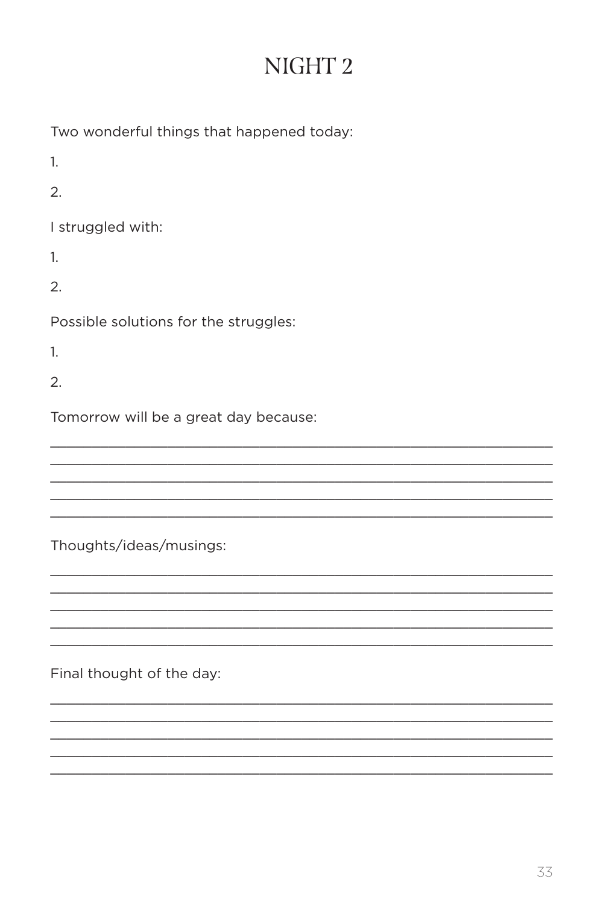# NIGHT 2

Two wonderful things that happened today:

1.

2.

I struggled with:

1.

2.

Possible solutions for the struggles:

1.

2.

Tomorrow will be a great day because:

_______________________________________________________________
_______________________________________________________________
_______________________________________________________________
_______________________________________________________________
_______________________________________________________________

Thoughts/ideas/musings:

_______________________________________________________________
_______________________________________________________________
_______________________________________________________________
_______________________________________________________________
_______________________________________________________________

Final thought of the day:

_______________________________________________________________
_______________________________________________________________
_______________________________________________________________
_______________________________________________________________
_______________________________________________________________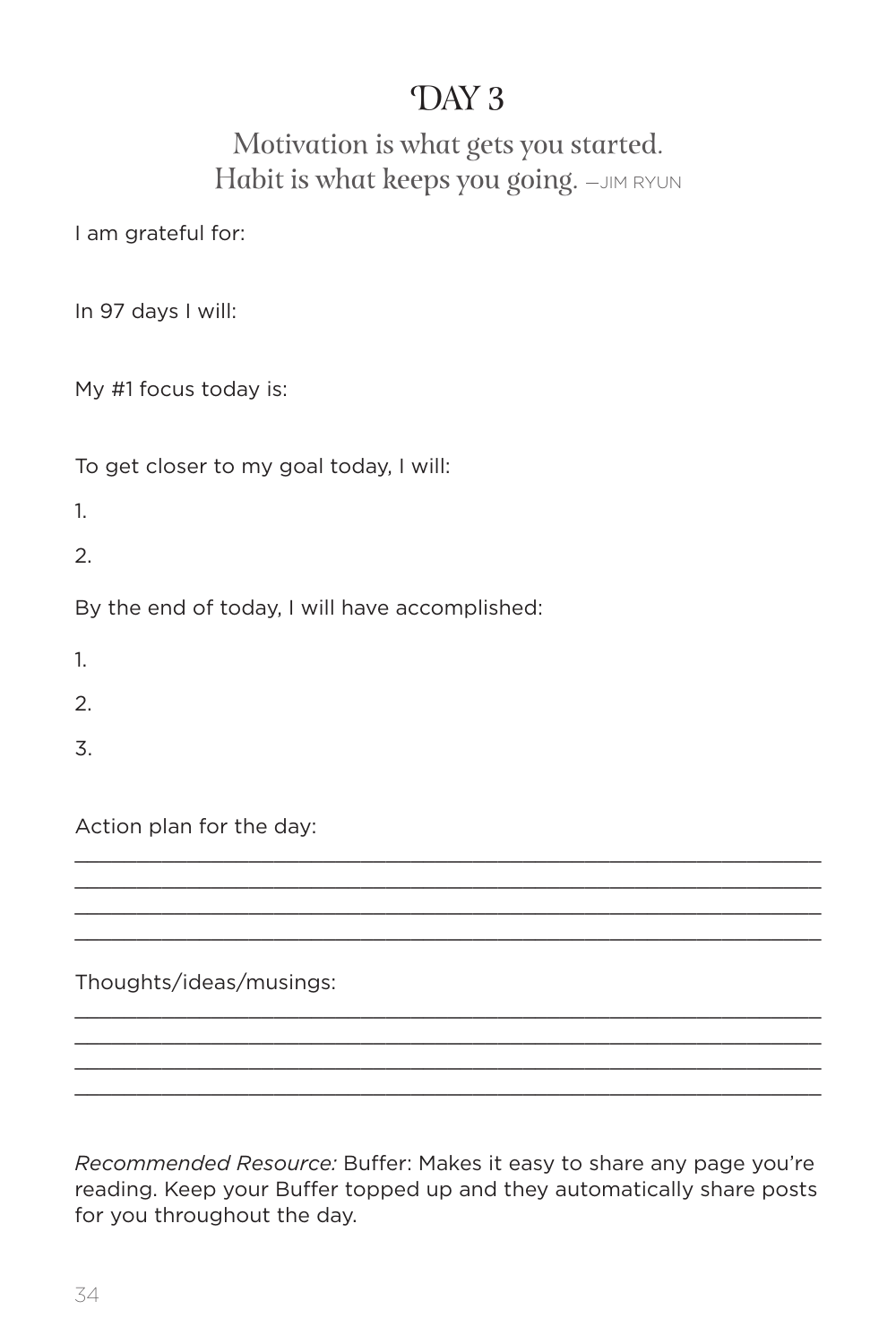# DAY 3

## Motivation is what gets you started. Habit is what keeps you going. —JIM RYUN

I am grateful for:

In 97 days I will:

My #1 focus today is:

To get closer to my goal today, I will:

1.

2.

By the end of today, I will have accomplished:

1.

2.

3.

Action plan for the day:

\_\_\_\_\_\_\_\_\_\_\_\_\_\_\_\_\_\_\_\_\_\_\_\_\_\_\_\_\_\_\_\_\_\_\_\_\_\_\_\_\_\_\_\_\_\_\_\_\_\_\_\_\_\_\_\_\_\_\_\_

\_\_\_\_\_\_\_\_\_\_\_\_\_\_\_\_\_\_\_\_\_\_\_\_\_\_\_\_\_\_\_\_\_\_\_\_\_\_\_\_\_\_\_\_\_\_\_\_\_\_\_\_\_\_\_\_\_\_\_\_

\_\_\_\_\_\_\_\_\_\_\_\_\_\_\_\_\_\_\_\_\_\_\_\_\_\_\_\_\_\_\_\_\_\_\_\_\_\_\_\_\_\_\_\_\_\_\_\_\_\_\_\_\_\_\_\_\_\_\_\_

\_\_\_\_\_\_\_\_\_\_\_\_\_\_\_\_\_\_\_\_\_\_\_\_\_\_\_\_\_\_\_\_\_\_\_\_\_\_\_\_\_\_\_\_\_\_\_\_\_\_\_\_\_\_\_\_\_\_\_\_

Thoughts/ideas/musings:

\_\_\_\_\_\_\_\_\_\_\_\_\_\_\_\_\_\_\_\_\_\_\_\_\_\_\_\_\_\_\_\_\_\_\_\_\_\_\_\_\_\_\_\_\_\_\_\_\_\_\_\_\_\_\_\_\_\_\_\_

\_\_\_\_\_\_\_\_\_\_\_\_\_\_\_\_\_\_\_\_\_\_\_\_\_\_\_\_\_\_\_\_\_\_\_\_\_\_\_\_\_\_\_\_\_\_\_\_\_\_\_\_\_\_\_\_\_\_\_\_

\_\_\_\_\_\_\_\_\_\_\_\_\_\_\_\_\_\_\_\_\_\_\_\_\_\_\_\_\_\_\_\_\_\_\_\_\_\_\_\_\_\_\_\_\_\_\_\_\_\_\_\_\_\_\_\_\_\_\_\_

\_\_\_\_\_\_\_\_\_\_\_\_\_\_\_\_\_\_\_\_\_\_\_\_\_\_\_\_\_\_\_\_\_\_\_\_\_\_\_\_\_\_\_\_\_\_\_\_\_\_\_\_\_\_\_\_\_\_\_\_

*Recommended Resource:* Buffer: Makes it easy to share any page you're reading. Keep your Buffer topped up and they automatically share posts for you throughout the day.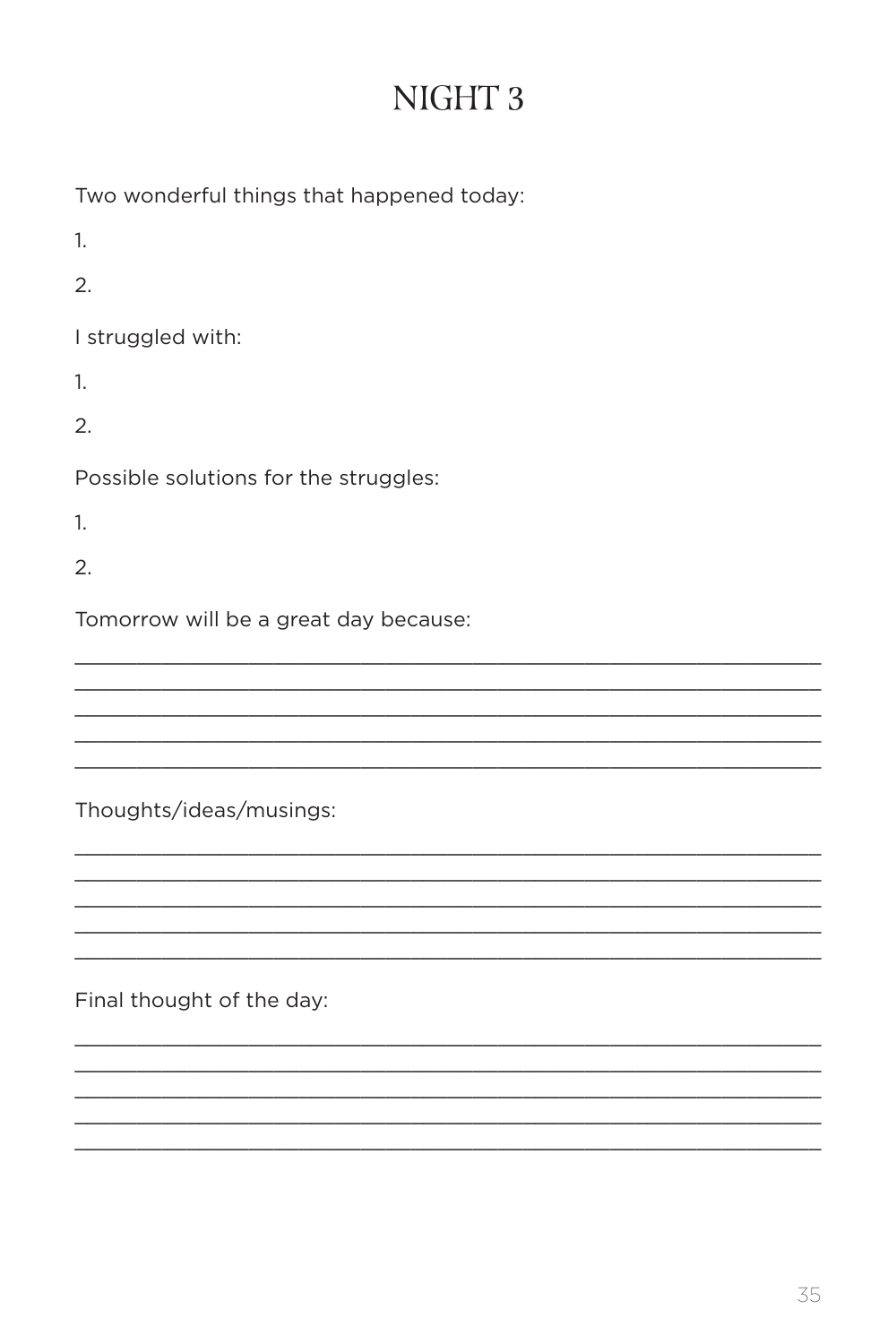# NIGHT 3

Two wonderful things that happened today:

1.

2.

I struggled with:

1.

2.

Possible solutions for the struggles:

1.

2.

Tomorrow will be a great day because:

_______________________________________________________________

_______________________________________________________________

_______________________________________________________________

_______________________________________________________________

_______________________________________________________________

Thoughts/ideas/musings:

_______________________________________________________________

_______________________________________________________________

_______________________________________________________________

_______________________________________________________________

_______________________________________________________________

Final thought of the day:

_______________________________________________________________

_______________________________________________________________

_______________________________________________________________

_______________________________________________________________

_______________________________________________________________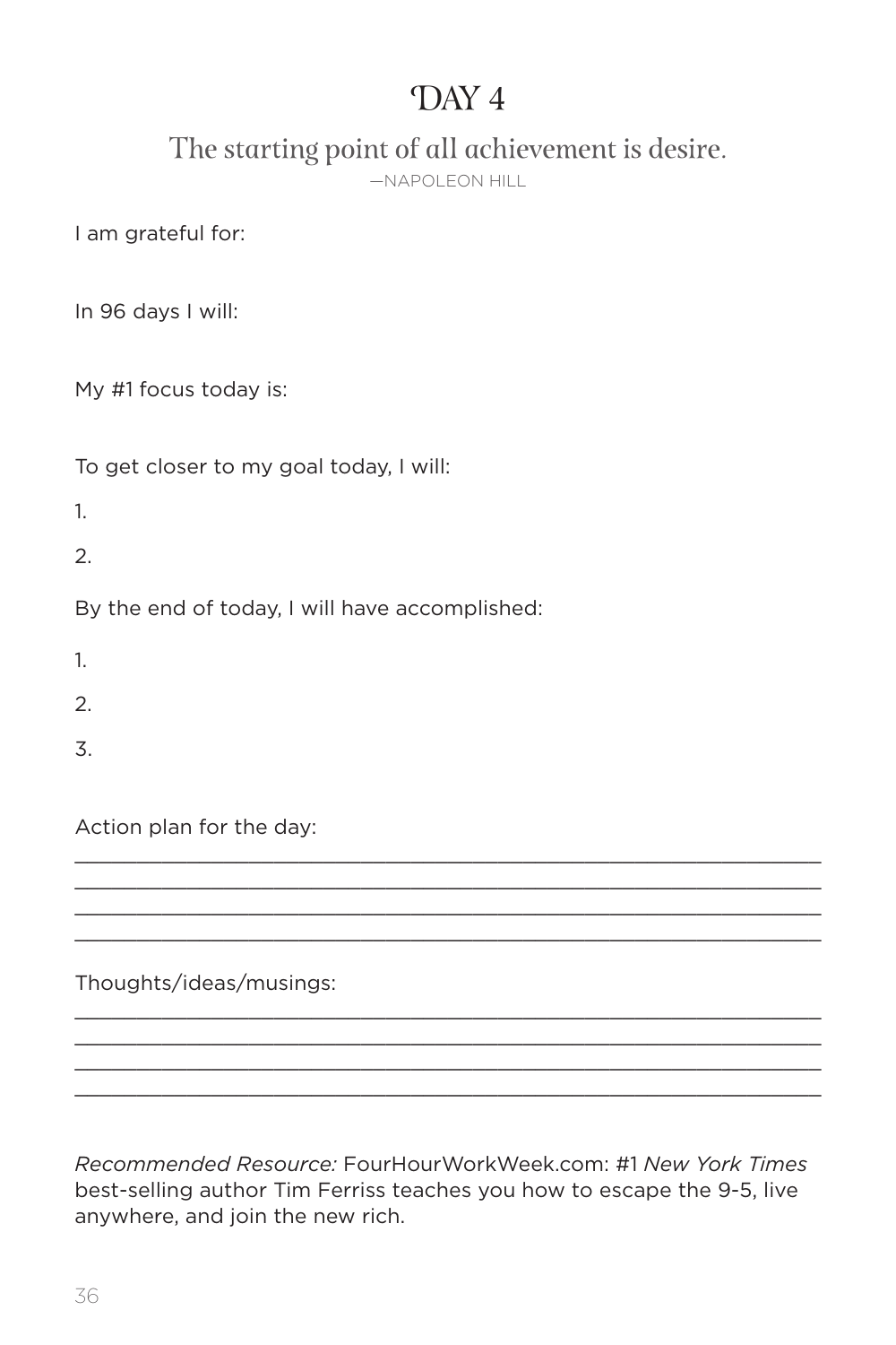# DAY 4

## The starting point of all achievement is desire.

—NAPOLEON HILL

I am grateful for:

In 96 days I will:

My #1 focus today is:

To get closer to my goal today, I will:

1.

2.

By the end of today, I will have accomplished:

1.

2.

3.

Action plan for the day:

________________________________________________________________

________________________________________________________________

________________________________________________________________

________________________________________________________________

Thoughts/ideas/musings:

________________________________________________________________

________________________________________________________________

________________________________________________________________

________________________________________________________________

*Recommended Resource:* FourHourWorkWeek.com: #1 *New York Times* best-selling author Tim Ferriss teaches you how to escape the 9-5, live anywhere, and join the new rich.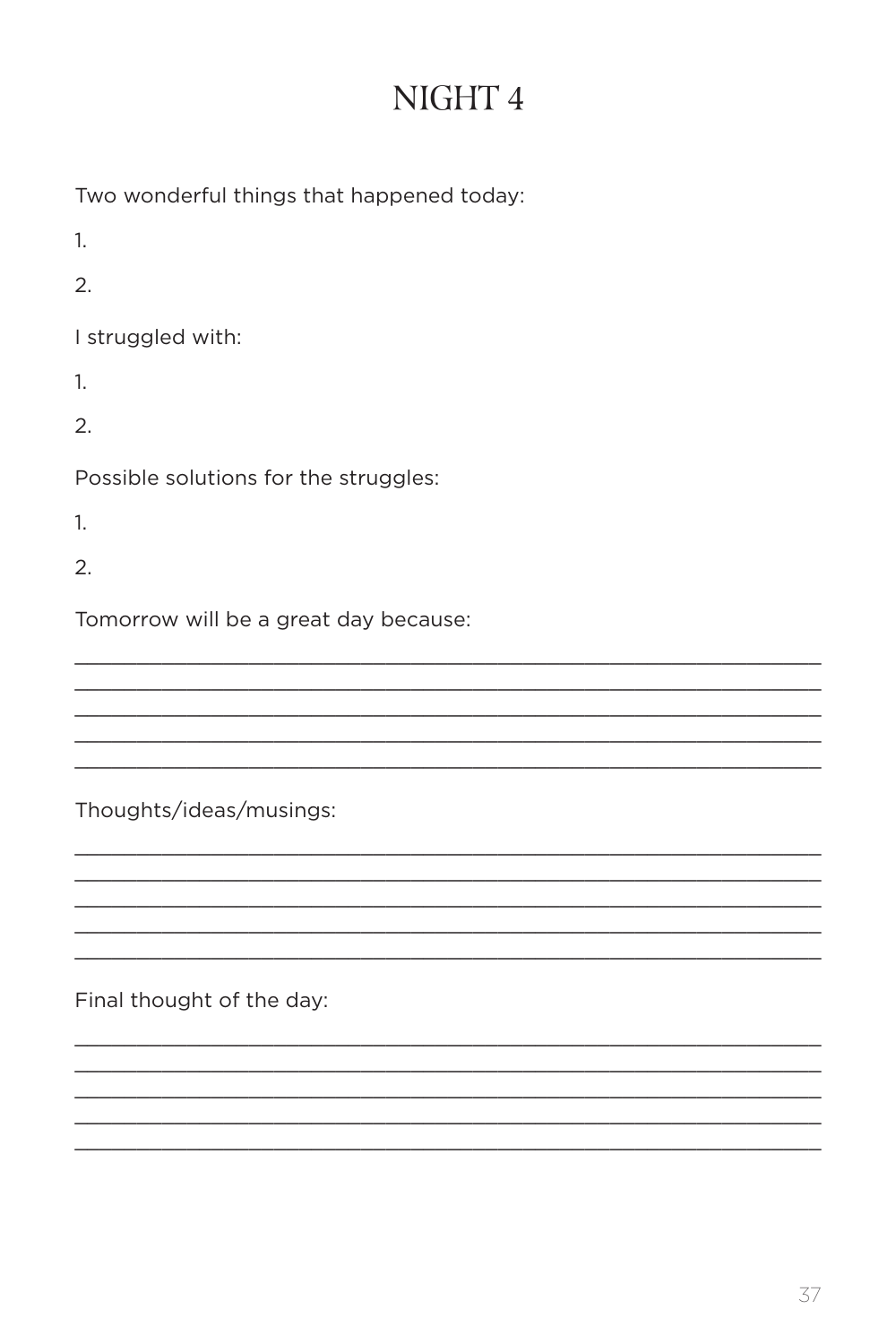# NIGHT 4

Two wonderful things that happened today:

1.

2.

I struggled with:

1.

2.

Possible solutions for the struggles:

1.

2.

Tomorrow will be a great day because:

_______________________________________________________________
_______________________________________________________________
_______________________________________________________________
_______________________________________________________________
_______________________________________________________________

Thoughts/ideas/musings:

_______________________________________________________________
_______________________________________________________________
_______________________________________________________________
_______________________________________________________________
_______________________________________________________________

Final thought of the day:

_______________________________________________________________
_______________________________________________________________
_______________________________________________________________
_______________________________________________________________
_______________________________________________________________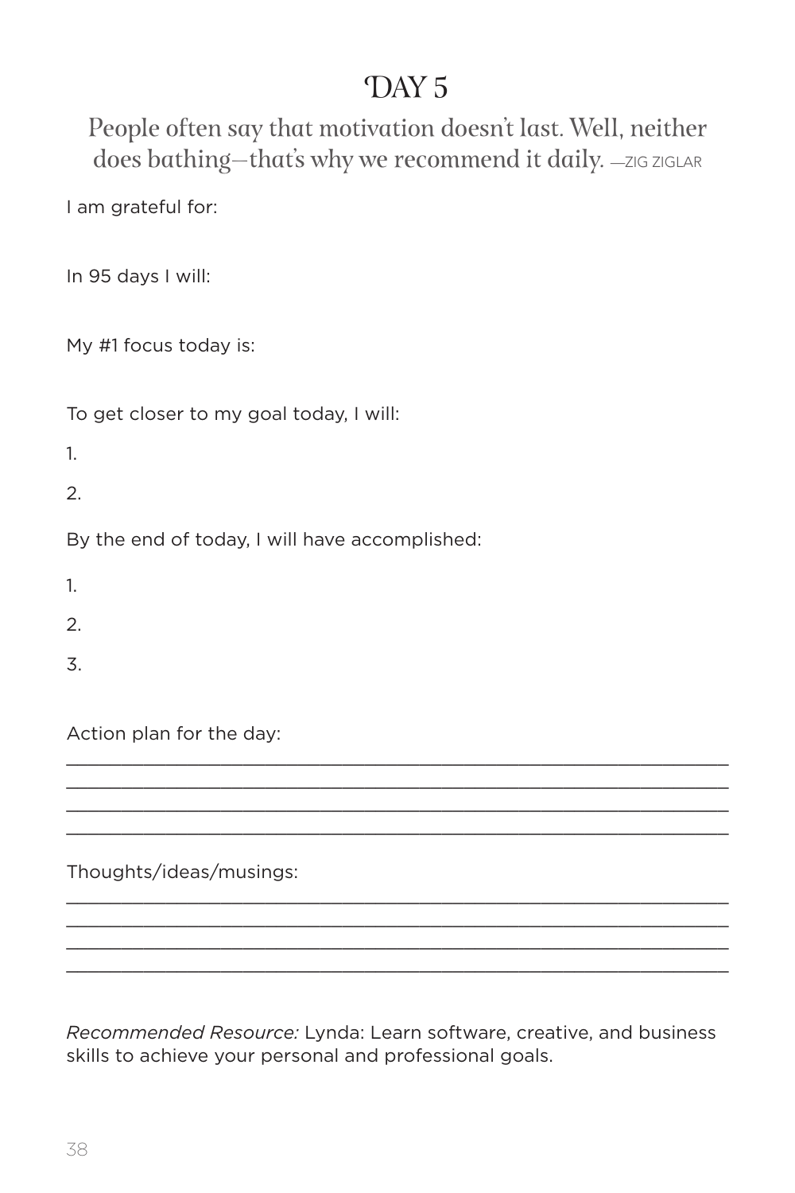# DAY 5

People often say that motivation doesn't last. Well, neither does bathing—that's why we recommend it daily. —ZIG ZIGLAR

I am grateful for:

In 95 days I will:

My #1 focus today is:

To get closer to my goal today, I will:

1.

2.

By the end of today, I will have accomplished:

1.

2.

3.

Action plan for the day:

___________________________________________________________

___________________________________________________________

___________________________________________________________

___________________________________________________________

Thoughts/ideas/musings:

___________________________________________________________

___________________________________________________________

___________________________________________________________

___________________________________________________________

*Recommended Resource:* Lynda: Learn software, creative, and business skills to achieve your personal and professional goals.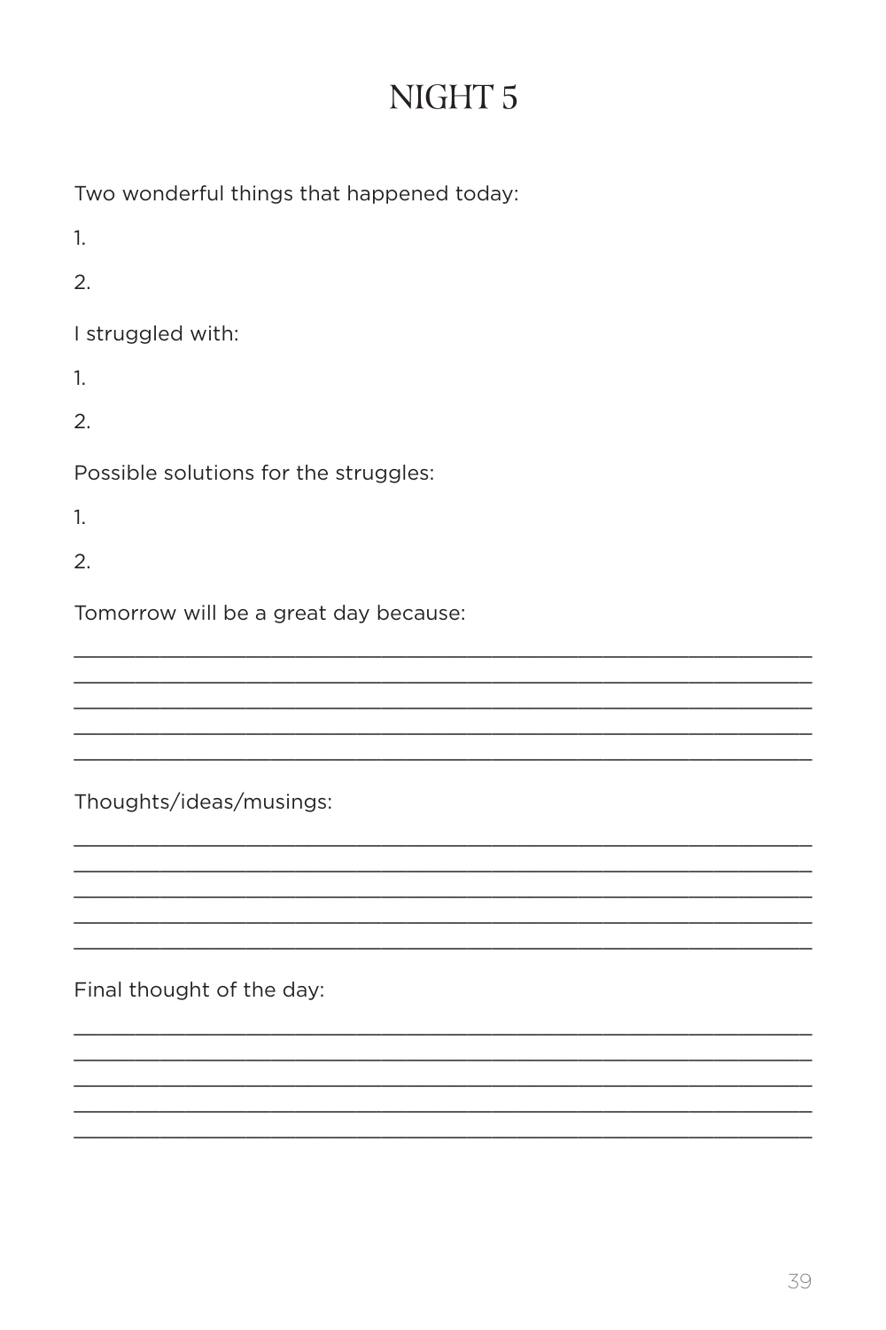# NIGHT 5

Two wonderful things that happened today:

1.

2.

I struggled with:

1.

2.

Possible solutions for the struggles:

1.

2.

Tomorrow will be a great day because:

____________________________________________________________

____________________________________________________________

____________________________________________________________

____________________________________________________________

____________________________________________________________

Thoughts/ideas/musings:

____________________________________________________________

____________________________________________________________

____________________________________________________________

____________________________________________________________

____________________________________________________________

Final thought of the day:

____________________________________________________________

____________________________________________________________

____________________________________________________________

____________________________________________________________

____________________________________________________________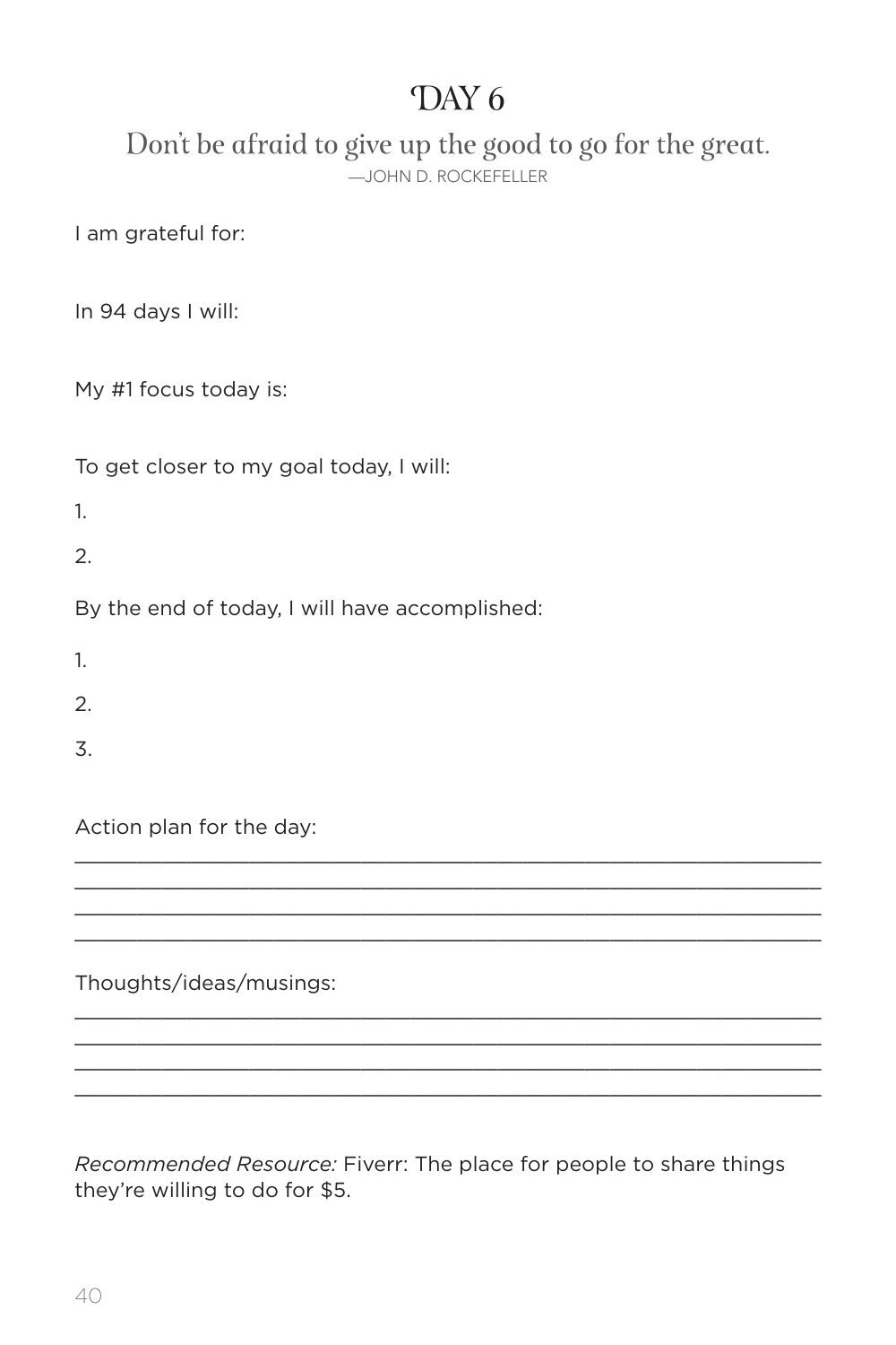# DAY 6

Don't be afraid to give up the good to go for the great.

—JOHN D. ROCKEFELLER

I am grateful for:

In 94 days I will:

My #1 focus today is:

To get closer to my goal today, I will:

1.

2.

By the end of today, I will have accomplished:

1.

2.

3.

Action plan for the day:

\_\_\_\_\_\_\_\_\_\_\_\_\_\_\_\_\_\_\_\_\_\_\_\_\_\_\_\_\_\_\_\_\_\_\_\_\_\_\_\_\_\_\_\_\_\_\_\_\_\_\_\_\_\_\_\_\_\_\_\_
\_\_\_\_\_\_\_\_\_\_\_\_\_\_\_\_\_\_\_\_\_\_\_\_\_\_\_\_\_\_\_\_\_\_\_\_\_\_\_\_\_\_\_\_\_\_\_\_\_\_\_\_\_\_\_\_\_\_\_\_
\_\_\_\_\_\_\_\_\_\_\_\_\_\_\_\_\_\_\_\_\_\_\_\_\_\_\_\_\_\_\_\_\_\_\_\_\_\_\_\_\_\_\_\_\_\_\_\_\_\_\_\_\_\_\_\_\_\_\_\_
\_\_\_\_\_\_\_\_\_\_\_\_\_\_\_\_\_\_\_\_\_\_\_\_\_\_\_\_\_\_\_\_\_\_\_\_\_\_\_\_\_\_\_\_\_\_\_\_\_\_\_\_\_\_\_\_\_\_\_\_

Thoughts/ideas/musings:

\_\_\_\_\_\_\_\_\_\_\_\_\_\_\_\_\_\_\_\_\_\_\_\_\_\_\_\_\_\_\_\_\_\_\_\_\_\_\_\_\_\_\_\_\_\_\_\_\_\_\_\_\_\_\_\_\_\_\_\_
\_\_\_\_\_\_\_\_\_\_\_\_\_\_\_\_\_\_\_\_\_\_\_\_\_\_\_\_\_\_\_\_\_\_\_\_\_\_\_\_\_\_\_\_\_\_\_\_\_\_\_\_\_\_\_\_\_\_\_\_
\_\_\_\_\_\_\_\_\_\_\_\_\_\_\_\_\_\_\_\_\_\_\_\_\_\_\_\_\_\_\_\_\_\_\_\_\_\_\_\_\_\_\_\_\_\_\_\_\_\_\_\_\_\_\_\_\_\_\_\_
\_\_\_\_\_\_\_\_\_\_\_\_\_\_\_\_\_\_\_\_\_\_\_\_\_\_\_\_\_\_\_\_\_\_\_\_\_\_\_\_\_\_\_\_\_\_\_\_\_\_\_\_\_\_\_\_\_\_\_\_

*Recommended Resource:* Fiverr: The place for people to share things they're willing to do for $5.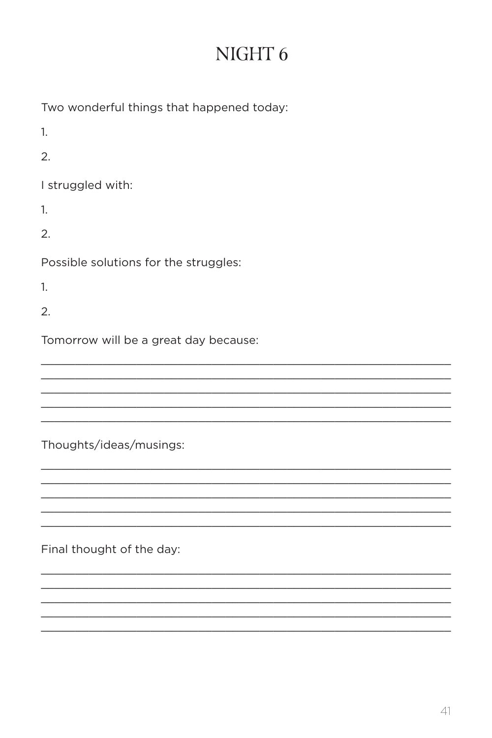# NIGHT 6

Two wonderful things that happened today:

1.

2.

I struggled with:

1.

2.

Possible solutions for the struggles:

1.

2.

Tomorrow will be a great day because:

_______________________________________________________________

_______________________________________________________________

_______________________________________________________________

_______________________________________________________________

_______________________________________________________________

Thoughts/ideas/musings:

_______________________________________________________________

_______________________________________________________________

_______________________________________________________________

_______________________________________________________________

_______________________________________________________________

Final thought of the day:

_______________________________________________________________

_______________________________________________________________

_______________________________________________________________

_______________________________________________________________

_______________________________________________________________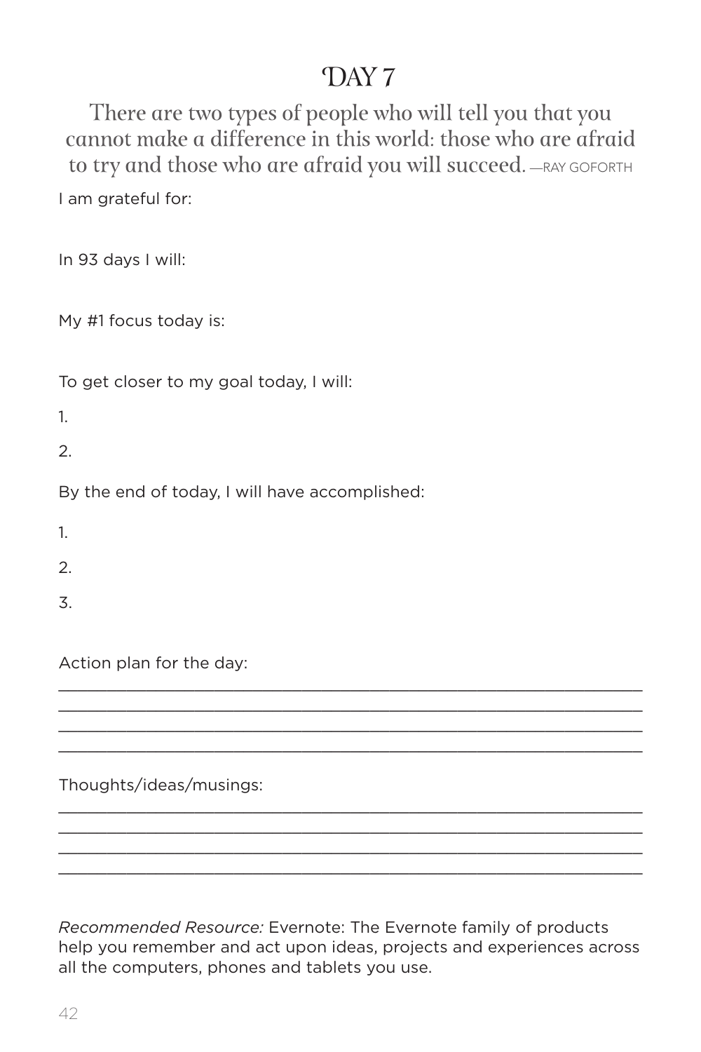# DAY 7

There are two types of people who will tell you that you cannot make a difference in this world: those who are afraid to try and those who are afraid you will succeed. —RAY GOFORTH

I am grateful for:

In 93 days I will:

My #1 focus today is:

To get closer to my goal today, I will:

1.

2.

By the end of today, I will have accomplished:

1.

2.

3.

Action plan for the day:

______________________________________________________________

______________________________________________________________

______________________________________________________________

______________________________________________________________

Thoughts/ideas/musings:

______________________________________________________________

______________________________________________________________

______________________________________________________________

______________________________________________________________

*Recommended Resource:* Evernote: The Evernote family of products help you remember and act upon ideas, projects and experiences across all the computers, phones and tablets you use.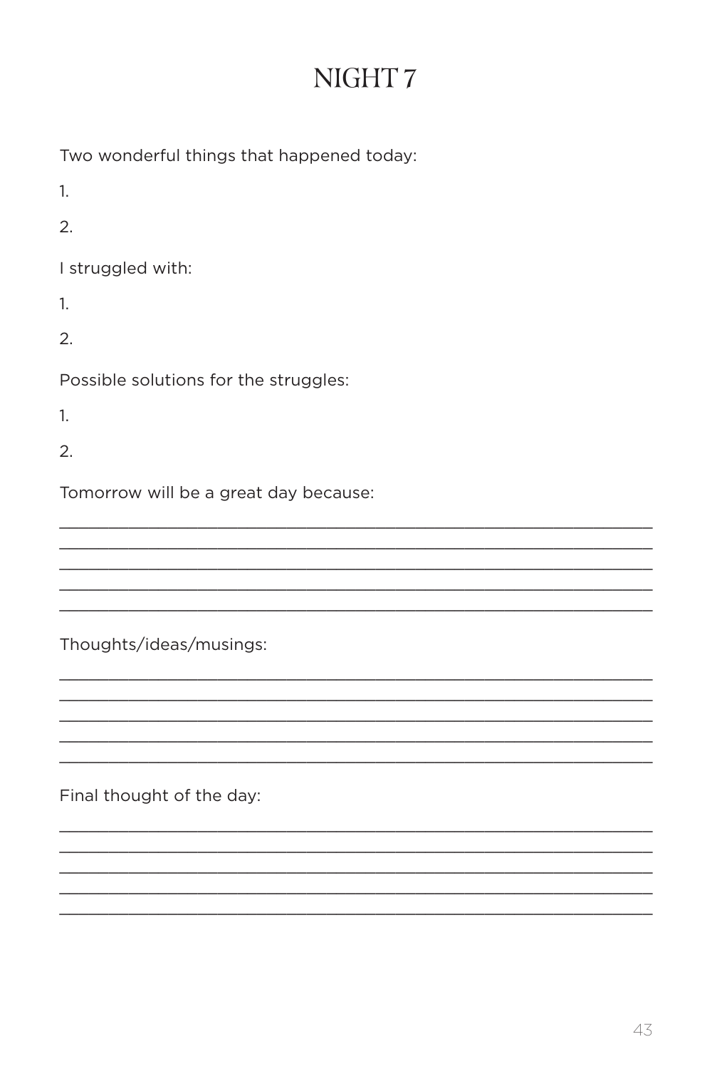# NIGHT 7

Two wonderful things that happened today:

1.

2.

I struggled with:

1.

2.

Possible solutions for the struggles:

1.

2.

Tomorrow will be a great day because:

_______________________________________________________________
_______________________________________________________________
_______________________________________________________________
_______________________________________________________________
_______________________________________________________________

Thoughts/ideas/musings:

_______________________________________________________________
_______________________________________________________________
_______________________________________________________________
_______________________________________________________________
_______________________________________________________________

Final thought of the day:

_______________________________________________________________
_______________________________________________________________
_______________________________________________________________
_______________________________________________________________
_______________________________________________________________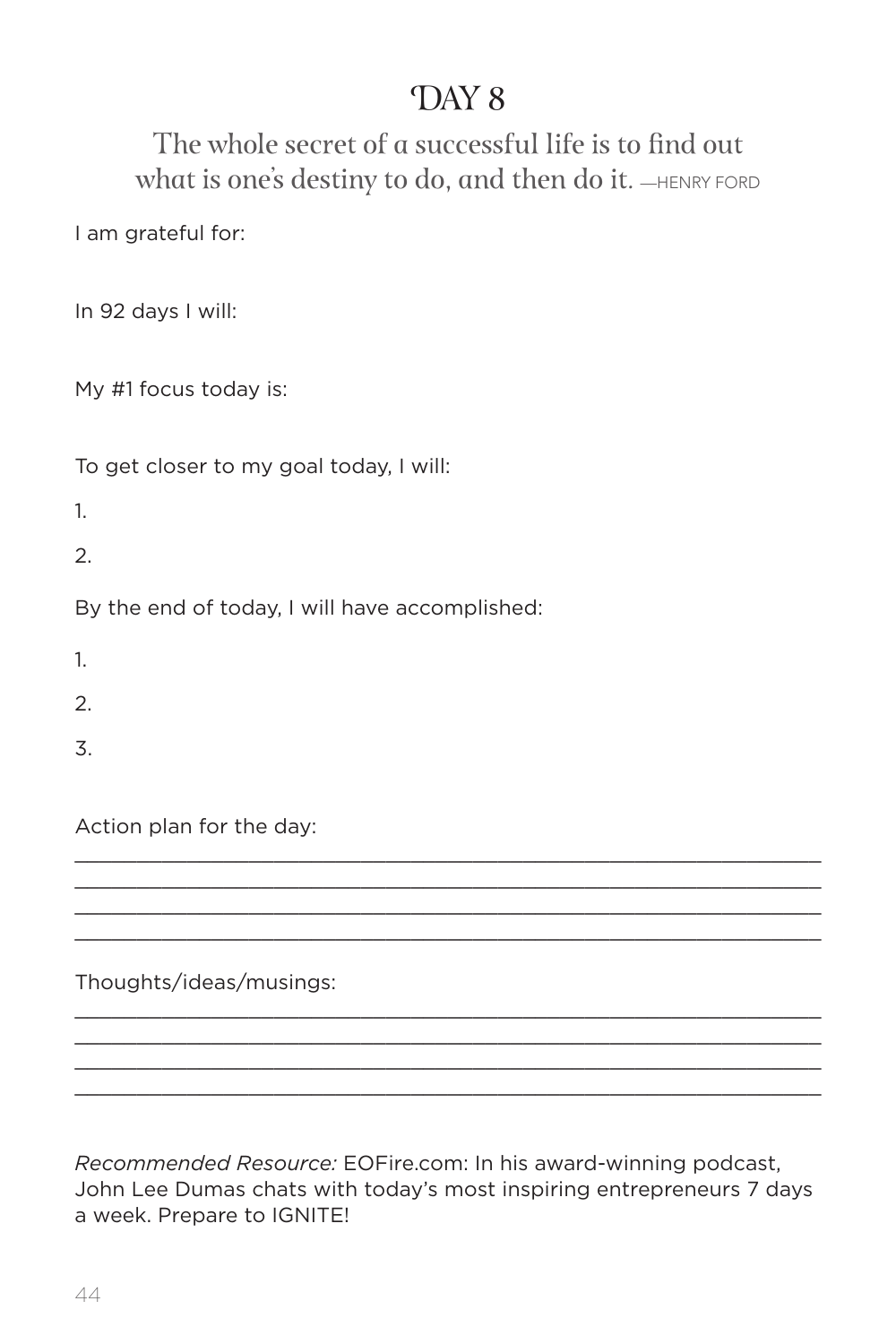# DAY 8

The whole secret of a successful life is to find out what is one's destiny to do, and then do it. —HENRY FORD

I am grateful for:

In 92 days I will:

My #1 focus today is:

To get closer to my goal today, I will:

1.

2.

By the end of today, I will have accomplished:

1.

2.

3.

Action plan for the day:

___________________________________________________________

___________________________________________________________

___________________________________________________________

___________________________________________________________

Thoughts/ideas/musings:

___________________________________________________________

___________________________________________________________

___________________________________________________________

___________________________________________________________

*Recommended Resource:* EOFire.com: In his award-winning podcast, John Lee Dumas chats with today's most inspiring entrepreneurs 7 days a week. Prepare to IGNITE!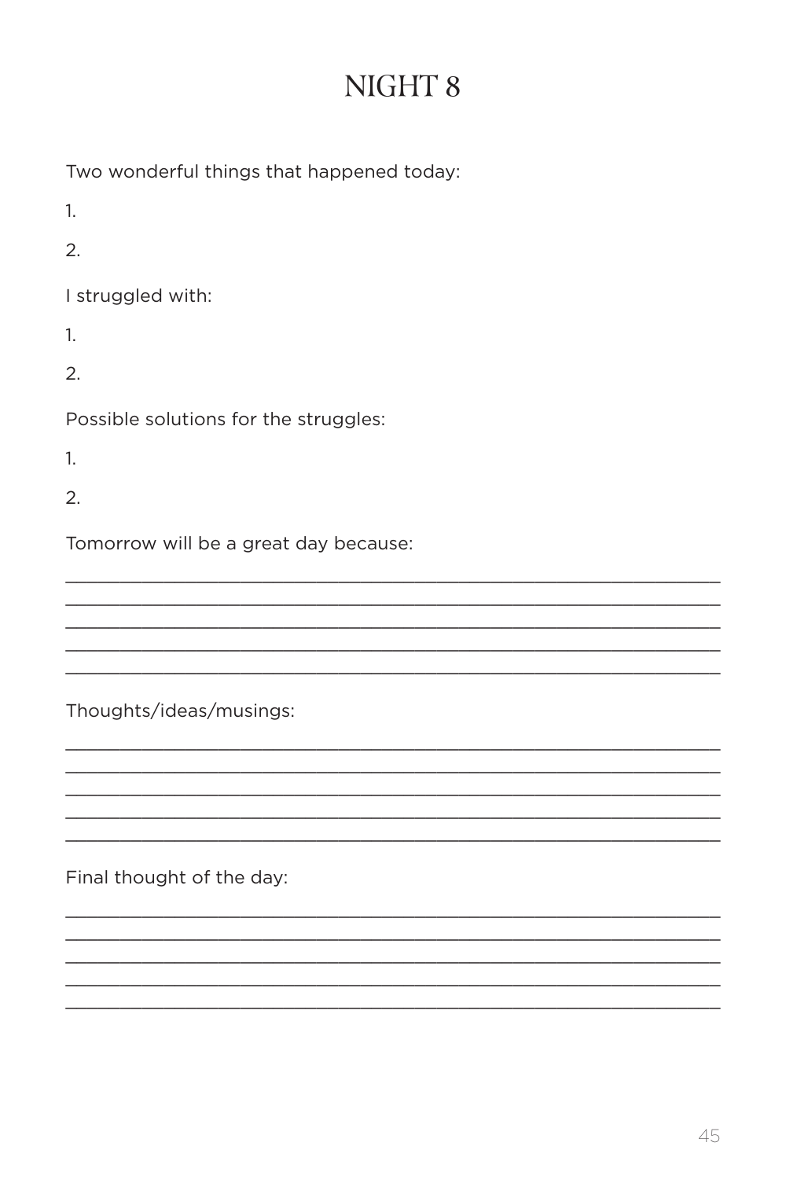# NIGHT 8

Two wonderful things that happened today:

1.

2.

I struggled with:

1.

2.

Possible solutions for the struggles:

1.

2.

Tomorrow will be a great day because:

\_\_\_\_\_\_\_\_\_\_\_\_\_\_\_\_\_\_\_\_\_\_\_\_\_\_\_\_\_\_\_\_\_\_\_\_\_\_\_\_\_\_\_\_\_\_\_\_\_\_\_\_\_\_\_\_\_\_\_\_

\_\_\_\_\_\_\_\_\_\_\_\_\_\_\_\_\_\_\_\_\_\_\_\_\_\_\_\_\_\_\_\_\_\_\_\_\_\_\_\_\_\_\_\_\_\_\_\_\_\_\_\_\_\_\_\_\_\_\_\_

\_\_\_\_\_\_\_\_\_\_\_\_\_\_\_\_\_\_\_\_\_\_\_\_\_\_\_\_\_\_\_\_\_\_\_\_\_\_\_\_\_\_\_\_\_\_\_\_\_\_\_\_\_\_\_\_\_\_\_\_

\_\_\_\_\_\_\_\_\_\_\_\_\_\_\_\_\_\_\_\_\_\_\_\_\_\_\_\_\_\_\_\_\_\_\_\_\_\_\_\_\_\_\_\_\_\_\_\_\_\_\_\_\_\_\_\_\_\_\_\_

\_\_\_\_\_\_\_\_\_\_\_\_\_\_\_\_\_\_\_\_\_\_\_\_\_\_\_\_\_\_\_\_\_\_\_\_\_\_\_\_\_\_\_\_\_\_\_\_\_\_\_\_\_\_\_\_\_\_\_\_

Thoughts/ideas/musings:

\_\_\_\_\_\_\_\_\_\_\_\_\_\_\_\_\_\_\_\_\_\_\_\_\_\_\_\_\_\_\_\_\_\_\_\_\_\_\_\_\_\_\_\_\_\_\_\_\_\_\_\_\_\_\_\_\_\_\_\_

\_\_\_\_\_\_\_\_\_\_\_\_\_\_\_\_\_\_\_\_\_\_\_\_\_\_\_\_\_\_\_\_\_\_\_\_\_\_\_\_\_\_\_\_\_\_\_\_\_\_\_\_\_\_\_\_\_\_\_\_

\_\_\_\_\_\_\_\_\_\_\_\_\_\_\_\_\_\_\_\_\_\_\_\_\_\_\_\_\_\_\_\_\_\_\_\_\_\_\_\_\_\_\_\_\_\_\_\_\_\_\_\_\_\_\_\_\_\_\_\_

\_\_\_\_\_\_\_\_\_\_\_\_\_\_\_\_\_\_\_\_\_\_\_\_\_\_\_\_\_\_\_\_\_\_\_\_\_\_\_\_\_\_\_\_\_\_\_\_\_\_\_\_\_\_\_\_\_\_\_\_

\_\_\_\_\_\_\_\_\_\_\_\_\_\_\_\_\_\_\_\_\_\_\_\_\_\_\_\_\_\_\_\_\_\_\_\_\_\_\_\_\_\_\_\_\_\_\_\_\_\_\_\_\_\_\_\_\_\_\_\_

Final thought of the day:

\_\_\_\_\_\_\_\_\_\_\_\_\_\_\_\_\_\_\_\_\_\_\_\_\_\_\_\_\_\_\_\_\_\_\_\_\_\_\_\_\_\_\_\_\_\_\_\_\_\_\_\_\_\_\_\_\_\_\_\_

\_\_\_\_\_\_\_\_\_\_\_\_\_\_\_\_\_\_\_\_\_\_\_\_\_\_\_\_\_\_\_\_\_\_\_\_\_\_\_\_\_\_\_\_\_\_\_\_\_\_\_\_\_\_\_\_\_\_\_\_

\_\_\_\_\_\_\_\_\_\_\_\_\_\_\_\_\_\_\_\_\_\_\_\_\_\_\_\_\_\_\_\_\_\_\_\_\_\_\_\_\_\_\_\_\_\_\_\_\_\_\_\_\_\_\_\_\_\_\_\_

\_\_\_\_\_\_\_\_\_\_\_\_\_\_\_\_\_\_\_\_\_\_\_\_\_\_\_\_\_\_\_\_\_\_\_\_\_\_\_\_\_\_\_\_\_\_\_\_\_\_\_\_\_\_\_\_\_\_\_\_

\_\_\_\_\_\_\_\_\_\_\_\_\_\_\_\_\_\_\_\_\_\_\_\_\_\_\_\_\_\_\_\_\_\_\_\_\_\_\_\_\_\_\_\_\_\_\_\_\_\_\_\_\_\_\_\_\_\_\_\_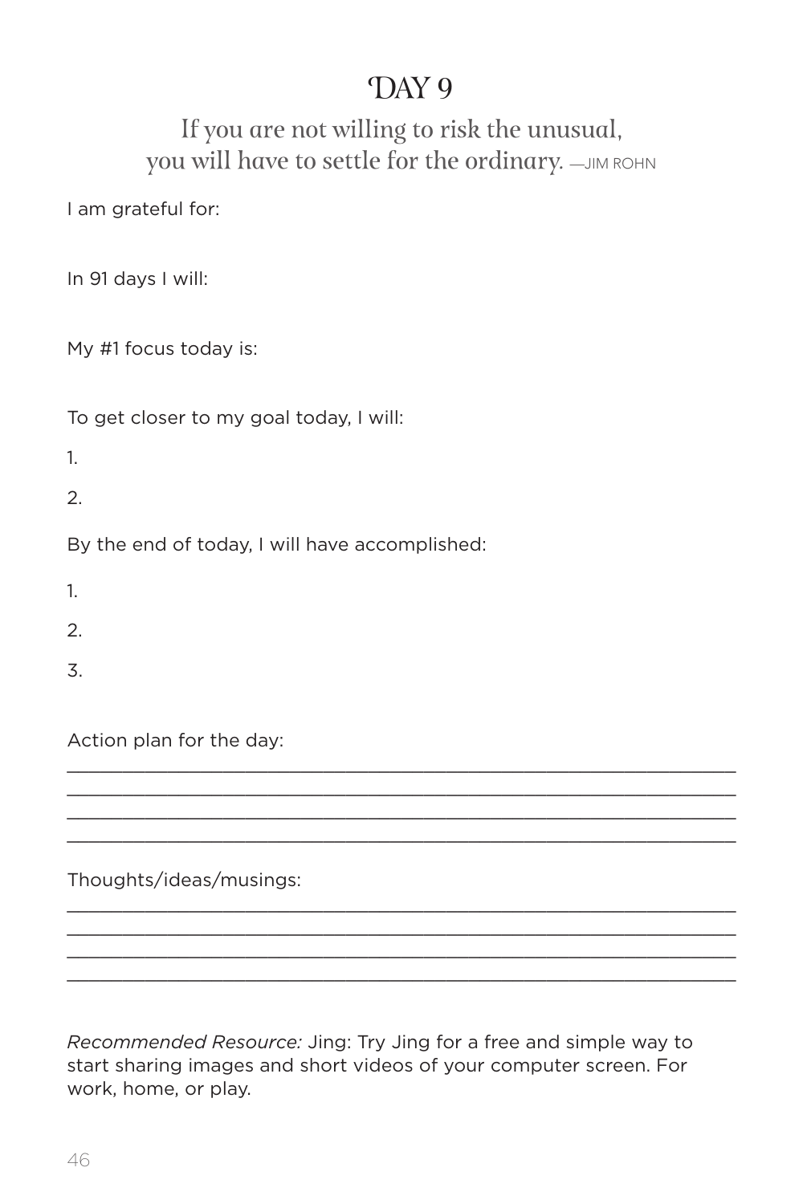# DAY 9

If you are not willing to risk the unusual, you will have to settle for the ordinary. —JIM ROHN

I am grateful for:

In 91 days I will:

My #1 focus today is:

To get closer to my goal today, I will:

1.

2.

By the end of today, I will have accomplished:

1.

2.

3.

Action plan for the day:

_______________________________________________________________

_______________________________________________________________

_______________________________________________________________

_______________________________________________________________

Thoughts/ideas/musings:

_______________________________________________________________

_______________________________________________________________

_______________________________________________________________

_______________________________________________________________

*Recommended Resource:* Jing: Try Jing for a free and simple way to start sharing images and short videos of your computer screen. For work, home, or play.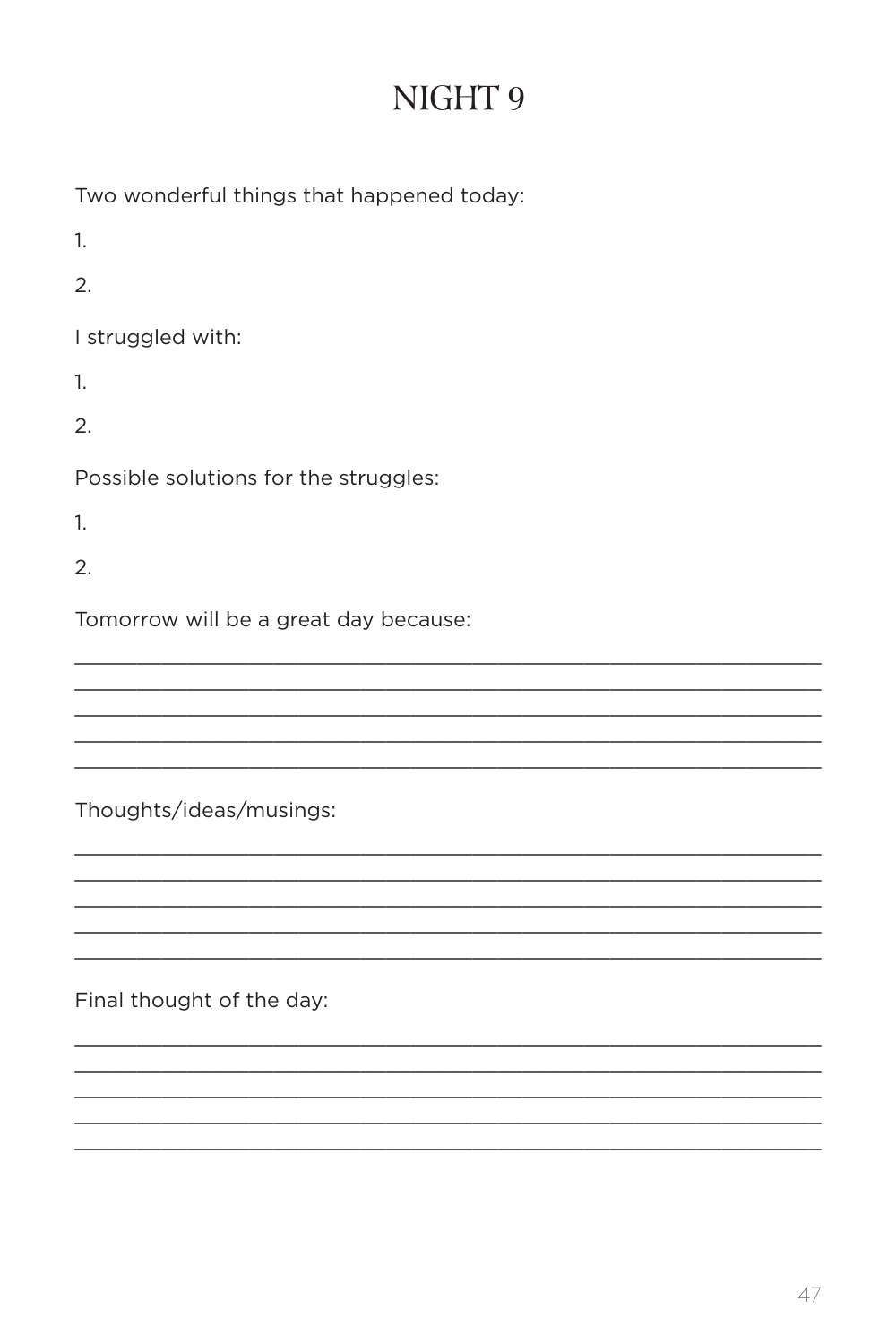# NIGHT 9

Two wonderful things that happened today:

1.

2.

I struggled with:

1.

2.

Possible solutions for the struggles:

1.

2.

Tomorrow will be a great day because:

_______________________________________________________________
_______________________________________________________________
_______________________________________________________________
_______________________________________________________________
_______________________________________________________________

Thoughts/ideas/musings:

_______________________________________________________________
_______________________________________________________________
_______________________________________________________________
_______________________________________________________________
_______________________________________________________________

Final thought of the day:

_______________________________________________________________
_______________________________________________________________
_______________________________________________________________
_______________________________________________________________
_______________________________________________________________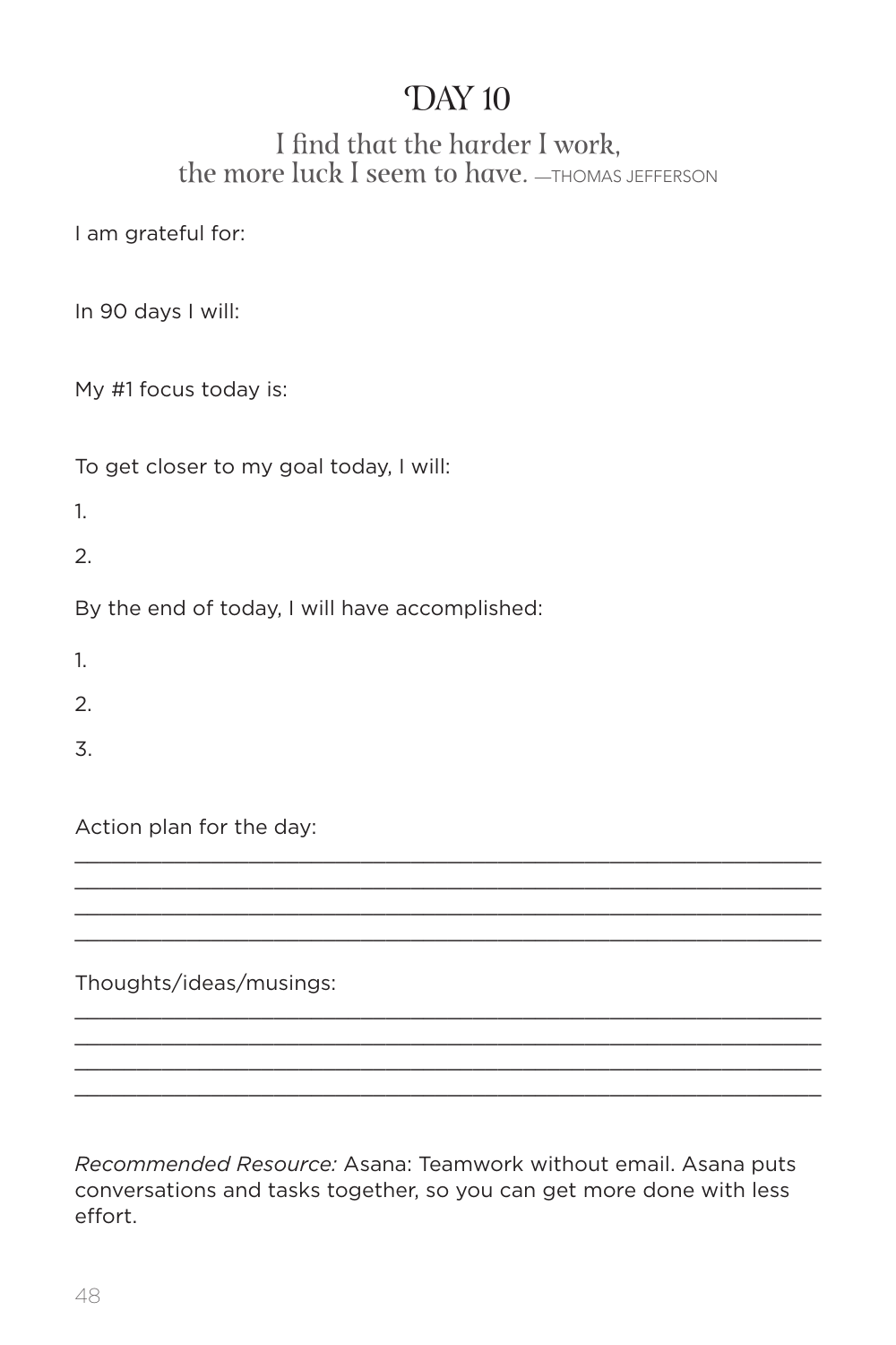# DAY 10

I find that the harder I work, the more luck I seem to have. —THOMAS JEFFERSON

I am grateful for:

In 90 days I will:

My #1 focus today is:

To get closer to my goal today, I will:

1.

2.

By the end of today, I will have accomplished:

1.

2.

3.

Action plan for the day:

______________________________________________________________
______________________________________________________________
______________________________________________________________
______________________________________________________________

Thoughts/ideas/musings:

______________________________________________________________
______________________________________________________________
______________________________________________________________
______________________________________________________________

*Recommended Resource:* Asana: Teamwork without email. Asana puts conversations and tasks together, so you can get more done with less effort.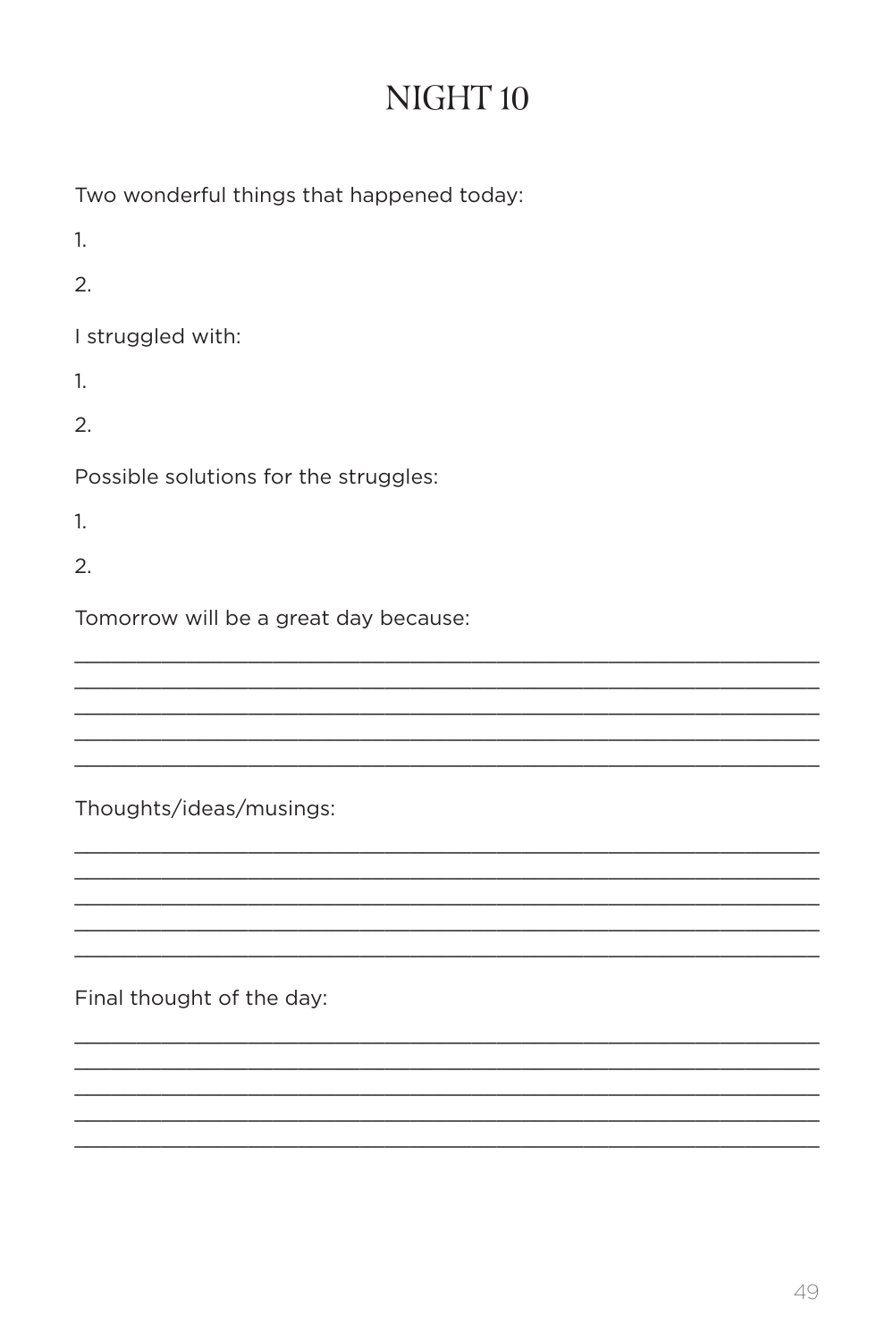# NIGHT 10

Two wonderful things that happened today:

1.

2.

I struggled with:

1.

2.

Possible solutions for the struggles:

1.

2.

Tomorrow will be a great day because:

\_\_\_\_\_\_\_\_\_\_\_\_\_\_\_\_\_\_\_\_\_\_\_\_\_\_\_\_\_\_\_\_\_\_\_\_\_\_\_\_\_\_\_\_\_\_\_\_\_\_\_\_\_\_\_\_\_\_\_\_\_\_\_\_\_\_\_\_\_\_\_\_\_\_\_\_\_\_

\_\_\_\_\_\_\_\_\_\_\_\_\_\_\_\_\_\_\_\_\_\_\_\_\_\_\_\_\_\_\_\_\_\_\_\_\_\_\_\_\_\_\_\_\_\_\_\_\_\_\_\_\_\_\_\_\_\_\_\_\_\_\_\_\_\_\_\_\_\_\_\_\_\_\_\_\_\_

\_\_\_\_\_\_\_\_\_\_\_\_\_\_\_\_\_\_\_\_\_\_\_\_\_\_\_\_\_\_\_\_\_\_\_\_\_\_\_\_\_\_\_\_\_\_\_\_\_\_\_\_\_\_\_\_\_\_\_\_\_\_\_\_\_\_\_\_\_\_\_\_\_\_\_\_\_\_

\_\_\_\_\_\_\_\_\_\_\_\_\_\_\_\_\_\_\_\_\_\_\_\_\_\_\_\_\_\_\_\_\_\_\_\_\_\_\_\_\_\_\_\_\_\_\_\_\_\_\_\_\_\_\_\_\_\_\_\_\_\_\_\_\_\_\_\_\_\_\_\_\_\_\_\_\_\_

\_\_\_\_\_\_\_\_\_\_\_\_\_\_\_\_\_\_\_\_\_\_\_\_\_\_\_\_\_\_\_\_\_\_\_\_\_\_\_\_\_\_\_\_\_\_\_\_\_\_\_\_\_\_\_\_\_\_\_\_\_\_\_\_\_\_\_\_\_\_\_\_\_\_\_\_\_\_

Thoughts/ideas/musings:

\_\_\_\_\_\_\_\_\_\_\_\_\_\_\_\_\_\_\_\_\_\_\_\_\_\_\_\_\_\_\_\_\_\_\_\_\_\_\_\_\_\_\_\_\_\_\_\_\_\_\_\_\_\_\_\_\_\_\_\_\_\_\_\_\_\_\_\_\_\_\_\_\_\_\_\_\_\_

\_\_\_\_\_\_\_\_\_\_\_\_\_\_\_\_\_\_\_\_\_\_\_\_\_\_\_\_\_\_\_\_\_\_\_\_\_\_\_\_\_\_\_\_\_\_\_\_\_\_\_\_\_\_\_\_\_\_\_\_\_\_\_\_\_\_\_\_\_\_\_\_\_\_\_\_\_\_

\_\_\_\_\_\_\_\_\_\_\_\_\_\_\_\_\_\_\_\_\_\_\_\_\_\_\_\_\_\_\_\_\_\_\_\_\_\_\_\_\_\_\_\_\_\_\_\_\_\_\_\_\_\_\_\_\_\_\_\_\_\_\_\_\_\_\_\_\_\_\_\_\_\_\_\_\_\_

\_\_\_\_\_\_\_\_\_\_\_\_\_\_\_\_\_\_\_\_\_\_\_\_\_\_\_\_\_\_\_\_\_\_\_\_\_\_\_\_\_\_\_\_\_\_\_\_\_\_\_\_\_\_\_\_\_\_\_\_\_\_\_\_\_\_\_\_\_\_\_\_\_\_\_\_\_\_

\_\_\_\_\_\_\_\_\_\_\_\_\_\_\_\_\_\_\_\_\_\_\_\_\_\_\_\_\_\_\_\_\_\_\_\_\_\_\_\_\_\_\_\_\_\_\_\_\_\_\_\_\_\_\_\_\_\_\_\_\_\_\_\_\_\_\_\_\_\_\_\_\_\_\_\_\_\_

Final thought of the day:

\_\_\_\_\_\_\_\_\_\_\_\_\_\_\_\_\_\_\_\_\_\_\_\_\_\_\_\_\_\_\_\_\_\_\_\_\_\_\_\_\_\_\_\_\_\_\_\_\_\_\_\_\_\_\_\_\_\_\_\_\_\_\_\_\_\_\_\_\_\_\_\_\_\_\_\_\_\_

\_\_\_\_\_\_\_\_\_\_\_\_\_\_\_\_\_\_\_\_\_\_\_\_\_\_\_\_\_\_\_\_\_\_\_\_\_\_\_\_\_\_\_\_\_\_\_\_\_\_\_\_\_\_\_\_\_\_\_\_\_\_\_\_\_\_\_\_\_\_\_\_\_\_\_\_\_\_

\_\_\_\_\_\_\_\_\_\_\_\_\_\_\_\_\_\_\_\_\_\_\_\_\_\_\_\_\_\_\_\_\_\_\_\_\_\_\_\_\_\_\_\_\_\_\_\_\_\_\_\_\_\_\_\_\_\_\_\_\_\_\_\_\_\_\_\_\_\_\_\_\_\_\_\_\_\_

\_\_\_\_\_\_\_\_\_\_\_\_\_\_\_\_\_\_\_\_\_\_\_\_\_\_\_\_\_\_\_\_\_\_\_\_\_\_\_\_\_\_\_\_\_\_\_\_\_\_\_\_\_\_\_\_\_\_\_\_\_\_\_\_\_\_\_\_\_\_\_\_\_\_\_\_\_\_

\_\_\_\_\_\_\_\_\_\_\_\_\_\_\_\_\_\_\_\_\_\_\_\_\_\_\_\_\_\_\_\_\_\_\_\_\_\_\_\_\_\_\_\_\_\_\_\_\_\_\_\_\_\_\_\_\_\_\_\_\_\_\_\_\_\_\_\_\_\_\_\_\_\_\_\_\_\_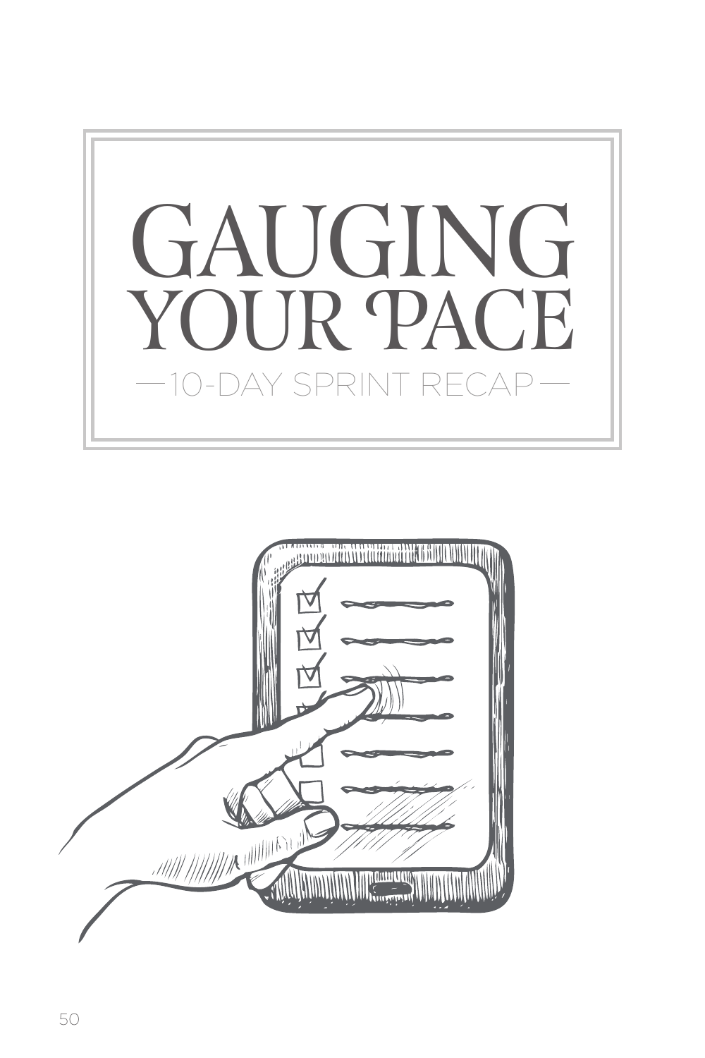# GAUGING YOUR PACE

## —10-DAY SPRINT RECAP—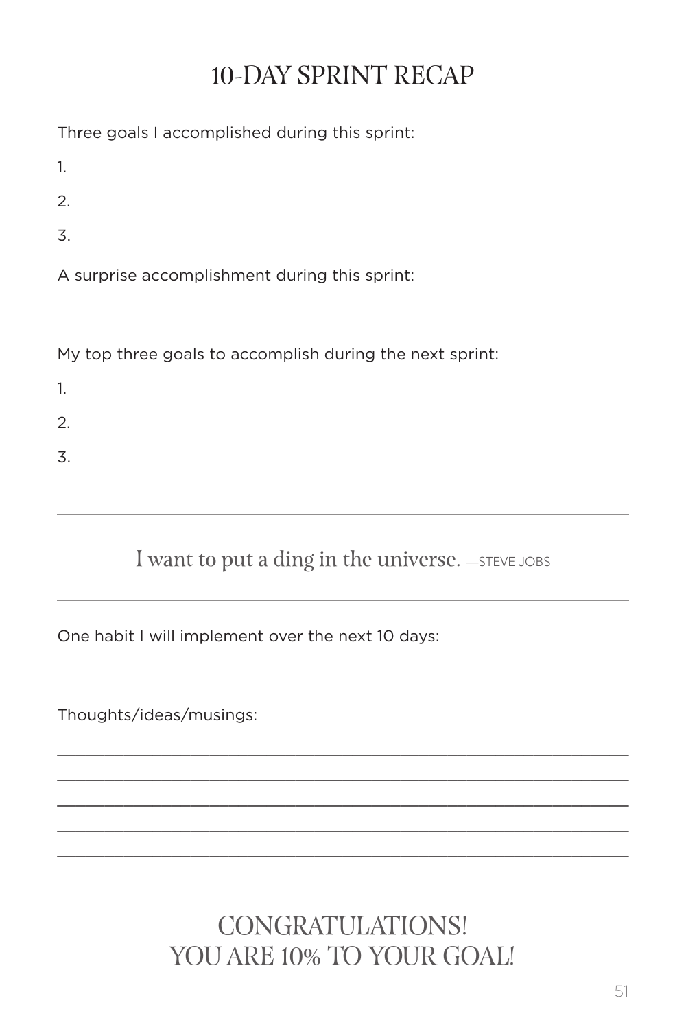# 10-DAY SPRINT RECAP

Three goals I accomplished during this sprint:

1.

2.

3.

A surprise accomplishment during this sprint:

My top three goals to accomplish during the next sprint:

1.

2.

3.

---

I want to put a ding in the universe. —STEVE JOBS

---

One habit I will implement over the next 10 days:

Thoughts/ideas/musings:

______________________________________________________________

______________________________________________________________

______________________________________________________________

______________________________________________________________

______________________________________________________________

## CONGRATULATIONS!
## YOU ARE 10% TO YOUR GOAL!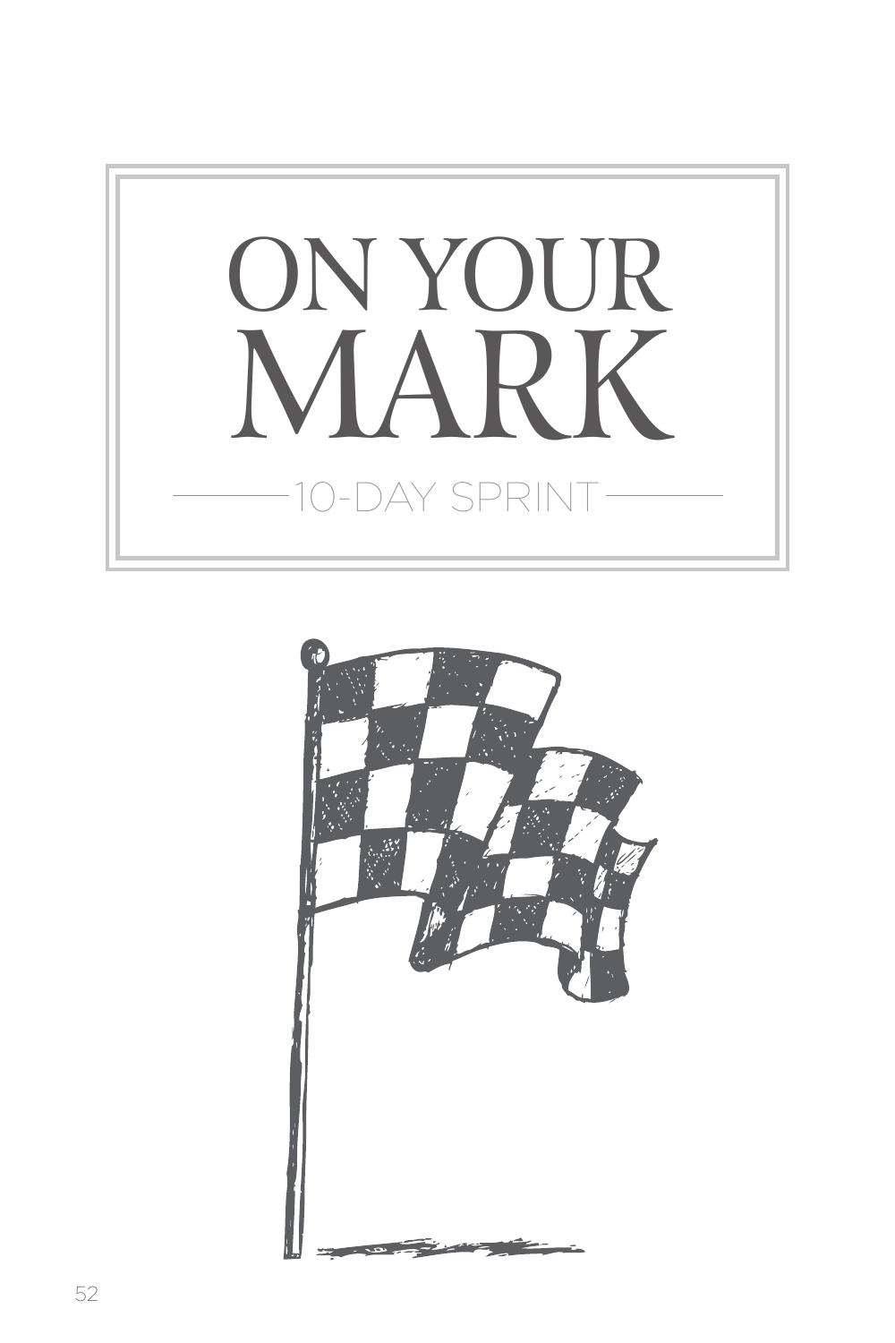# ON YOUR MARK

10-DAY SPRINT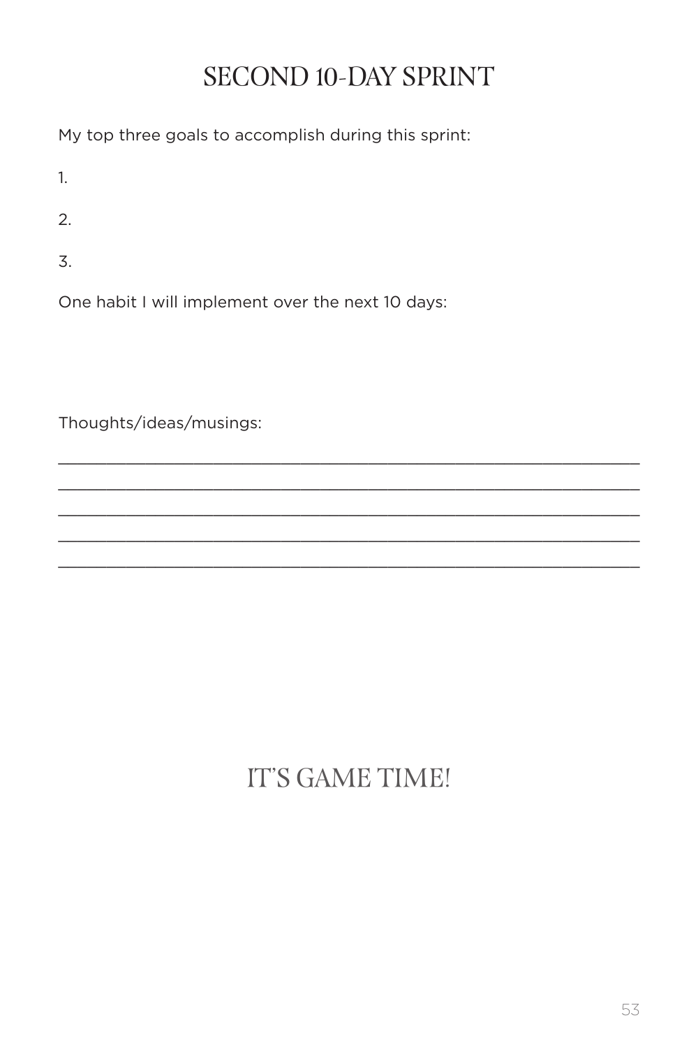# SECOND 10-DAY SPRINT

My top three goals to accomplish during this sprint:

1.

2.

3.

One habit I will implement over the next 10 days:

Thoughts/ideas/musings:

_______________________________________________________________

_______________________________________________________________

_______________________________________________________________

_______________________________________________________________

_______________________________________________________________

## IT'S GAME TIME!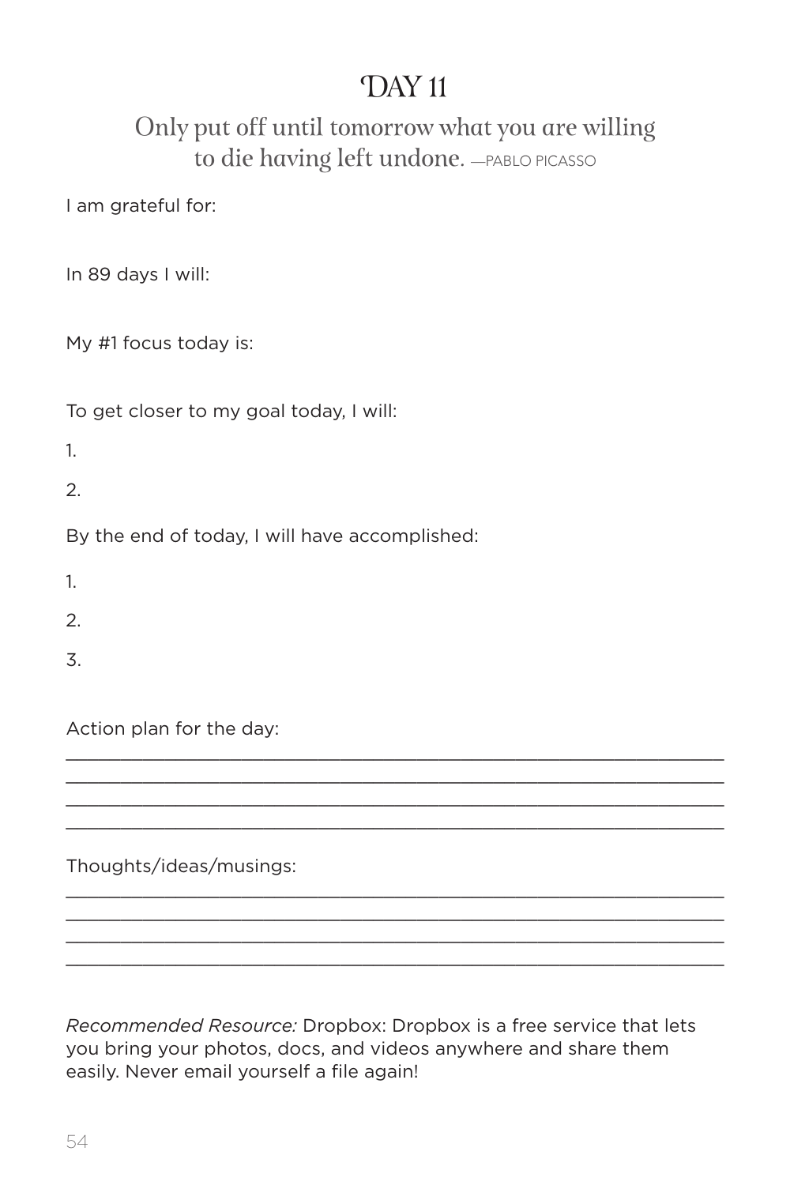# DAY 11

## Only put off until tomorrow what you are willing to die having left undone. —PABLO PICASSO

I am grateful for:

In 89 days I will:

My #1 focus today is:

To get closer to my goal today, I will:

1.

2.

By the end of today, I will have accomplished:

1.

2.

3.

Action plan for the day:

_______________________________________________________________

_______________________________________________________________

_______________________________________________________________

_______________________________________________________________

Thoughts/ideas/musings:

_______________________________________________________________

_______________________________________________________________

_______________________________________________________________

_______________________________________________________________

*Recommended Resource:* Dropbox: Dropbox is a free service that lets you bring your photos, docs, and videos anywhere and share them easily. Never email yourself a file again!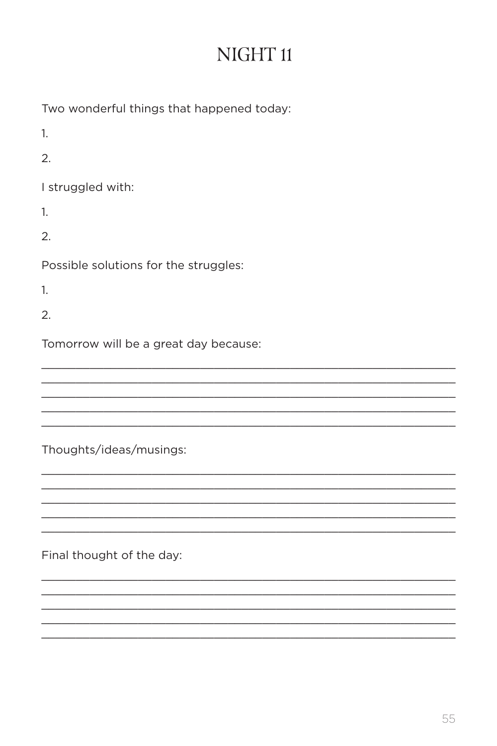# NIGHT 11

Two wonderful things that happened today:

1.

2.

I struggled with:

1.

2.

Possible solutions for the struggles:

1.

2.

Tomorrow will be a great day because:

_______________________________________________________________

_______________________________________________________________

_______________________________________________________________

_______________________________________________________________

_______________________________________________________________

Thoughts/ideas/musings:

_______________________________________________________________

_______________________________________________________________

_______________________________________________________________

_______________________________________________________________

_______________________________________________________________

Final thought of the day:

_______________________________________________________________

_______________________________________________________________

_______________________________________________________________

_______________________________________________________________

_______________________________________________________________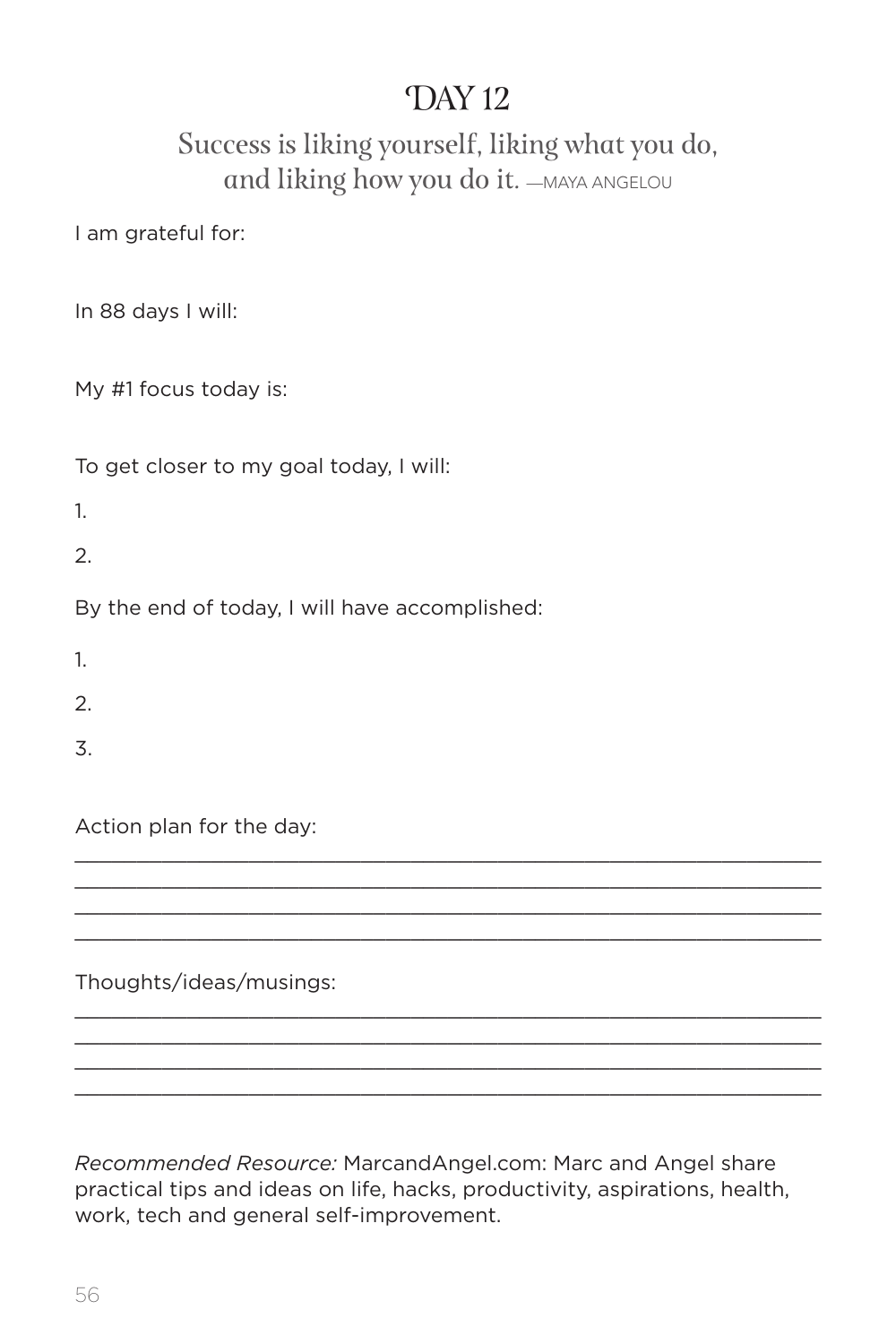# DAY 12

Success is liking yourself, liking what you do, and liking how you do it. —MAYA ANGELOU

I am grateful for:

In 88 days I will:

My #1 focus today is:

To get closer to my goal today, I will:

1.

2.

By the end of today, I will have accomplished:

1.

2.

3.

Action plan for the day:

________________________________________________________________
________________________________________________________________
________________________________________________________________
________________________________________________________________

Thoughts/ideas/musings:

________________________________________________________________
________________________________________________________________
________________________________________________________________
________________________________________________________________

*Recommended Resource:* MarcandAngel.com: Marc and Angel share practical tips and ideas on life, hacks, productivity, aspirations, health, work, tech and general self-improvement.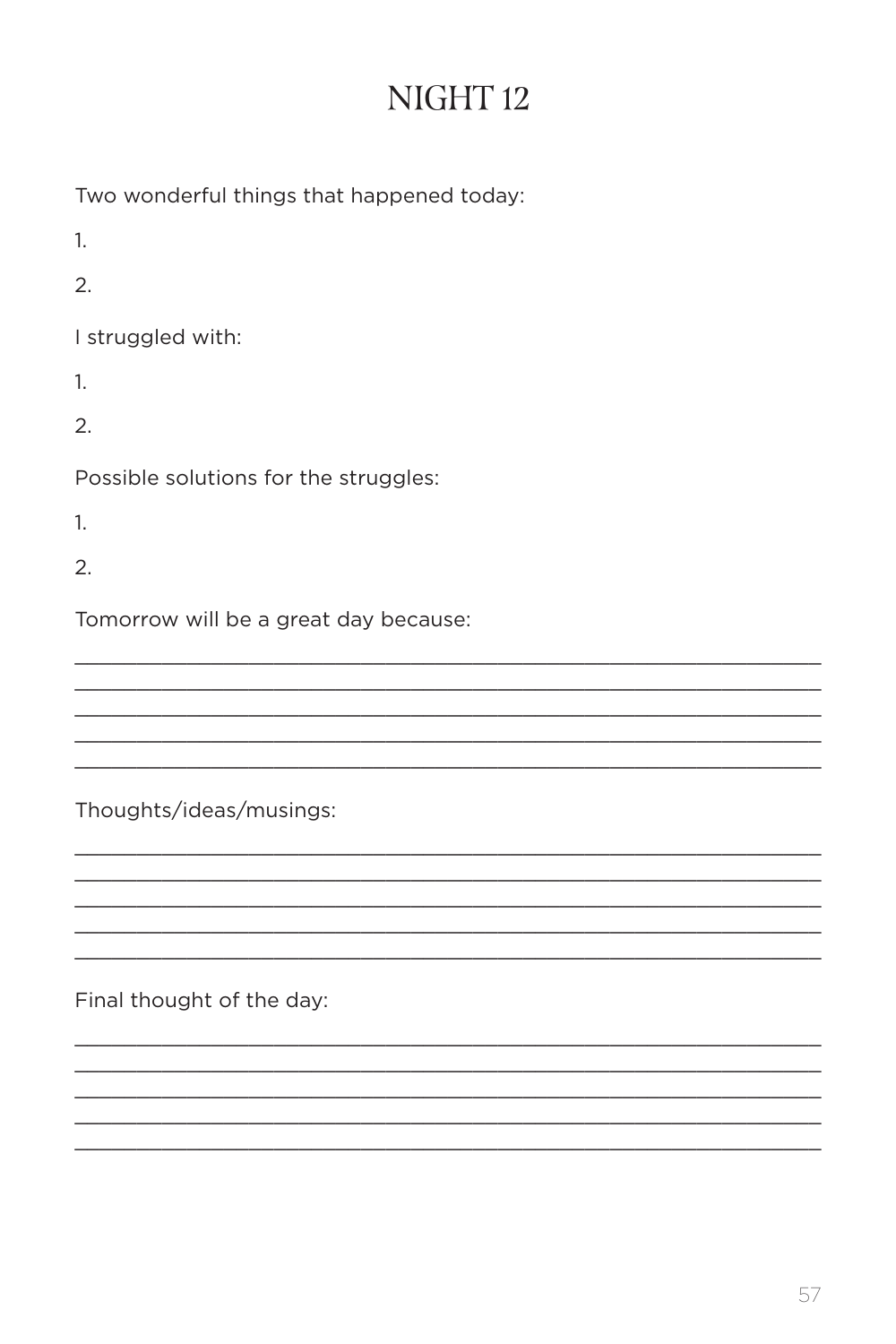# NIGHT 12

Two wonderful things that happened today:

1.

2.

I struggled with:

1.

2.

Possible solutions for the struggles:

1.

2.

Tomorrow will be a great day because:

_______________________________________________________________
_______________________________________________________________
_______________________________________________________________
_______________________________________________________________
_______________________________________________________________

Thoughts/ideas/musings:

_______________________________________________________________
_______________________________________________________________
_______________________________________________________________
_______________________________________________________________
_______________________________________________________________

Final thought of the day:

_______________________________________________________________
_______________________________________________________________
_______________________________________________________________
_______________________________________________________________
_______________________________________________________________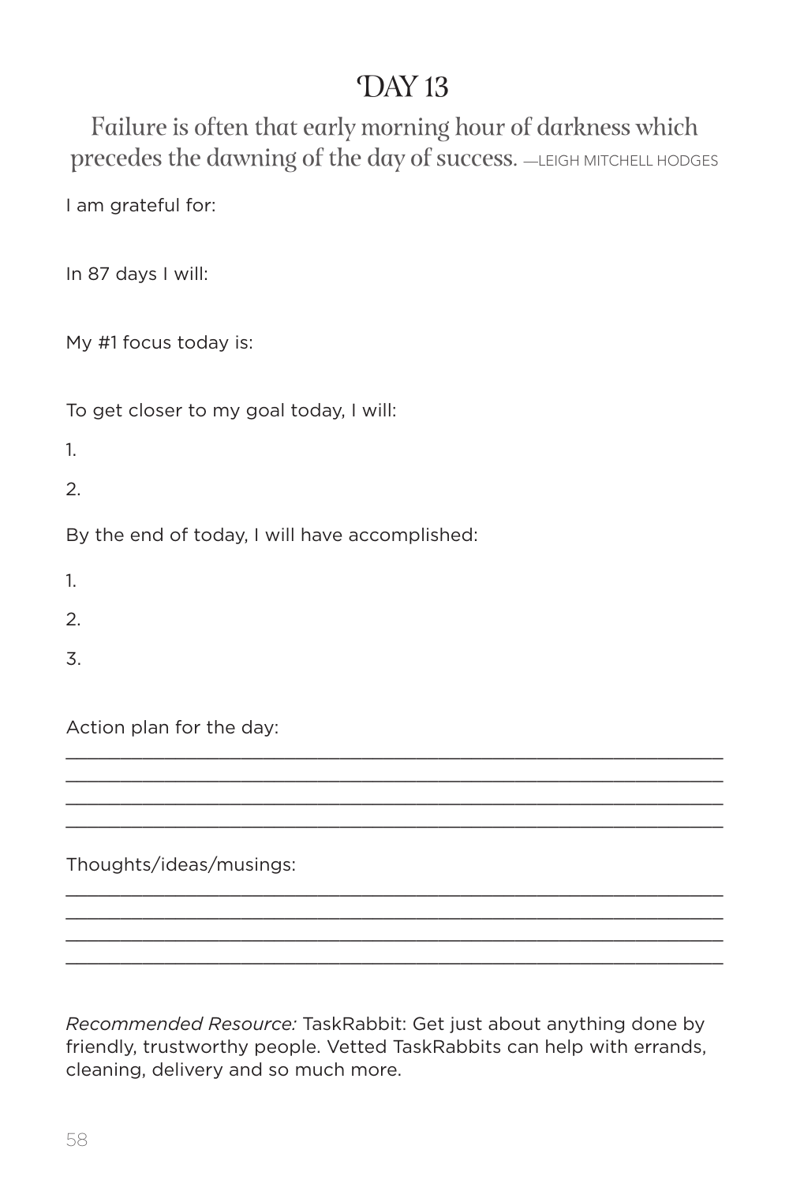# DAY 13

Failure is often that early morning hour of darkness which precedes the dawning of the day of success. —LEIGH MITCHELL HODGES

I am grateful for:

In 87 days I will:

My #1 focus today is:

To get closer to my goal today, I will:

1.

2.

By the end of today, I will have accomplished:

1.

2.

3.

Action plan for the day:

______________________________________________________________

______________________________________________________________

______________________________________________________________

______________________________________________________________

Thoughts/ideas/musings:

______________________________________________________________

______________________________________________________________

______________________________________________________________

______________________________________________________________

*Recommended Resource:* TaskRabbit: Get just about anything done by friendly, trustworthy people. Vetted TaskRabbits can help with errands, cleaning, delivery and so much more.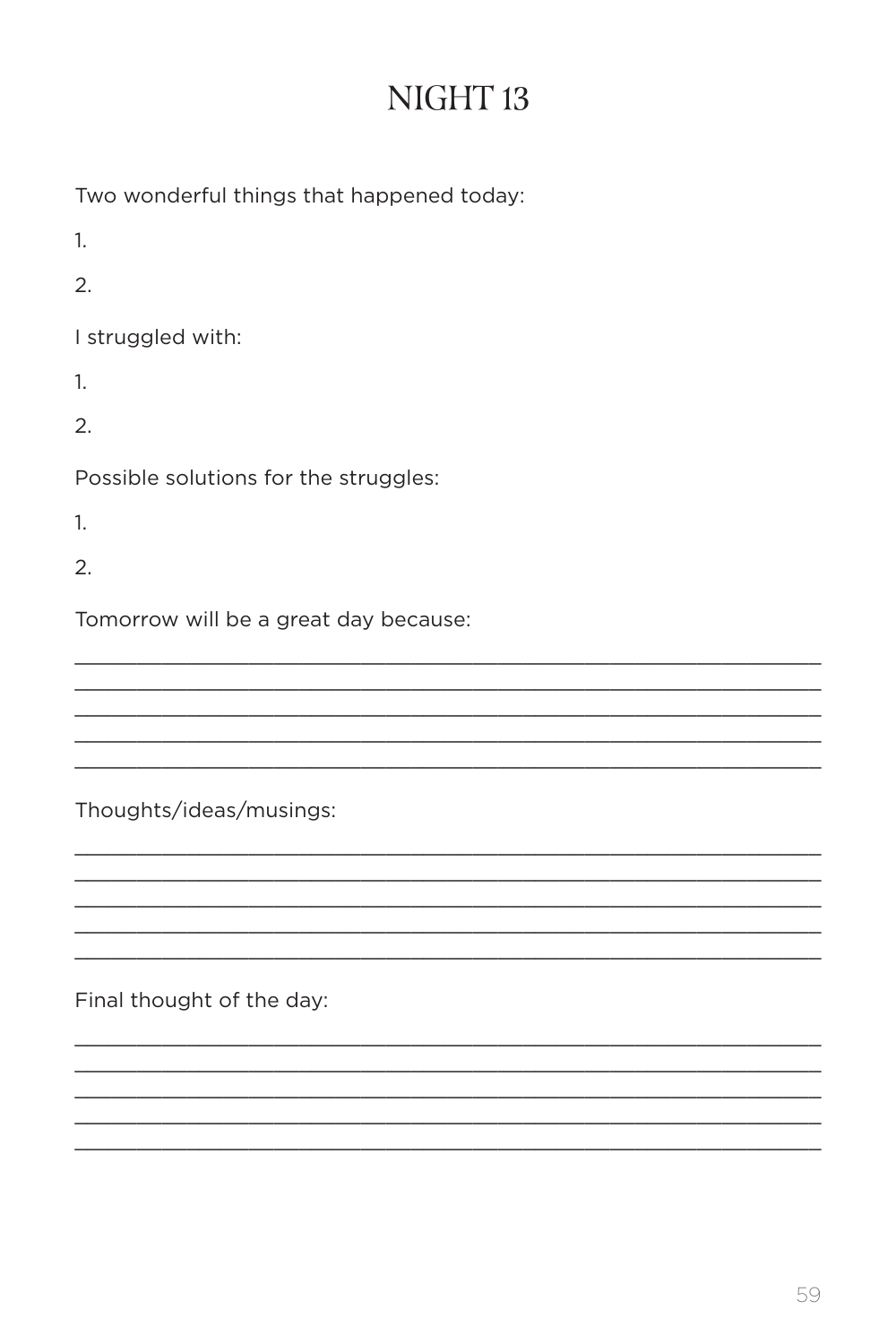# NIGHT 13

Two wonderful things that happened today:

1.

2.

I struggled with:

1.

2.

Possible solutions for the struggles:

1.

2.

Tomorrow will be a great day because:

\_\_\_\_\_\_\_\_\_\_\_\_\_\_\_\_\_\_\_\_\_\_\_\_\_\_\_\_\_\_\_\_\_\_\_\_\_\_\_\_\_\_\_\_\_\_\_\_\_\_\_\_\_\_\_\_\_\_\_\_

\_\_\_\_\_\_\_\_\_\_\_\_\_\_\_\_\_\_\_\_\_\_\_\_\_\_\_\_\_\_\_\_\_\_\_\_\_\_\_\_\_\_\_\_\_\_\_\_\_\_\_\_\_\_\_\_\_\_\_\_

\_\_\_\_\_\_\_\_\_\_\_\_\_\_\_\_\_\_\_\_\_\_\_\_\_\_\_\_\_\_\_\_\_\_\_\_\_\_\_\_\_\_\_\_\_\_\_\_\_\_\_\_\_\_\_\_\_\_\_\_

\_\_\_\_\_\_\_\_\_\_\_\_\_\_\_\_\_\_\_\_\_\_\_\_\_\_\_\_\_\_\_\_\_\_\_\_\_\_\_\_\_\_\_\_\_\_\_\_\_\_\_\_\_\_\_\_\_\_\_\_

\_\_\_\_\_\_\_\_\_\_\_\_\_\_\_\_\_\_\_\_\_\_\_\_\_\_\_\_\_\_\_\_\_\_\_\_\_\_\_\_\_\_\_\_\_\_\_\_\_\_\_\_\_\_\_\_\_\_\_\_

Thoughts/ideas/musings:

\_\_\_\_\_\_\_\_\_\_\_\_\_\_\_\_\_\_\_\_\_\_\_\_\_\_\_\_\_\_\_\_\_\_\_\_\_\_\_\_\_\_\_\_\_\_\_\_\_\_\_\_\_\_\_\_\_\_\_\_

\_\_\_\_\_\_\_\_\_\_\_\_\_\_\_\_\_\_\_\_\_\_\_\_\_\_\_\_\_\_\_\_\_\_\_\_\_\_\_\_\_\_\_\_\_\_\_\_\_\_\_\_\_\_\_\_\_\_\_\_

\_\_\_\_\_\_\_\_\_\_\_\_\_\_\_\_\_\_\_\_\_\_\_\_\_\_\_\_\_\_\_\_\_\_\_\_\_\_\_\_\_\_\_\_\_\_\_\_\_\_\_\_\_\_\_\_\_\_\_\_

\_\_\_\_\_\_\_\_\_\_\_\_\_\_\_\_\_\_\_\_\_\_\_\_\_\_\_\_\_\_\_\_\_\_\_\_\_\_\_\_\_\_\_\_\_\_\_\_\_\_\_\_\_\_\_\_\_\_\_\_

\_\_\_\_\_\_\_\_\_\_\_\_\_\_\_\_\_\_\_\_\_\_\_\_\_\_\_\_\_\_\_\_\_\_\_\_\_\_\_\_\_\_\_\_\_\_\_\_\_\_\_\_\_\_\_\_\_\_\_\_

Final thought of the day:

\_\_\_\_\_\_\_\_\_\_\_\_\_\_\_\_\_\_\_\_\_\_\_\_\_\_\_\_\_\_\_\_\_\_\_\_\_\_\_\_\_\_\_\_\_\_\_\_\_\_\_\_\_\_\_\_\_\_\_\_

\_\_\_\_\_\_\_\_\_\_\_\_\_\_\_\_\_\_\_\_\_\_\_\_\_\_\_\_\_\_\_\_\_\_\_\_\_\_\_\_\_\_\_\_\_\_\_\_\_\_\_\_\_\_\_\_\_\_\_\_

\_\_\_\_\_\_\_\_\_\_\_\_\_\_\_\_\_\_\_\_\_\_\_\_\_\_\_\_\_\_\_\_\_\_\_\_\_\_\_\_\_\_\_\_\_\_\_\_\_\_\_\_\_\_\_\_\_\_\_\_

\_\_\_\_\_\_\_\_\_\_\_\_\_\_\_\_\_\_\_\_\_\_\_\_\_\_\_\_\_\_\_\_\_\_\_\_\_\_\_\_\_\_\_\_\_\_\_\_\_\_\_\_\_\_\_\_\_\_\_\_

\_\_\_\_\_\_\_\_\_\_\_\_\_\_\_\_\_\_\_\_\_\_\_\_\_\_\_\_\_\_\_\_\_\_\_\_\_\_\_\_\_\_\_\_\_\_\_\_\_\_\_\_\_\_\_\_\_\_\_\_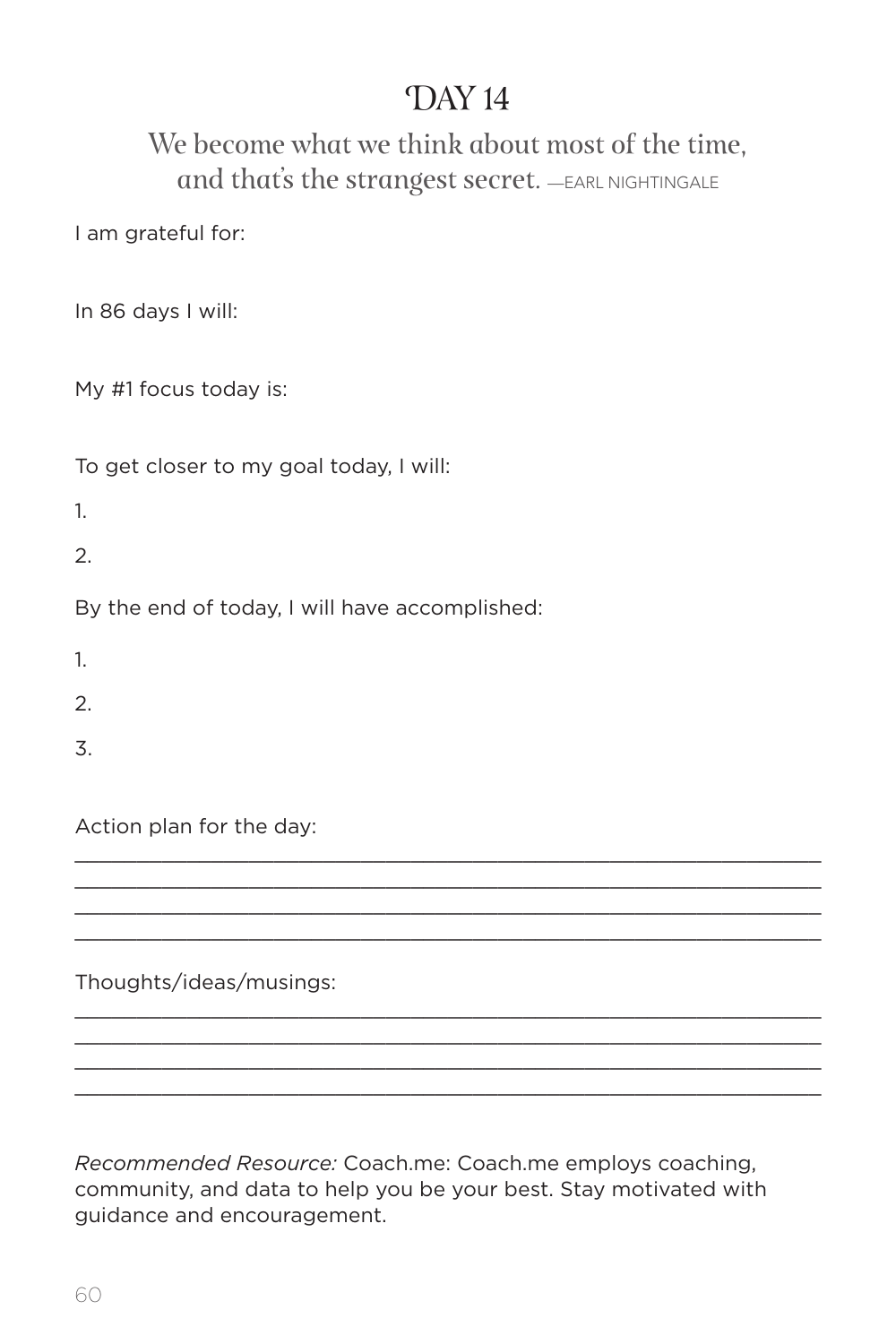# DAY 14

We become what we think about most of the time, and that's the strangest secret. —EARL NIGHTINGALE

I am grateful for:

In 86 days I will:

My #1 focus today is:

To get closer to my goal today, I will:

1.

2.

By the end of today, I will have accomplished:

1.

2.

3.

Action plan for the day:

___________________________________________________________

___________________________________________________________

___________________________________________________________

___________________________________________________________

Thoughts/ideas/musings:

___________________________________________________________

___________________________________________________________

___________________________________________________________

___________________________________________________________

*Recommended Resource:* Coach.me: Coach.me employs coaching, community, and data to help you be your best. Stay motivated with guidance and encouragement.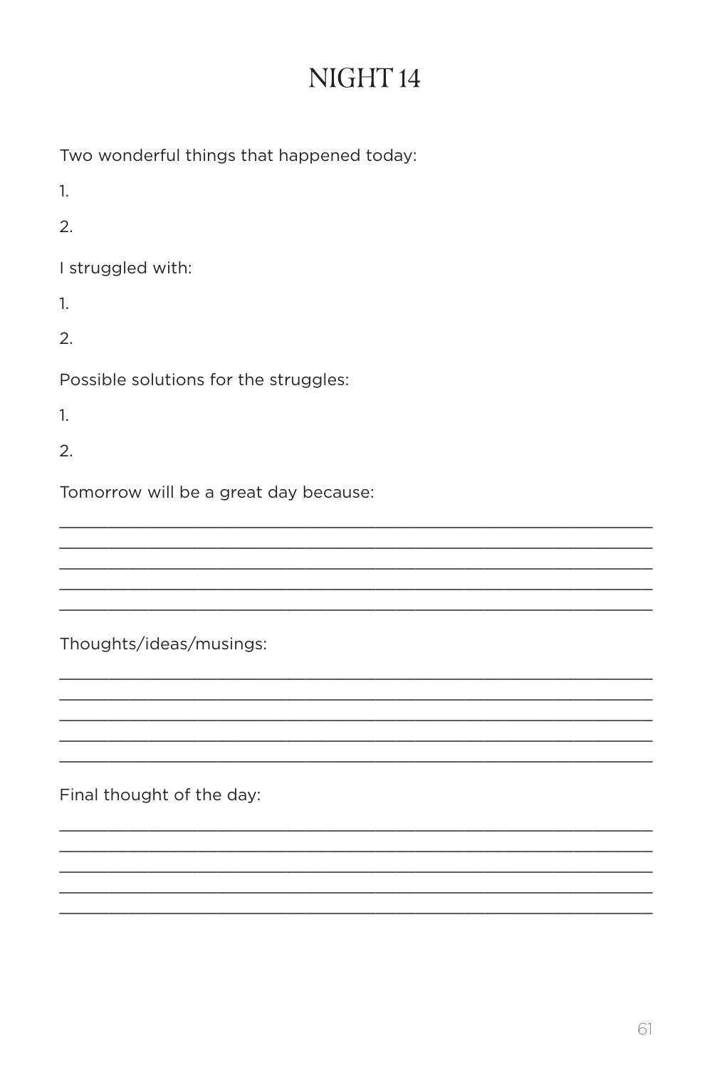# NIGHT 14

Two wonderful things that happened today:

1.

2.

I struggled with:

1.

2.

Possible solutions for the struggles:

1.

2.

Tomorrow will be a great day because:

_______________________________________________

_______________________________________________

_______________________________________________

_______________________________________________

_______________________________________________

Thoughts/ideas/musings:

_______________________________________________

_______________________________________________

_______________________________________________

_______________________________________________

_______________________________________________

Final thought of the day:

_______________________________________________

_______________________________________________

_______________________________________________

_______________________________________________

_______________________________________________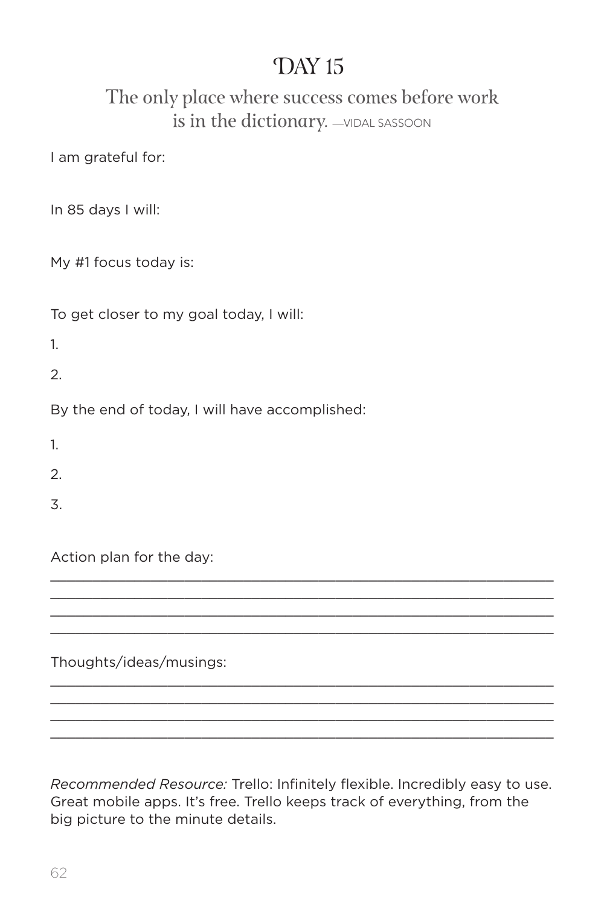# DAY 15

## The only place where success comes before work is in the dictionary. —VIDAL SASSOON

I am grateful for:

In 85 days I will:

My #1 focus today is:

To get closer to my goal today, I will:

1.

2.

By the end of today, I will have accomplished:

1.

2.

3.

Action plan for the day:

\_\_\_\_\_\_\_\_\_\_\_\_\_\_\_\_\_\_\_\_\_\_\_\_\_\_\_\_\_\_\_\_\_\_\_\_\_\_\_\_\_\_\_\_\_\_\_\_\_\_\_\_\_\_\_\_
\_\_\_\_\_\_\_\_\_\_\_\_\_\_\_\_\_\_\_\_\_\_\_\_\_\_\_\_\_\_\_\_\_\_\_\_\_\_\_\_\_\_\_\_\_\_\_\_\_\_\_\_\_\_\_\_
\_\_\_\_\_\_\_\_\_\_\_\_\_\_\_\_\_\_\_\_\_\_\_\_\_\_\_\_\_\_\_\_\_\_\_\_\_\_\_\_\_\_\_\_\_\_\_\_\_\_\_\_\_\_\_\_
\_\_\_\_\_\_\_\_\_\_\_\_\_\_\_\_\_\_\_\_\_\_\_\_\_\_\_\_\_\_\_\_\_\_\_\_\_\_\_\_\_\_\_\_\_\_\_\_\_\_\_\_\_\_\_\_

Thoughts/ideas/musings:

\_\_\_\_\_\_\_\_\_\_\_\_\_\_\_\_\_\_\_\_\_\_\_\_\_\_\_\_\_\_\_\_\_\_\_\_\_\_\_\_\_\_\_\_\_\_\_\_\_\_\_\_\_\_\_\_
\_\_\_\_\_\_\_\_\_\_\_\_\_\_\_\_\_\_\_\_\_\_\_\_\_\_\_\_\_\_\_\_\_\_\_\_\_\_\_\_\_\_\_\_\_\_\_\_\_\_\_\_\_\_\_\_
\_\_\_\_\_\_\_\_\_\_\_\_\_\_\_\_\_\_\_\_\_\_\_\_\_\_\_\_\_\_\_\_\_\_\_\_\_\_\_\_\_\_\_\_\_\_\_\_\_\_\_\_\_\_\_\_
\_\_\_\_\_\_\_\_\_\_\_\_\_\_\_\_\_\_\_\_\_\_\_\_\_\_\_\_\_\_\_\_\_\_\_\_\_\_\_\_\_\_\_\_\_\_\_\_\_\_\_\_\_\_\_\_

*Recommended Resource:* Trello: Infinitely flexible. Incredibly easy to use. Great mobile apps. It's free. Trello keeps track of everything, from the big picture to the minute details.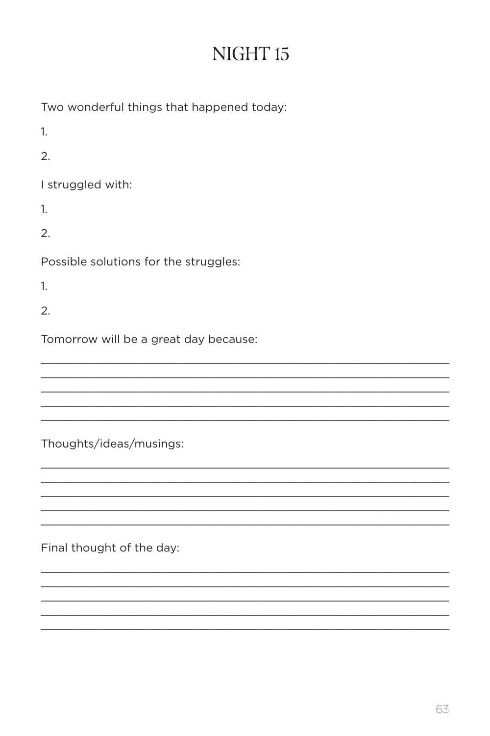# NIGHT 15

Two wonderful things that happened today:

1.

2.

I struggled with:

1.

2.

Possible solutions for the struggles:

1.

2.

Tomorrow will be a great day because:

\_\_\_\_\_\_\_\_\_\_\_\_\_\_\_\_\_\_\_\_\_\_\_\_\_\_\_\_\_\_\_\_\_\_\_\_\_\_\_\_\_\_\_\_\_\_\_\_\_\_\_\_

\_\_\_\_\_\_\_\_\_\_\_\_\_\_\_\_\_\_\_\_\_\_\_\_\_\_\_\_\_\_\_\_\_\_\_\_\_\_\_\_\_\_\_\_\_\_\_\_\_\_\_\_

\_\_\_\_\_\_\_\_\_\_\_\_\_\_\_\_\_\_\_\_\_\_\_\_\_\_\_\_\_\_\_\_\_\_\_\_\_\_\_\_\_\_\_\_\_\_\_\_\_\_\_\_

\_\_\_\_\_\_\_\_\_\_\_\_\_\_\_\_\_\_\_\_\_\_\_\_\_\_\_\_\_\_\_\_\_\_\_\_\_\_\_\_\_\_\_\_\_\_\_\_\_\_\_\_

\_\_\_\_\_\_\_\_\_\_\_\_\_\_\_\_\_\_\_\_\_\_\_\_\_\_\_\_\_\_\_\_\_\_\_\_\_\_\_\_\_\_\_\_\_\_\_\_\_\_\_\_

Thoughts/ideas/musings:

\_\_\_\_\_\_\_\_\_\_\_\_\_\_\_\_\_\_\_\_\_\_\_\_\_\_\_\_\_\_\_\_\_\_\_\_\_\_\_\_\_\_\_\_\_\_\_\_\_\_\_\_

\_\_\_\_\_\_\_\_\_\_\_\_\_\_\_\_\_\_\_\_\_\_\_\_\_\_\_\_\_\_\_\_\_\_\_\_\_\_\_\_\_\_\_\_\_\_\_\_\_\_\_\_

\_\_\_\_\_\_\_\_\_\_\_\_\_\_\_\_\_\_\_\_\_\_\_\_\_\_\_\_\_\_\_\_\_\_\_\_\_\_\_\_\_\_\_\_\_\_\_\_\_\_\_\_

\_\_\_\_\_\_\_\_\_\_\_\_\_\_\_\_\_\_\_\_\_\_\_\_\_\_\_\_\_\_\_\_\_\_\_\_\_\_\_\_\_\_\_\_\_\_\_\_\_\_\_\_

\_\_\_\_\_\_\_\_\_\_\_\_\_\_\_\_\_\_\_\_\_\_\_\_\_\_\_\_\_\_\_\_\_\_\_\_\_\_\_\_\_\_\_\_\_\_\_\_\_\_\_\_

Final thought of the day:

\_\_\_\_\_\_\_\_\_\_\_\_\_\_\_\_\_\_\_\_\_\_\_\_\_\_\_\_\_\_\_\_\_\_\_\_\_\_\_\_\_\_\_\_\_\_\_\_\_\_\_\_

\_\_\_\_\_\_\_\_\_\_\_\_\_\_\_\_\_\_\_\_\_\_\_\_\_\_\_\_\_\_\_\_\_\_\_\_\_\_\_\_\_\_\_\_\_\_\_\_\_\_\_\_

\_\_\_\_\_\_\_\_\_\_\_\_\_\_\_\_\_\_\_\_\_\_\_\_\_\_\_\_\_\_\_\_\_\_\_\_\_\_\_\_\_\_\_\_\_\_\_\_\_\_\_\_

\_\_\_\_\_\_\_\_\_\_\_\_\_\_\_\_\_\_\_\_\_\_\_\_\_\_\_\_\_\_\_\_\_\_\_\_\_\_\_\_\_\_\_\_\_\_\_\_\_\_\_\_

\_\_\_\_\_\_\_\_\_\_\_\_\_\_\_\_\_\_\_\_\_\_\_\_\_\_\_\_\_\_\_\_\_\_\_\_\_\_\_\_\_\_\_\_\_\_\_\_\_\_\_\_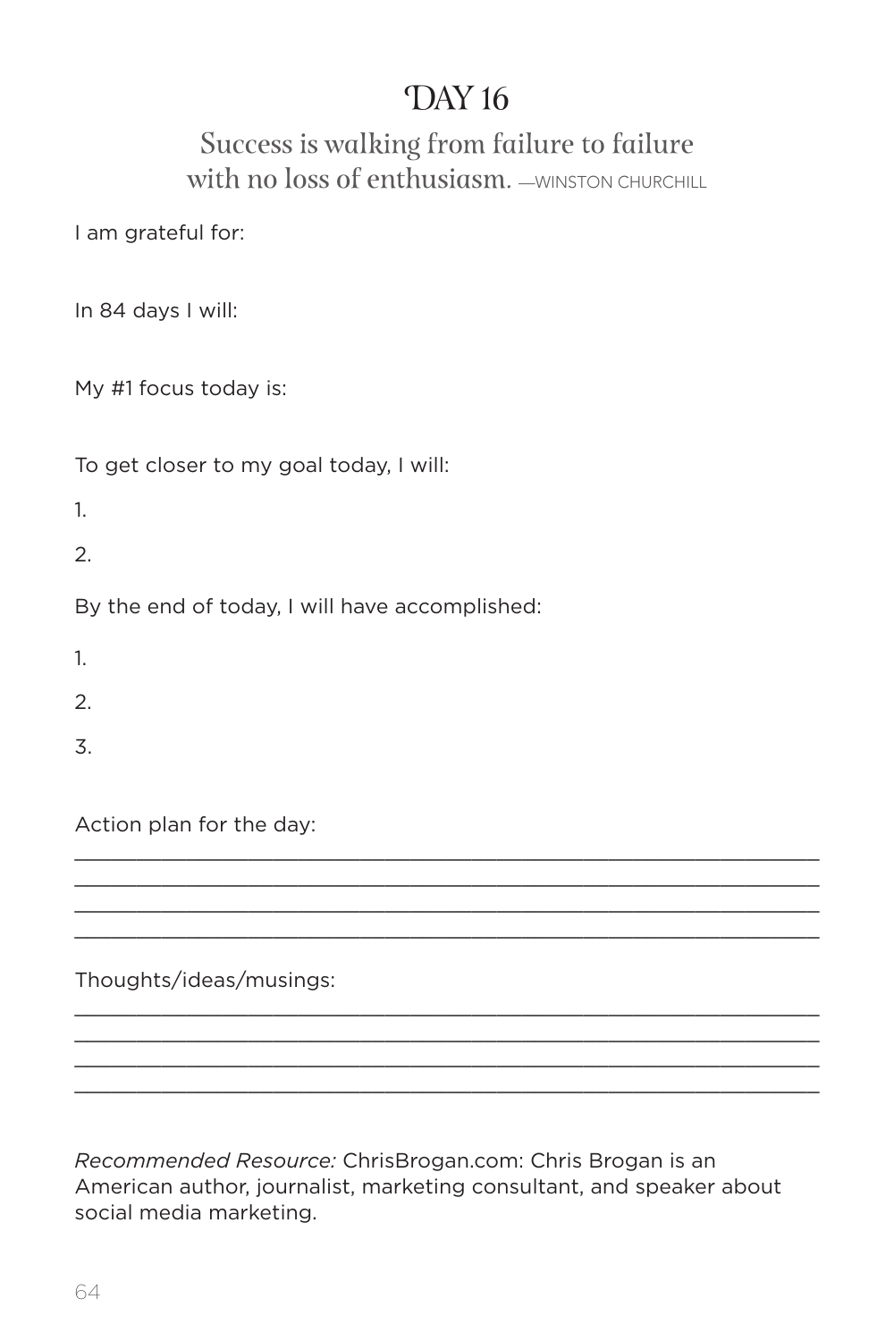# Day 16

Success is walking from failure to failure with no loss of enthusiasm. —WINSTON CHURCHILL

I am grateful for:

In 84 days I will:

My #1 focus today is:

To get closer to my goal today, I will:

1.

2.

By the end of today, I will have accomplished:

1.

2.

3.

Action plan for the day:

______________________________________________________________

______________________________________________________________

______________________________________________________________

______________________________________________________________

Thoughts/ideas/musings:

______________________________________________________________

______________________________________________________________

______________________________________________________________

______________________________________________________________

*Recommended Resource:* ChrisBrogan.com: Chris Brogan is an American author, journalist, marketing consultant, and speaker about social media marketing.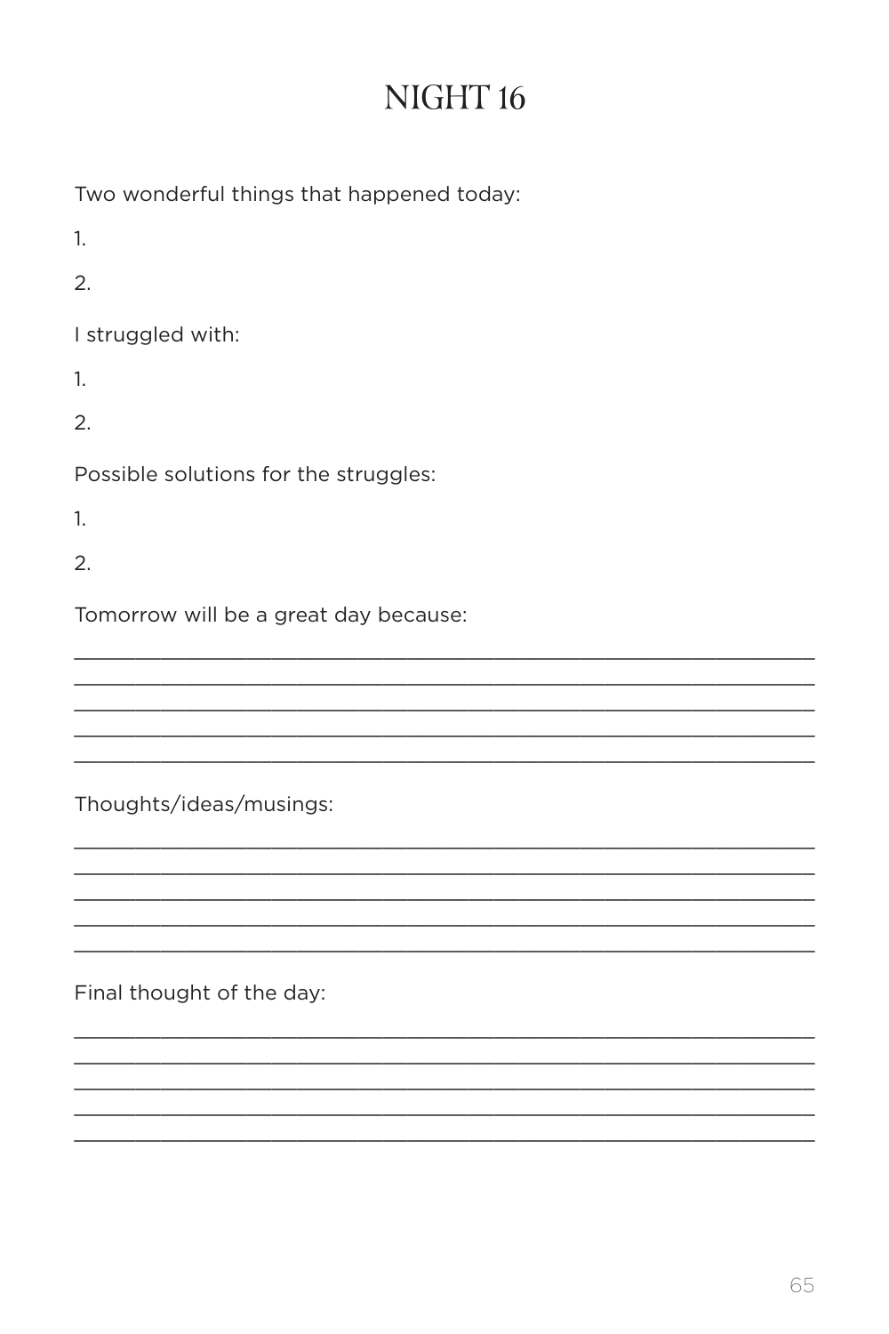# NIGHT 16

Two wonderful things that happened today:

1.

2.

I struggled with:

1.

2.

Possible solutions for the struggles:

1.

2.

Tomorrow will be a great day because:

______________________________________________________________

______________________________________________________________

______________________________________________________________

______________________________________________________________

______________________________________________________________

Thoughts/ideas/musings:

______________________________________________________________

______________________________________________________________

______________________________________________________________

______________________________________________________________

______________________________________________________________

Final thought of the day:

______________________________________________________________

______________________________________________________________

______________________________________________________________

______________________________________________________________

______________________________________________________________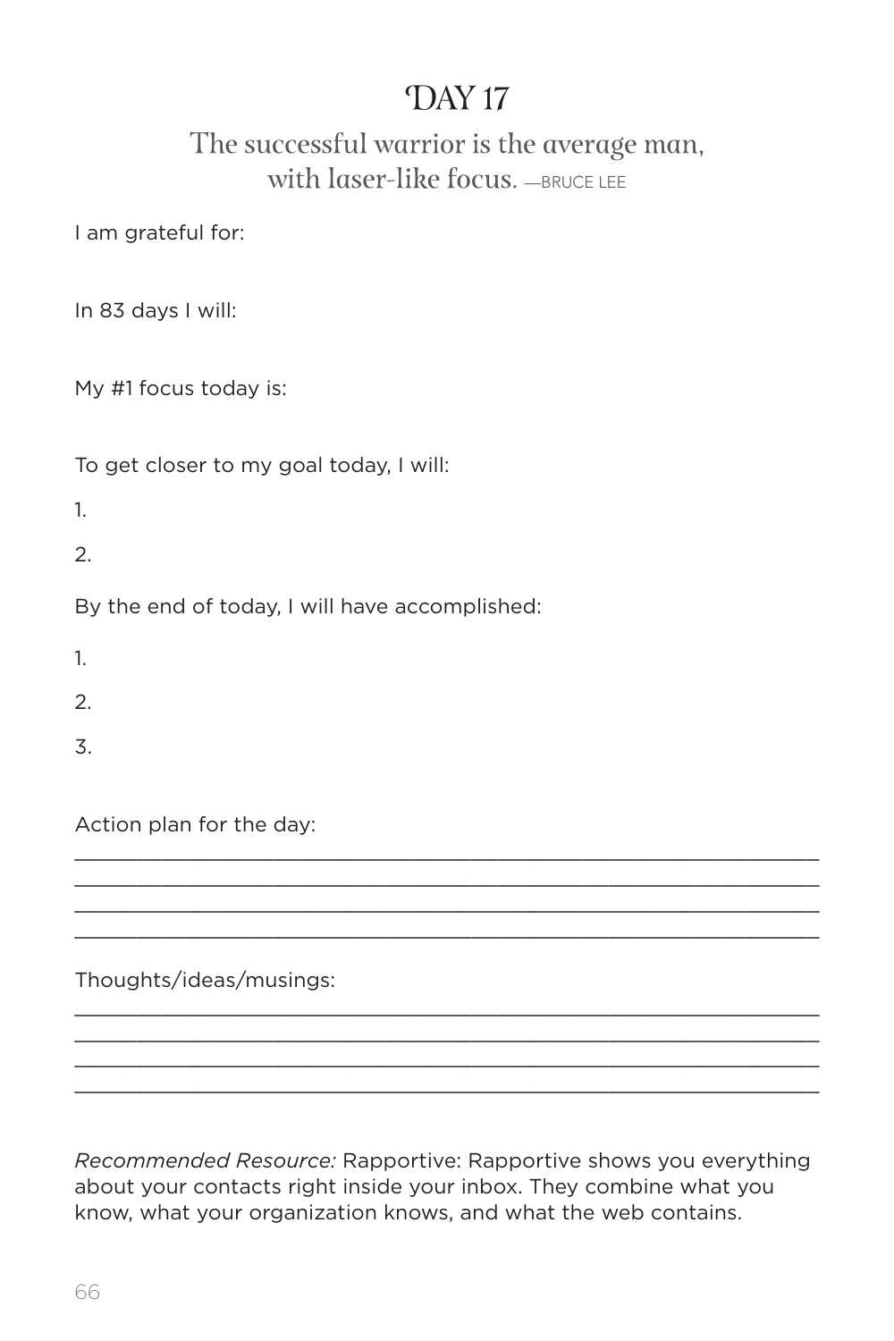# DAY 17

## The successful warrior is the average man, with laser-like focus. —BRUCE LEE

I am grateful for:

In 83 days I will:

My #1 focus today is:

To get closer to my goal today, I will:

1.

2.

By the end of today, I will have accomplished:

1.

2.

3.

Action plan for the day:

______________________________________________________________

______________________________________________________________

______________________________________________________________

______________________________________________________________

Thoughts/ideas/musings:

______________________________________________________________

______________________________________________________________

______________________________________________________________

______________________________________________________________

*Recommended Resource:* Rapportive: Rapportive shows you everything about your contacts right inside your inbox. They combine what you know, what your organization knows, and what the web contains.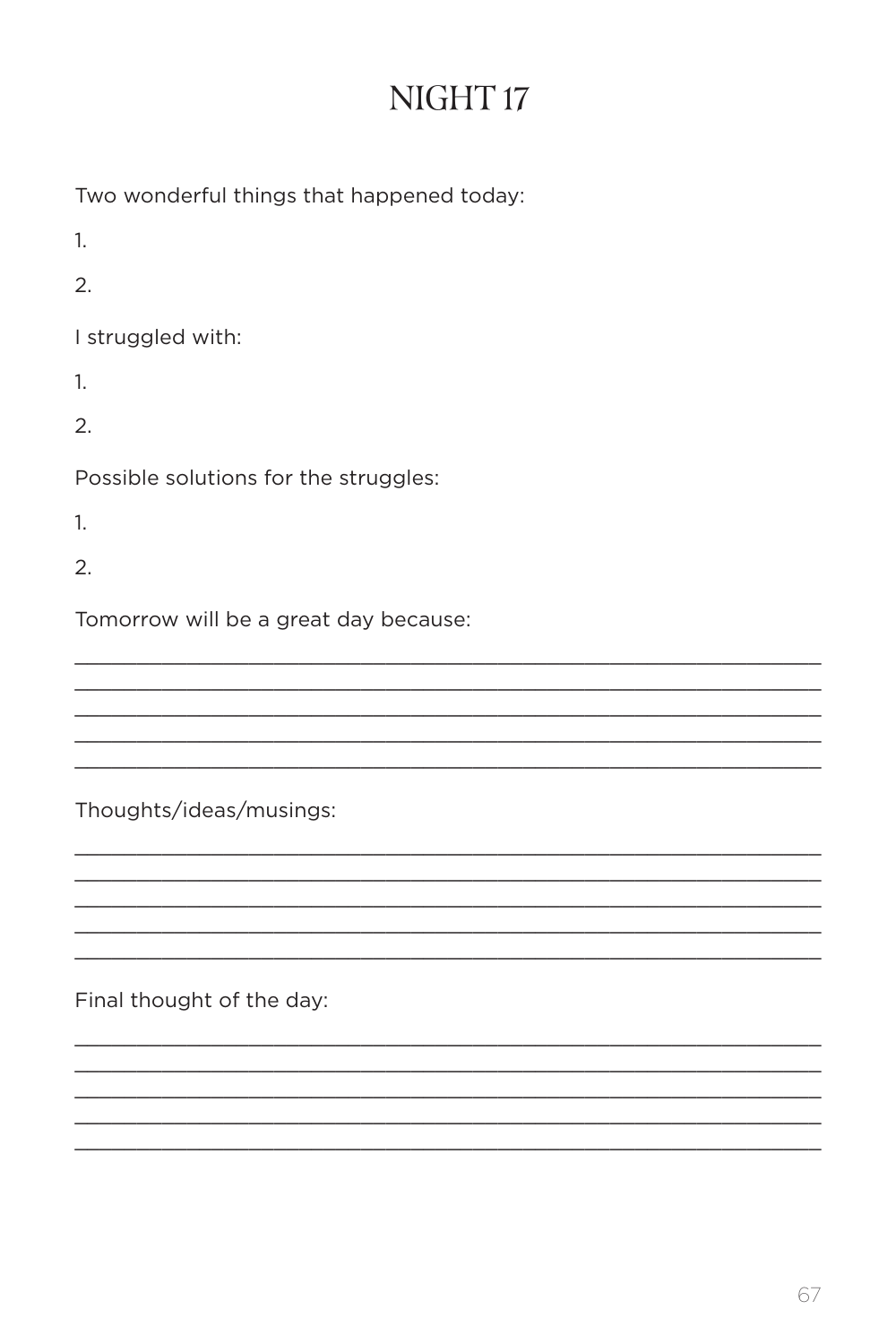# NIGHT 17

Two wonderful things that happened today:

1.

2.

I struggled with:

1.

2.

Possible solutions for the struggles:

1.

2.

Tomorrow will be a great day because:

_______________________________________________

_______________________________________________

_______________________________________________

_______________________________________________

_______________________________________________

Thoughts/ideas/musings:

_______________________________________________

_______________________________________________

_______________________________________________

_______________________________________________

_______________________________________________

Final thought of the day:

_______________________________________________

_______________________________________________

_______________________________________________

_______________________________________________

_______________________________________________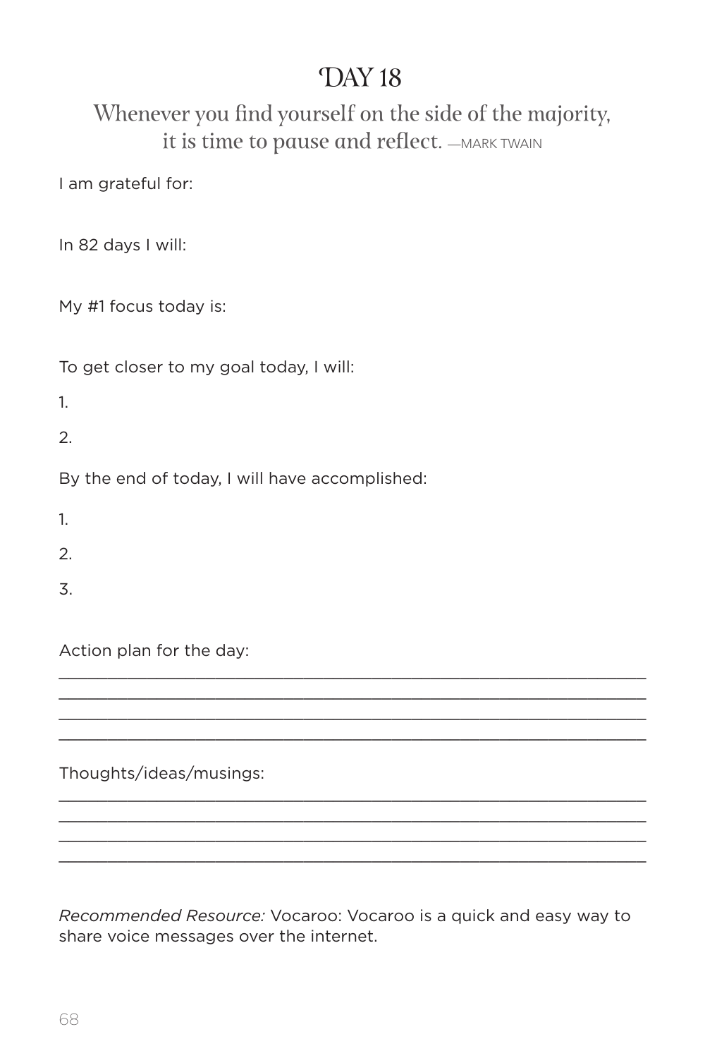# DAY 18

Whenever you find yourself on the side of the majority, it is time to pause and reflect. —MARK TWAIN

I am grateful for:

In 82 days I will:

My #1 focus today is:

To get closer to my goal today, I will:

1.

2.

By the end of today, I will have accomplished:

1.

2.

3.

Action plan for the day:

\_\_\_\_\_\_\_\_\_\_\_\_\_\_\_\_\_\_\_\_\_\_\_\_\_\_\_\_\_\_\_\_\_\_\_\_\_\_\_\_\_\_\_\_\_\_\_\_\_\_\_\_\_\_\_\_\_\_\_\_

\_\_\_\_\_\_\_\_\_\_\_\_\_\_\_\_\_\_\_\_\_\_\_\_\_\_\_\_\_\_\_\_\_\_\_\_\_\_\_\_\_\_\_\_\_\_\_\_\_\_\_\_\_\_\_\_\_\_\_\_

\_\_\_\_\_\_\_\_\_\_\_\_\_\_\_\_\_\_\_\_\_\_\_\_\_\_\_\_\_\_\_\_\_\_\_\_\_\_\_\_\_\_\_\_\_\_\_\_\_\_\_\_\_\_\_\_\_\_\_\_

\_\_\_\_\_\_\_\_\_\_\_\_\_\_\_\_\_\_\_\_\_\_\_\_\_\_\_\_\_\_\_\_\_\_\_\_\_\_\_\_\_\_\_\_\_\_\_\_\_\_\_\_\_\_\_\_\_\_\_\_

Thoughts/ideas/musings:

\_\_\_\_\_\_\_\_\_\_\_\_\_\_\_\_\_\_\_\_\_\_\_\_\_\_\_\_\_\_\_\_\_\_\_\_\_\_\_\_\_\_\_\_\_\_\_\_\_\_\_\_\_\_\_\_\_\_\_\_

\_\_\_\_\_\_\_\_\_\_\_\_\_\_\_\_\_\_\_\_\_\_\_\_\_\_\_\_\_\_\_\_\_\_\_\_\_\_\_\_\_\_\_\_\_\_\_\_\_\_\_\_\_\_\_\_\_\_\_\_

\_\_\_\_\_\_\_\_\_\_\_\_\_\_\_\_\_\_\_\_\_\_\_\_\_\_\_\_\_\_\_\_\_\_\_\_\_\_\_\_\_\_\_\_\_\_\_\_\_\_\_\_\_\_\_\_\_\_\_\_

\_\_\_\_\_\_\_\_\_\_\_\_\_\_\_\_\_\_\_\_\_\_\_\_\_\_\_\_\_\_\_\_\_\_\_\_\_\_\_\_\_\_\_\_\_\_\_\_\_\_\_\_\_\_\_\_\_\_\_\_

*Recommended Resource:* Vocaroo: Vocaroo is a quick and easy way to share voice messages over the internet.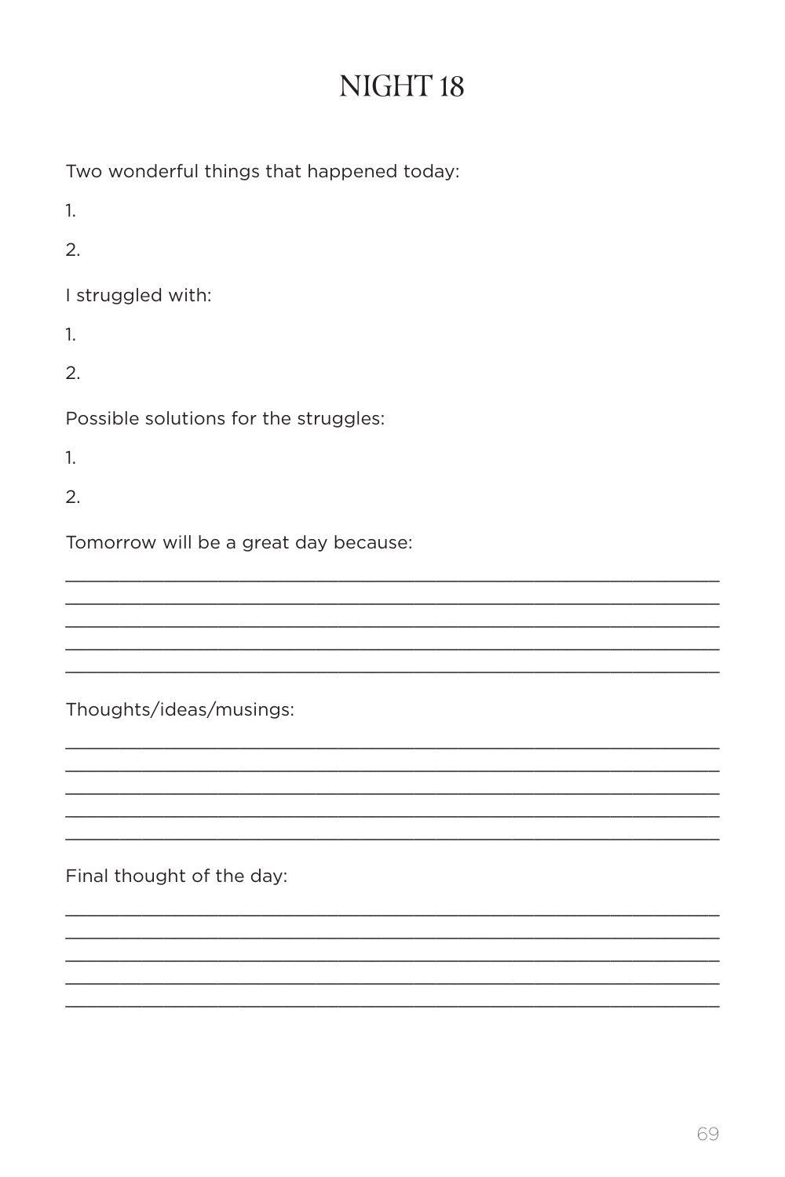# NIGHT 18

Two wonderful things that happened today:

1.

2.

I struggled with:

1.

2.

Possible solutions for the struggles:

1.

2.

Tomorrow will be a great day because:

\_\_\_\_\_\_\_\_\_\_\_\_\_\_\_\_\_\_\_\_\_\_\_\_\_\_\_\_\_\_\_\_\_\_\_\_\_\_\_\_\_\_\_\_\_\_\_\_\_\_\_\_\_\_\_\_\_\_\_\_

\_\_\_\_\_\_\_\_\_\_\_\_\_\_\_\_\_\_\_\_\_\_\_\_\_\_\_\_\_\_\_\_\_\_\_\_\_\_\_\_\_\_\_\_\_\_\_\_\_\_\_\_\_\_\_\_\_\_\_\_

\_\_\_\_\_\_\_\_\_\_\_\_\_\_\_\_\_\_\_\_\_\_\_\_\_\_\_\_\_\_\_\_\_\_\_\_\_\_\_\_\_\_\_\_\_\_\_\_\_\_\_\_\_\_\_\_\_\_\_\_

\_\_\_\_\_\_\_\_\_\_\_\_\_\_\_\_\_\_\_\_\_\_\_\_\_\_\_\_\_\_\_\_\_\_\_\_\_\_\_\_\_\_\_\_\_\_\_\_\_\_\_\_\_\_\_\_\_\_\_\_

\_\_\_\_\_\_\_\_\_\_\_\_\_\_\_\_\_\_\_\_\_\_\_\_\_\_\_\_\_\_\_\_\_\_\_\_\_\_\_\_\_\_\_\_\_\_\_\_\_\_\_\_\_\_\_\_\_\_\_\_

Thoughts/ideas/musings:

\_\_\_\_\_\_\_\_\_\_\_\_\_\_\_\_\_\_\_\_\_\_\_\_\_\_\_\_\_\_\_\_\_\_\_\_\_\_\_\_\_\_\_\_\_\_\_\_\_\_\_\_\_\_\_\_\_\_\_\_

\_\_\_\_\_\_\_\_\_\_\_\_\_\_\_\_\_\_\_\_\_\_\_\_\_\_\_\_\_\_\_\_\_\_\_\_\_\_\_\_\_\_\_\_\_\_\_\_\_\_\_\_\_\_\_\_\_\_\_\_

\_\_\_\_\_\_\_\_\_\_\_\_\_\_\_\_\_\_\_\_\_\_\_\_\_\_\_\_\_\_\_\_\_\_\_\_\_\_\_\_\_\_\_\_\_\_\_\_\_\_\_\_\_\_\_\_\_\_\_\_

\_\_\_\_\_\_\_\_\_\_\_\_\_\_\_\_\_\_\_\_\_\_\_\_\_\_\_\_\_\_\_\_\_\_\_\_\_\_\_\_\_\_\_\_\_\_\_\_\_\_\_\_\_\_\_\_\_\_\_\_

\_\_\_\_\_\_\_\_\_\_\_\_\_\_\_\_\_\_\_\_\_\_\_\_\_\_\_\_\_\_\_\_\_\_\_\_\_\_\_\_\_\_\_\_\_\_\_\_\_\_\_\_\_\_\_\_\_\_\_\_

Final thought of the day:

\_\_\_\_\_\_\_\_\_\_\_\_\_\_\_\_\_\_\_\_\_\_\_\_\_\_\_\_\_\_\_\_\_\_\_\_\_\_\_\_\_\_\_\_\_\_\_\_\_\_\_\_\_\_\_\_\_\_\_\_

\_\_\_\_\_\_\_\_\_\_\_\_\_\_\_\_\_\_\_\_\_\_\_\_\_\_\_\_\_\_\_\_\_\_\_\_\_\_\_\_\_\_\_\_\_\_\_\_\_\_\_\_\_\_\_\_\_\_\_\_

\_\_\_\_\_\_\_\_\_\_\_\_\_\_\_\_\_\_\_\_\_\_\_\_\_\_\_\_\_\_\_\_\_\_\_\_\_\_\_\_\_\_\_\_\_\_\_\_\_\_\_\_\_\_\_\_\_\_\_\_

\_\_\_\_\_\_\_\_\_\_\_\_\_\_\_\_\_\_\_\_\_\_\_\_\_\_\_\_\_\_\_\_\_\_\_\_\_\_\_\_\_\_\_\_\_\_\_\_\_\_\_\_\_\_\_\_\_\_\_\_

\_\_\_\_\_\_\_\_\_\_\_\_\_\_\_\_\_\_\_\_\_\_\_\_\_\_\_\_\_\_\_\_\_\_\_\_\_\_\_\_\_\_\_\_\_\_\_\_\_\_\_\_\_\_\_\_\_\_\_\_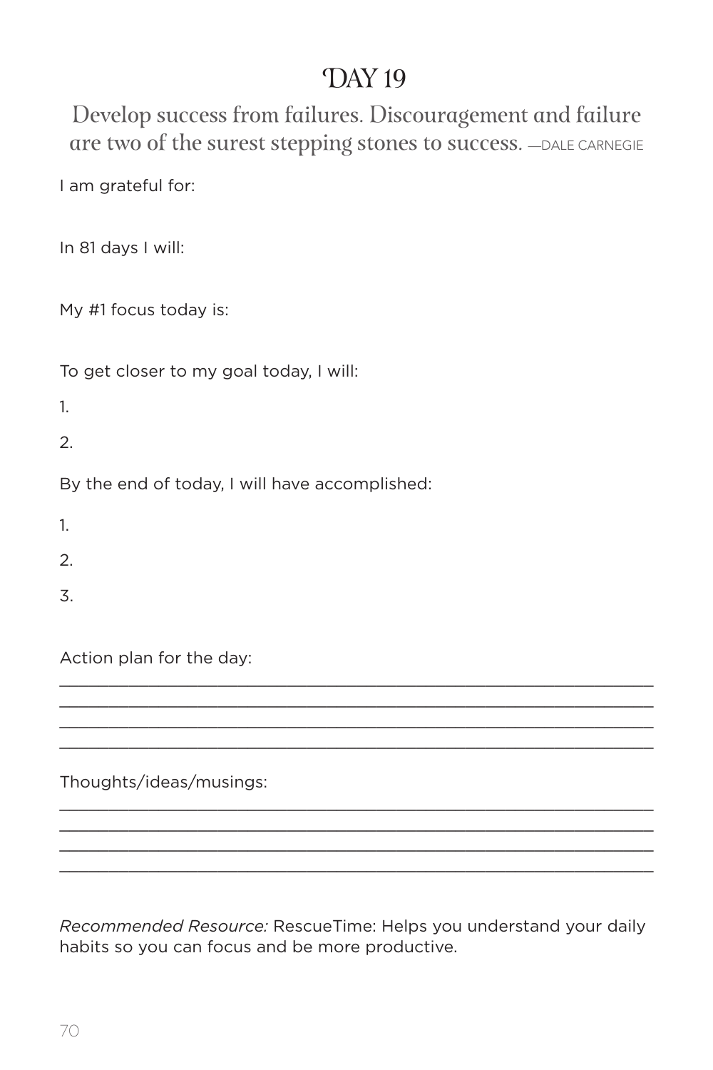# DAY 19

Develop success from failures. Discouragement and failure are two of the surest stepping stones to success. —DALE CARNEGIE

I am grateful for:

In 81 days I will:

My #1 focus today is:

To get closer to my goal today, I will:

1.

2.

By the end of today, I will have accomplished:

1.

2.

3.

Action plan for the day:

______________________________________________________________

______________________________________________________________

______________________________________________________________

______________________________________________________________

Thoughts/ideas/musings:

______________________________________________________________

______________________________________________________________

______________________________________________________________

______________________________________________________________

*Recommended Resource:* RescueTime: Helps you understand your daily habits so you can focus and be more productive.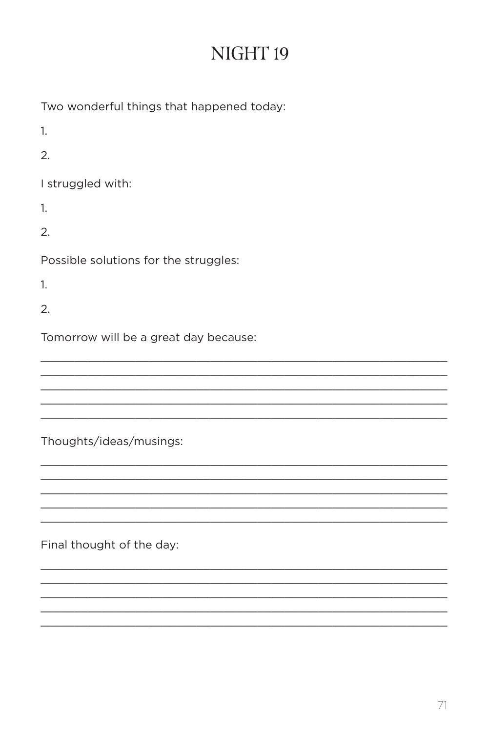# NIGHT 19

Two wonderful things that happened today:

1.

2.

I struggled with:

1.

2.

Possible solutions for the struggles:

1.

2.

Tomorrow will be a great day because:

______________________________________________________________

______________________________________________________________

______________________________________________________________

______________________________________________________________

______________________________________________________________

Thoughts/ideas/musings:

______________________________________________________________

______________________________________________________________

______________________________________________________________

______________________________________________________________

______________________________________________________________

Final thought of the day:

______________________________________________________________

______________________________________________________________

______________________________________________________________

______________________________________________________________

______________________________________________________________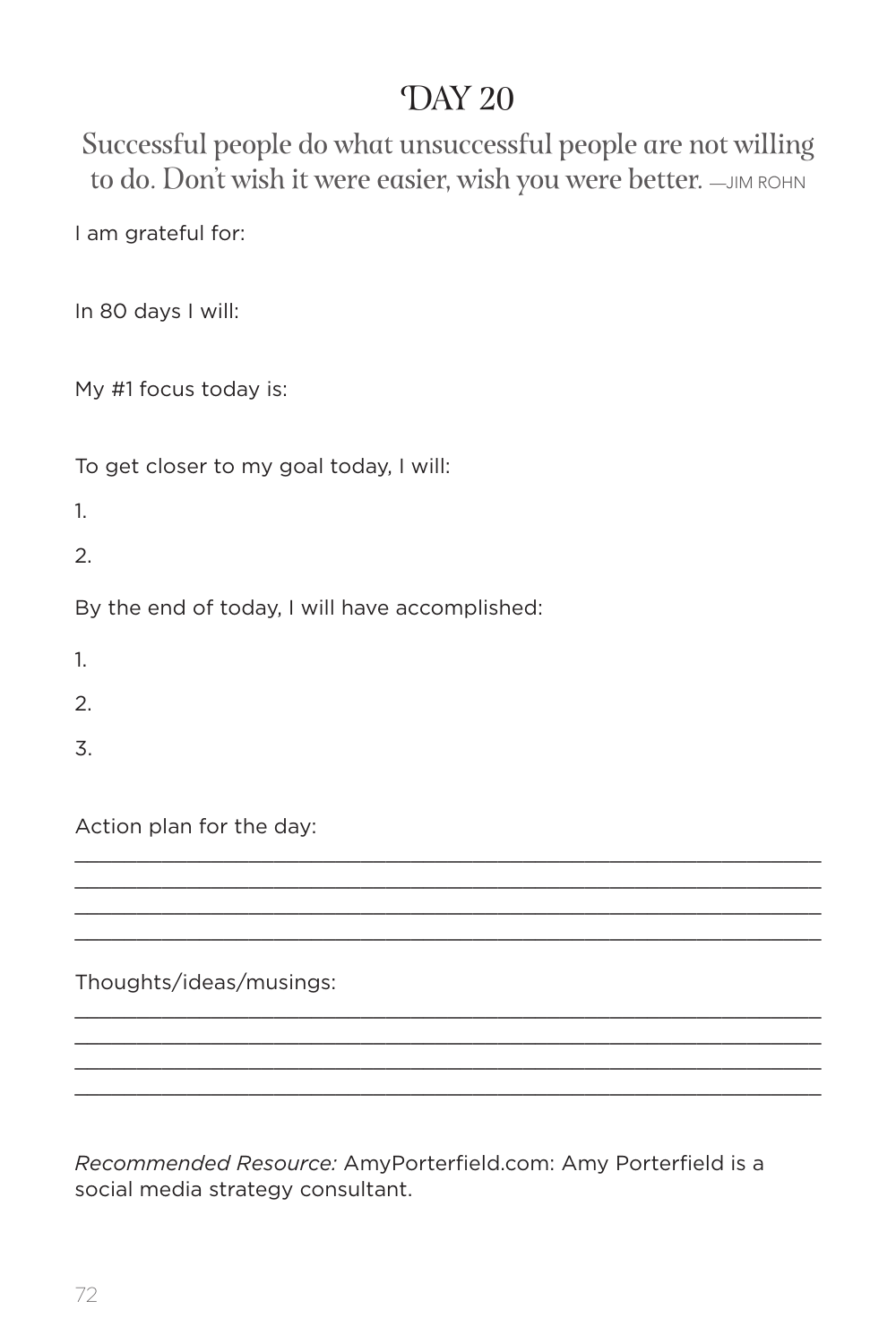# DAY 20

Successful people do what unsuccessful people are not willing to do. Don't wish it were easier, wish you were better. —JIM ROHN

I am grateful for:

In 80 days I will:

My #1 focus today is:

To get closer to my goal today, I will:

1.

2.

By the end of today, I will have accomplished:

1.

2.

3.

Action plan for the day:

\_\_\_\_\_\_\_\_\_\_\_\_\_\_\_\_\_\_\_\_\_\_\_\_\_\_\_\_\_\_\_\_\_\_\_\_\_\_\_\_\_\_\_\_\_\_\_\_\_\_\_\_\_\_\_\_\_\_\_\_

\_\_\_\_\_\_\_\_\_\_\_\_\_\_\_\_\_\_\_\_\_\_\_\_\_\_\_\_\_\_\_\_\_\_\_\_\_\_\_\_\_\_\_\_\_\_\_\_\_\_\_\_\_\_\_\_\_\_\_\_

\_\_\_\_\_\_\_\_\_\_\_\_\_\_\_\_\_\_\_\_\_\_\_\_\_\_\_\_\_\_\_\_\_\_\_\_\_\_\_\_\_\_\_\_\_\_\_\_\_\_\_\_\_\_\_\_\_\_\_\_

\_\_\_\_\_\_\_\_\_\_\_\_\_\_\_\_\_\_\_\_\_\_\_\_\_\_\_\_\_\_\_\_\_\_\_\_\_\_\_\_\_\_\_\_\_\_\_\_\_\_\_\_\_\_\_\_\_\_\_\_

Thoughts/ideas/musings:

\_\_\_\_\_\_\_\_\_\_\_\_\_\_\_\_\_\_\_\_\_\_\_\_\_\_\_\_\_\_\_\_\_\_\_\_\_\_\_\_\_\_\_\_\_\_\_\_\_\_\_\_\_\_\_\_\_\_\_\_

\_\_\_\_\_\_\_\_\_\_\_\_\_\_\_\_\_\_\_\_\_\_\_\_\_\_\_\_\_\_\_\_\_\_\_\_\_\_\_\_\_\_\_\_\_\_\_\_\_\_\_\_\_\_\_\_\_\_\_\_

\_\_\_\_\_\_\_\_\_\_\_\_\_\_\_\_\_\_\_\_\_\_\_\_\_\_\_\_\_\_\_\_\_\_\_\_\_\_\_\_\_\_\_\_\_\_\_\_\_\_\_\_\_\_\_\_\_\_\_\_

\_\_\_\_\_\_\_\_\_\_\_\_\_\_\_\_\_\_\_\_\_\_\_\_\_\_\_\_\_\_\_\_\_\_\_\_\_\_\_\_\_\_\_\_\_\_\_\_\_\_\_\_\_\_\_\_\_\_\_\_

*Recommended Resource:* AmyPorterfield.com: Amy Porterfield is a social media strategy consultant.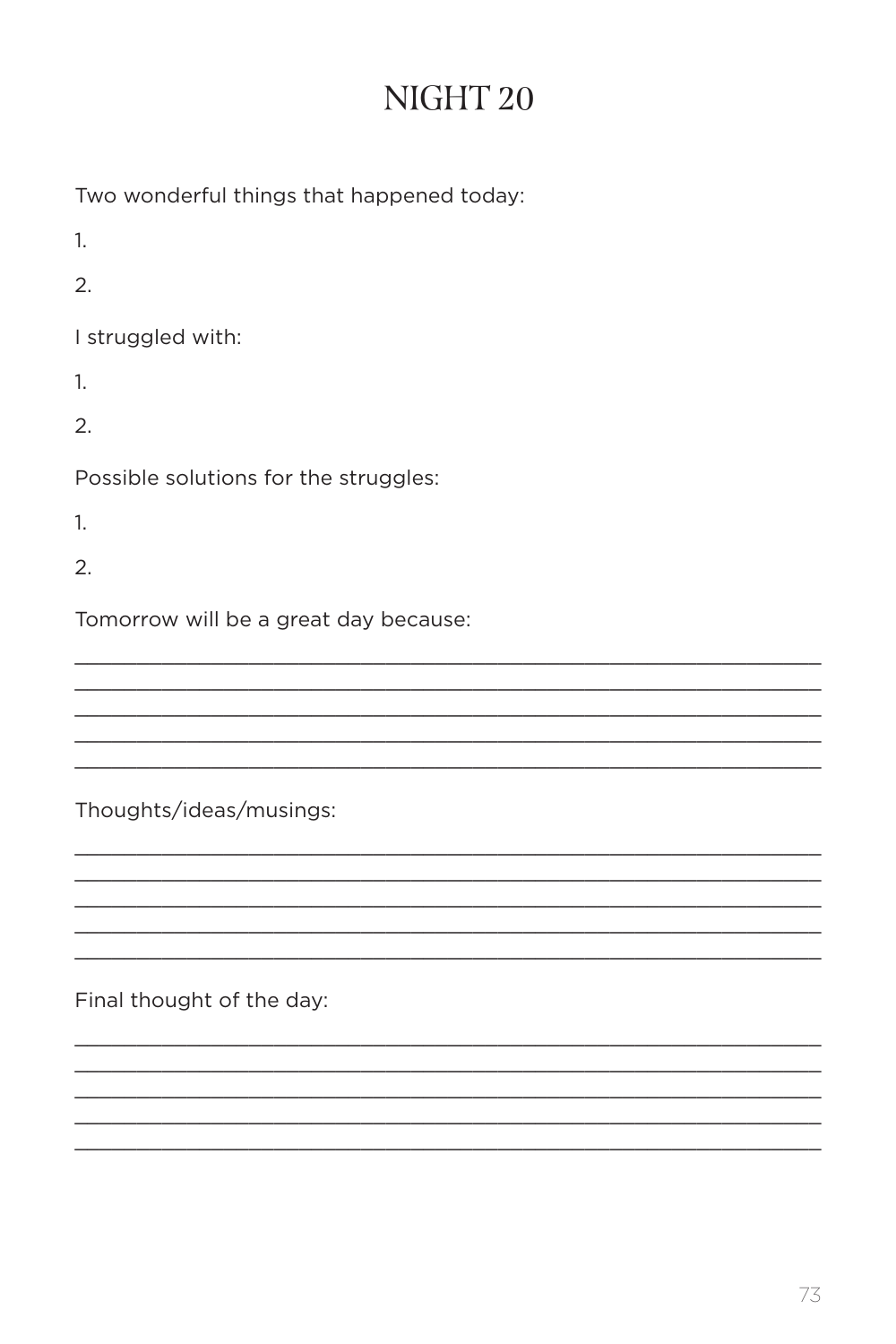# NIGHT 20

Two wonderful things that happened today:

1.

2.

I struggled with:

1.

2.

Possible solutions for the struggles:

1.

2.

Tomorrow will be a great day because:

_______________________________________________________________
_______________________________________________________________
_______________________________________________________________
_______________________________________________________________
_______________________________________________________________

Thoughts/ideas/musings:

_______________________________________________________________
_______________________________________________________________
_______________________________________________________________
_______________________________________________________________
_______________________________________________________________

Final thought of the day:

_______________________________________________________________
_______________________________________________________________
_______________________________________________________________
_______________________________________________________________
_______________________________________________________________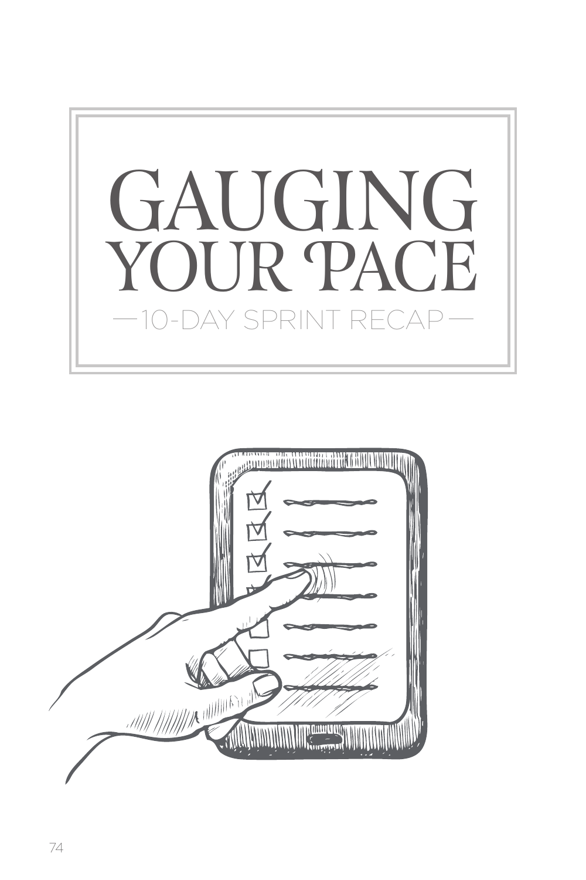# GAUGING YOUR PACE

—10-DAY SPRINT RECAP—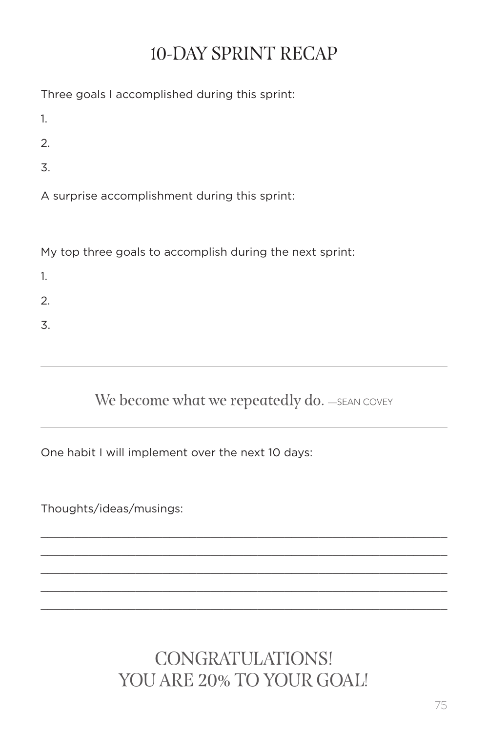# 10-DAY SPRINT RECAP

Three goals I accomplished during this sprint:

1.

2.

3.

A surprise accomplishment during this sprint:

My top three goals to accomplish during the next sprint:

1.

2.

3.

---

We become what we repeatedly do. —SEAN COVEY

---

One habit I will implement over the next 10 days:

Thoughts/ideas/musings:

______________________________________________________________

______________________________________________________________

______________________________________________________________

______________________________________________________________

______________________________________________________________

## CONGRATULATIONS!
## YOU ARE 20% TO YOUR GOAL!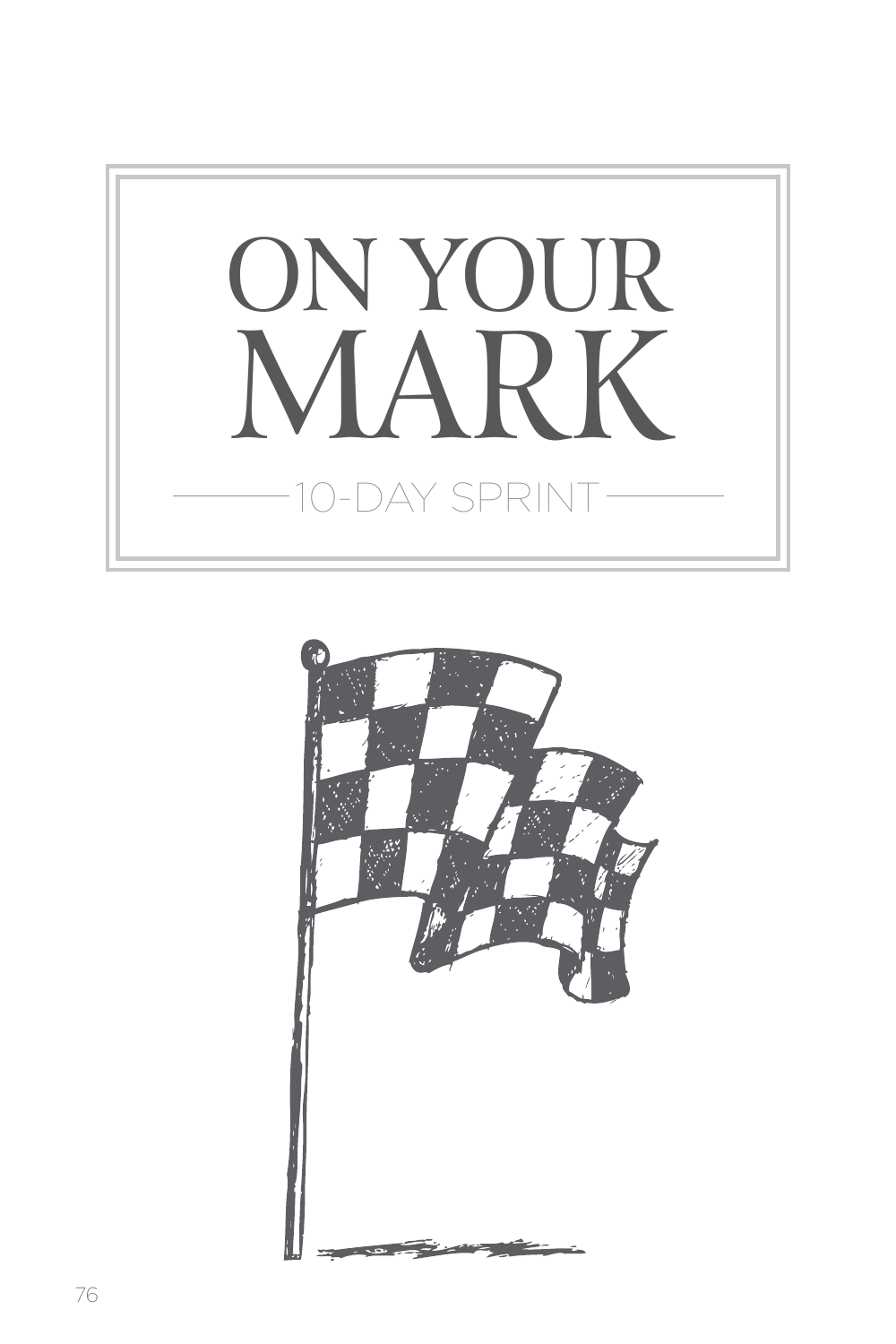# ON YOUR MARK

## 10-DAY SPRINT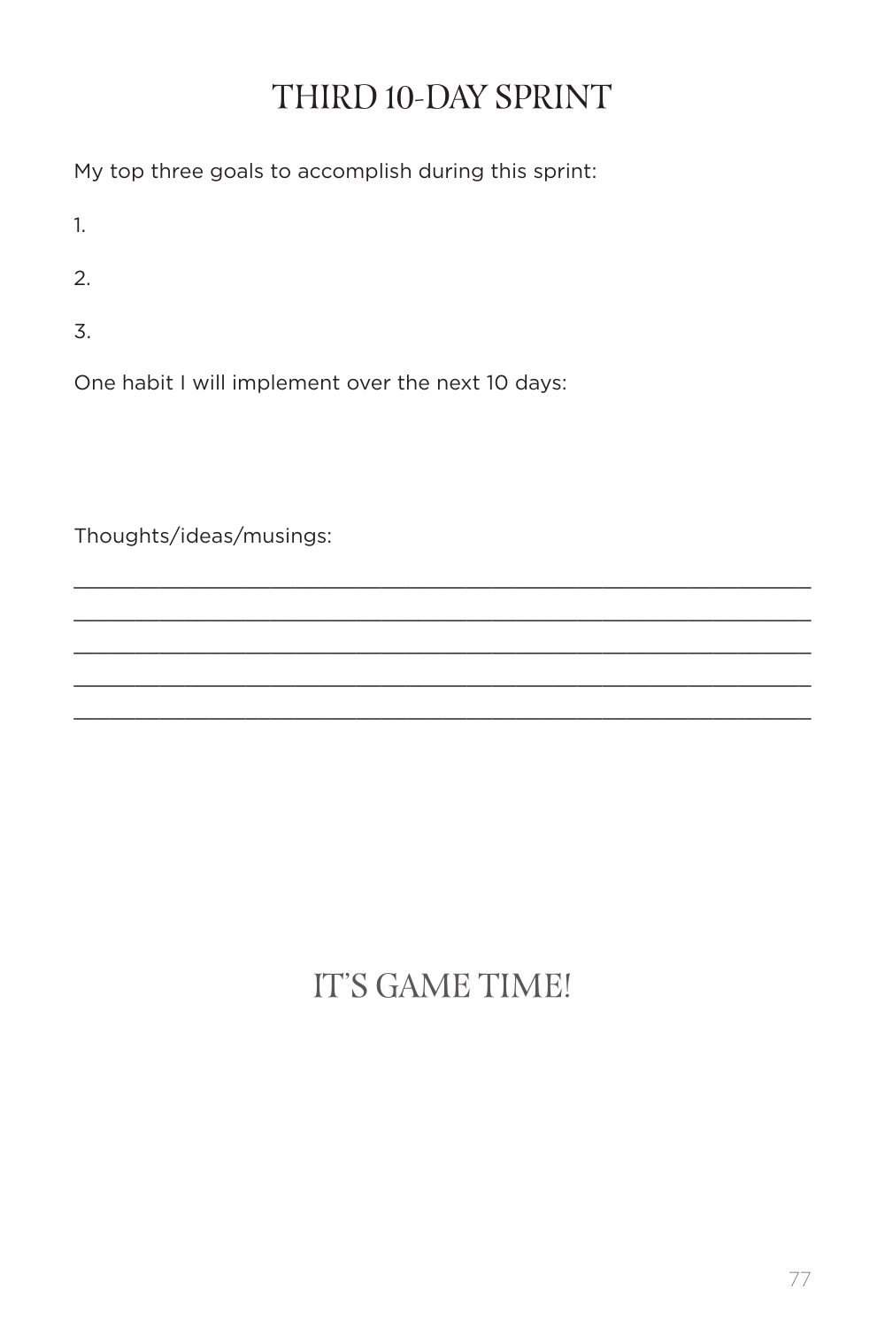# THIRD 10-DAY SPRINT

My top three goals to accomplish during this sprint:

1.

2.

3.

One habit I will implement over the next 10 days:

Thoughts/ideas/musings:

___________________________________________________________

___________________________________________________________

___________________________________________________________

___________________________________________________________

___________________________________________________________

## IT'S GAME TIME!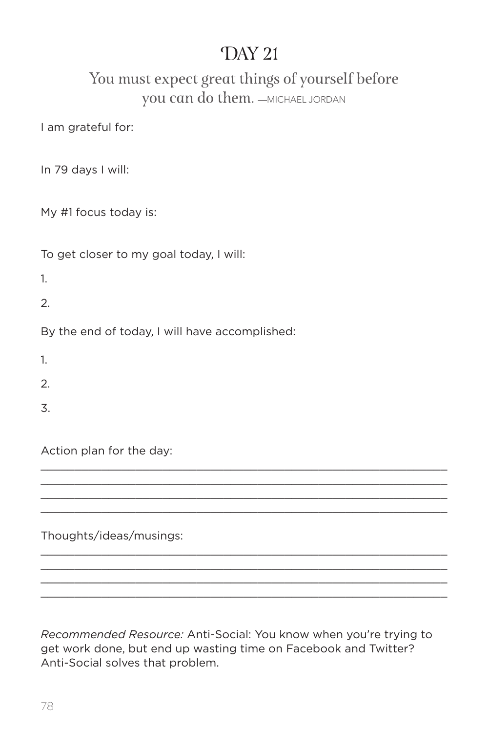# DAY 21

## You must expect great things of yourself before you can do them. —MICHAEL JORDAN

I am grateful for:

In 79 days I will:

My #1 focus today is:

To get closer to my goal today, I will:

1.

2.

By the end of today, I will have accomplished:

1.

2.

3.

Action plan for the day:

_______________________________________________________________

_______________________________________________________________

_______________________________________________________________

_______________________________________________________________

Thoughts/ideas/musings:

_______________________________________________________________

_______________________________________________________________

_______________________________________________________________

_______________________________________________________________

*Recommended Resource:* Anti-Social: You know when you're trying to get work done, but end up wasting time on Facebook and Twitter? Anti-Social solves that problem.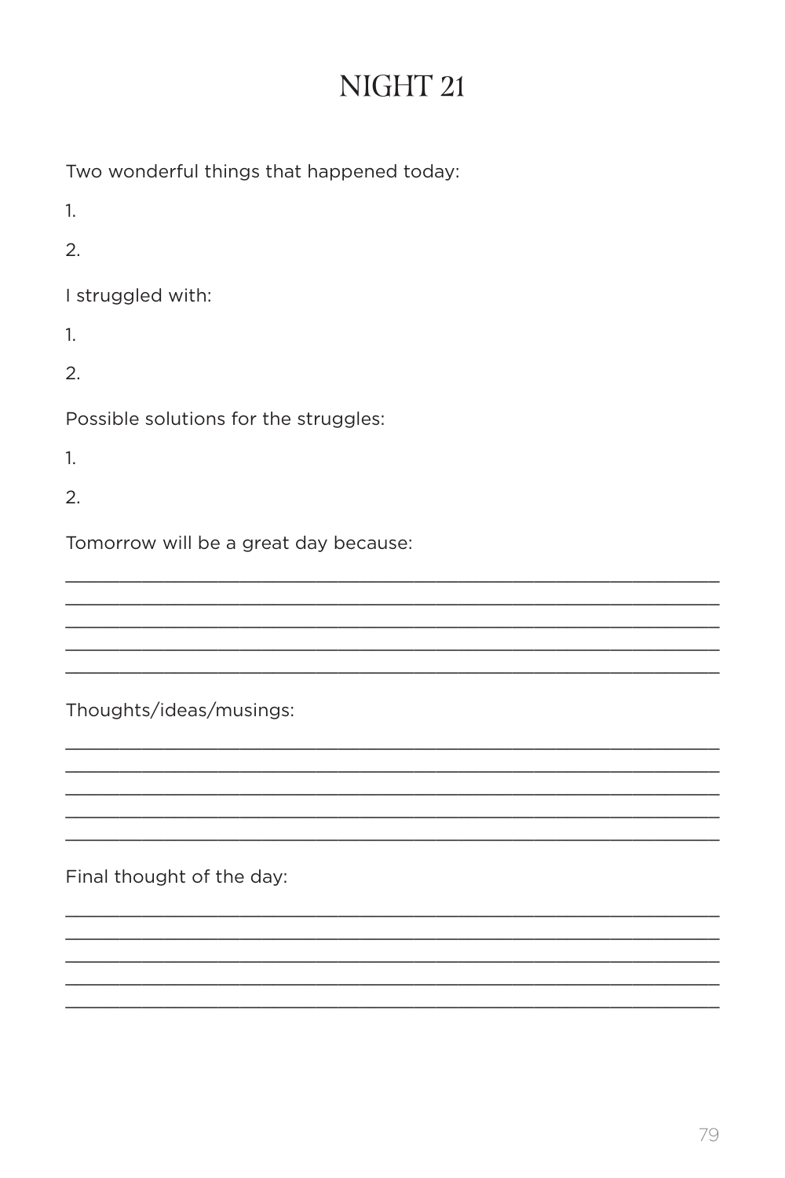# NIGHT 21

Two wonderful things that happened today:

1.

2.

I struggled with:

1.

2.

Possible solutions for the struggles:

1.

2.

Tomorrow will be a great day because:

_______________________________________________________________
_______________________________________________________________
_______________________________________________________________
_______________________________________________________________
_______________________________________________________________

Thoughts/ideas/musings:

_______________________________________________________________
_______________________________________________________________
_______________________________________________________________
_______________________________________________________________
_______________________________________________________________

Final thought of the day:

_______________________________________________________________
_______________________________________________________________
_______________________________________________________________
_______________________________________________________________
_______________________________________________________________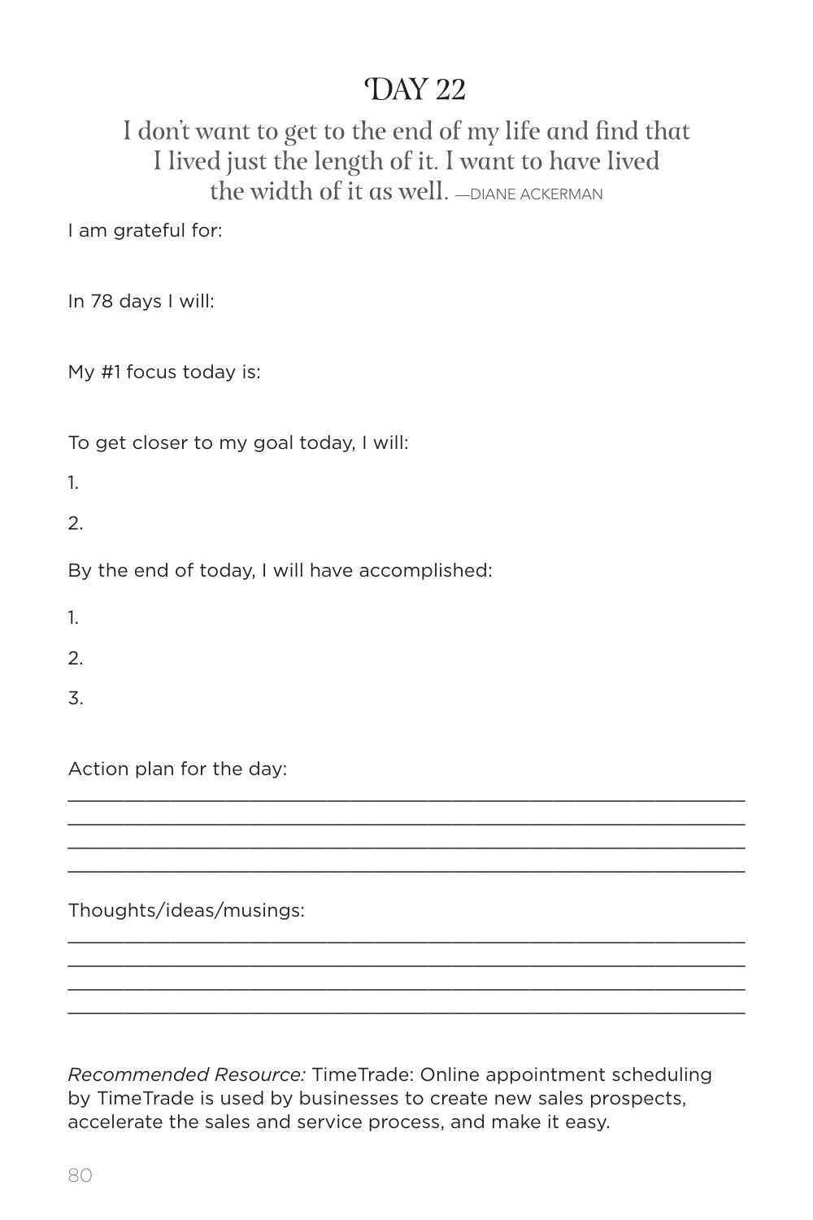# DAY 22

I don't want to get to the end of my life and find that I lived just the length of it. I want to have lived the width of it as well. —DIANE ACKERMAN

I am grateful for:

In 78 days I will:

My #1 focus today is:

To get closer to my goal today, I will:

1.

2.

By the end of today, I will have accomplished:

1.

2.

3.

Action plan for the day:

______________________________________________________________

______________________________________________________________

______________________________________________________________

______________________________________________________________

Thoughts/ideas/musings:

______________________________________________________________

______________________________________________________________

______________________________________________________________

______________________________________________________________

*Recommended Resource:* TimeTrade: Online appointment scheduling by TimeTrade is used by businesses to create new sales prospects, accelerate the sales and service process, and make it easy.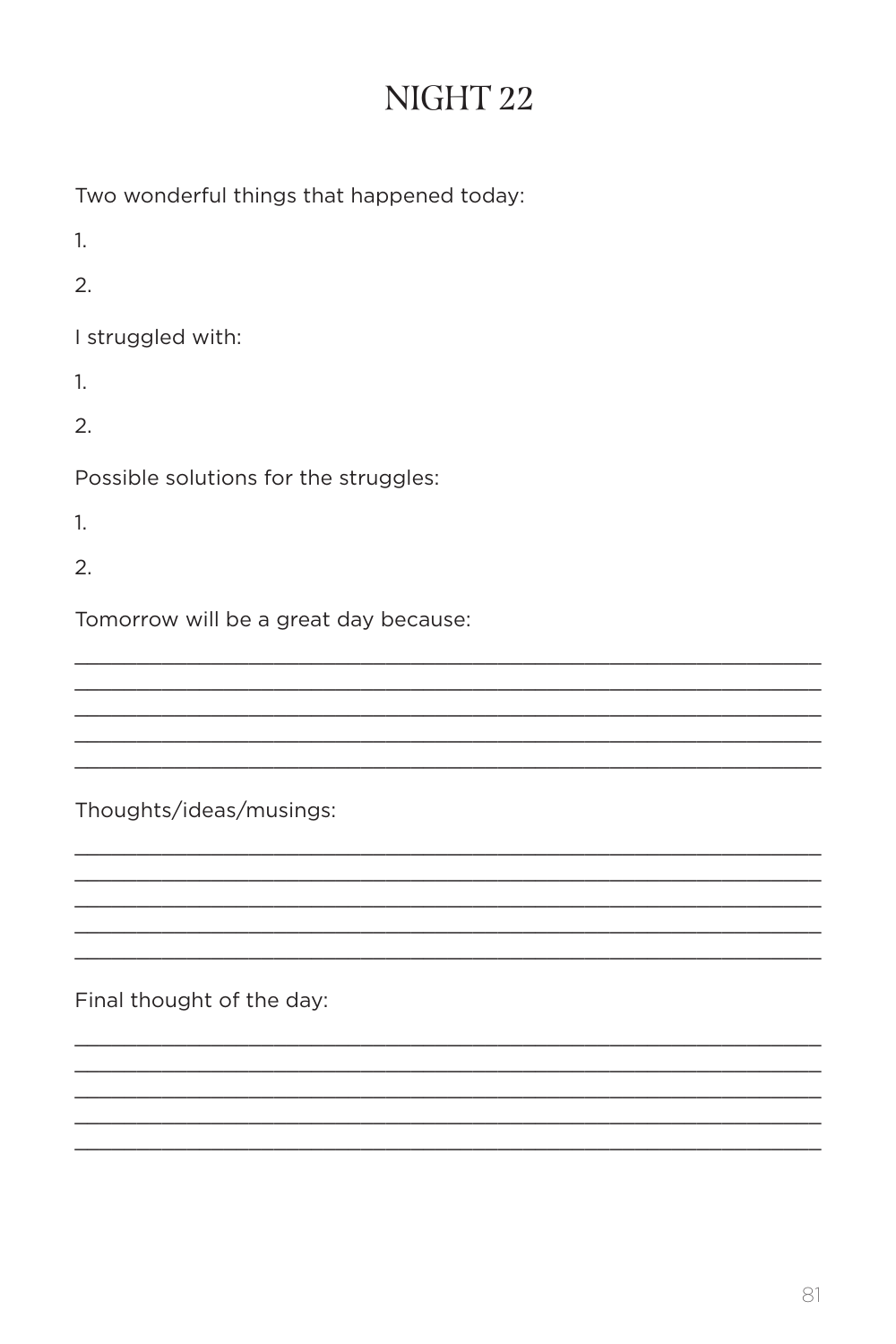# NIGHT 22

Two wonderful things that happened today:

1.

2.

I struggled with:

1.

2.

Possible solutions for the struggles:

1.

2.

Tomorrow will be a great day because:

_______________________________________________________________
_______________________________________________________________
_______________________________________________________________
_______________________________________________________________
_______________________________________________________________

Thoughts/ideas/musings:

_______________________________________________________________
_______________________________________________________________
_______________________________________________________________
_______________________________________________________________
_______________________________________________________________

Final thought of the day:

_______________________________________________________________
_______________________________________________________________
_______________________________________________________________
_______________________________________________________________
_______________________________________________________________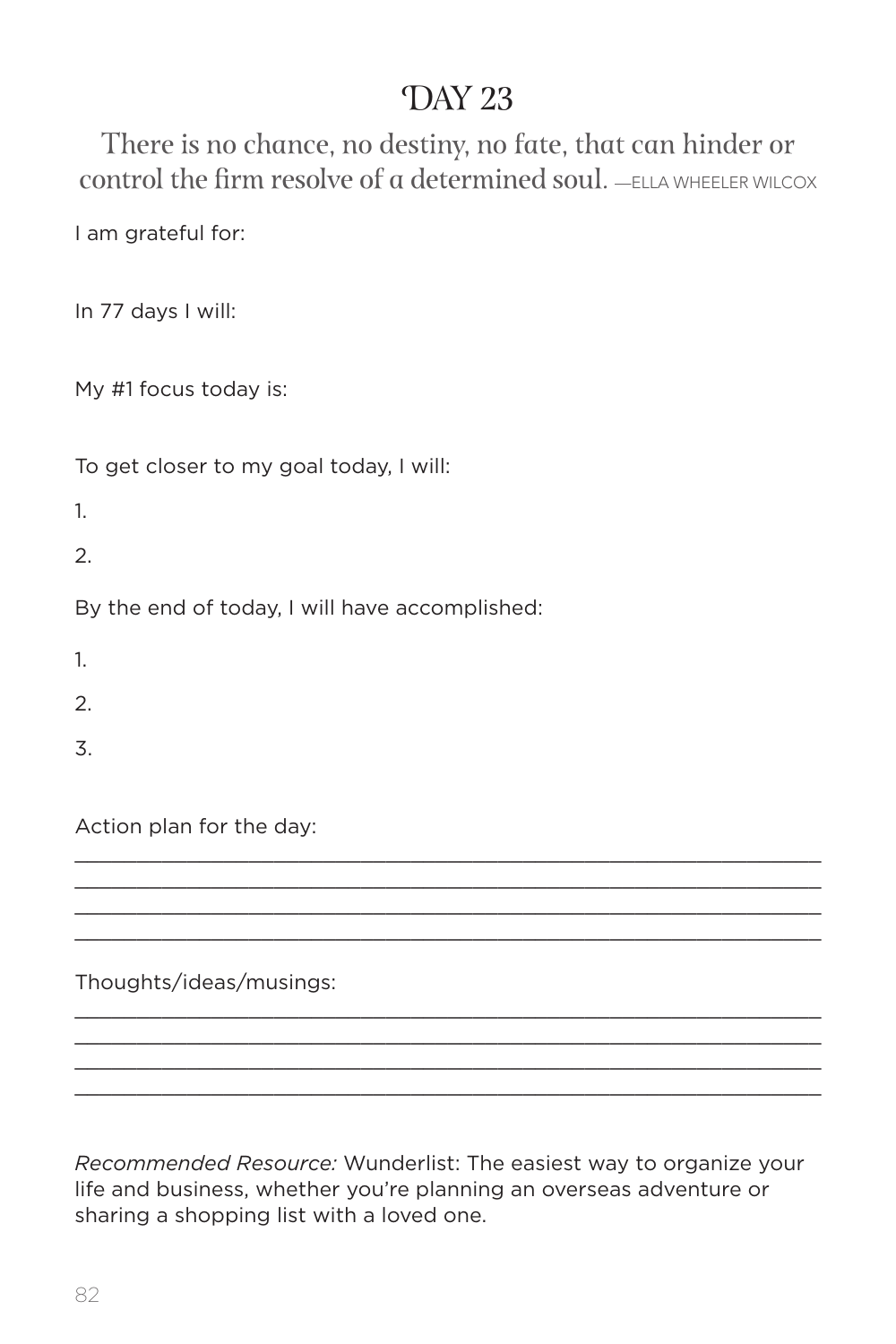# DAY 23

There is no chance, no destiny, no fate, that can hinder or control the firm resolve of a determined soul. —ELLA WHEELER WILCOX

I am grateful for:

In 77 days I will:

My #1 focus today is:

To get closer to my goal today, I will:

1.

2.

By the end of today, I will have accomplished:

1.

2.

3.

Action plan for the day:

\_\_\_\_\_\_\_\_\_\_\_\_\_\_\_\_\_\_\_\_\_\_\_\_\_\_\_\_\_\_\_\_\_\_\_\_\_\_\_\_\_\_\_\_\_\_\_\_\_\_\_\_\_\_\_\_\_\_
\_\_\_\_\_\_\_\_\_\_\_\_\_\_\_\_\_\_\_\_\_\_\_\_\_\_\_\_\_\_\_\_\_\_\_\_\_\_\_\_\_\_\_\_\_\_\_\_\_\_\_\_\_\_\_\_\_\_
\_\_\_\_\_\_\_\_\_\_\_\_\_\_\_\_\_\_\_\_\_\_\_\_\_\_\_\_\_\_\_\_\_\_\_\_\_\_\_\_\_\_\_\_\_\_\_\_\_\_\_\_\_\_\_\_\_\_
\_\_\_\_\_\_\_\_\_\_\_\_\_\_\_\_\_\_\_\_\_\_\_\_\_\_\_\_\_\_\_\_\_\_\_\_\_\_\_\_\_\_\_\_\_\_\_\_\_\_\_\_\_\_\_\_\_\_

Thoughts/ideas/musings:

\_\_\_\_\_\_\_\_\_\_\_\_\_\_\_\_\_\_\_\_\_\_\_\_\_\_\_\_\_\_\_\_\_\_\_\_\_\_\_\_\_\_\_\_\_\_\_\_\_\_\_\_\_\_\_\_\_\_
\_\_\_\_\_\_\_\_\_\_\_\_\_\_\_\_\_\_\_\_\_\_\_\_\_\_\_\_\_\_\_\_\_\_\_\_\_\_\_\_\_\_\_\_\_\_\_\_\_\_\_\_\_\_\_\_\_\_
\_\_\_\_\_\_\_\_\_\_\_\_\_\_\_\_\_\_\_\_\_\_\_\_\_\_\_\_\_\_\_\_\_\_\_\_\_\_\_\_\_\_\_\_\_\_\_\_\_\_\_\_\_\_\_\_\_\_
\_\_\_\_\_\_\_\_\_\_\_\_\_\_\_\_\_\_\_\_\_\_\_\_\_\_\_\_\_\_\_\_\_\_\_\_\_\_\_\_\_\_\_\_\_\_\_\_\_\_\_\_\_\_\_\_\_\_

*Recommended Resource:* Wunderlist: The easiest way to organize your life and business, whether you're planning an overseas adventure or sharing a shopping list with a loved one.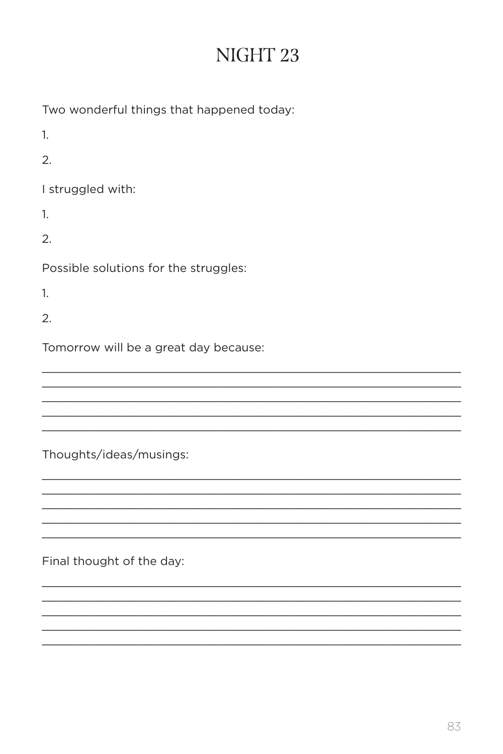# NIGHT 23

Two wonderful things that happened today:

1.

2.

I struggled with:

1.

2.

Possible solutions for the struggles:

1.

2.

Tomorrow will be a great day because:

\_\_\_\_\_\_\_\_\_\_\_\_\_\_\_\_\_\_\_\_\_\_\_\_\_\_\_\_\_\_\_\_\_\_\_\_\_\_\_\_\_\_\_\_\_\_\_\_\_\_\_\_\_\_\_\_\_\_\_\_

\_\_\_\_\_\_\_\_\_\_\_\_\_\_\_\_\_\_\_\_\_\_\_\_\_\_\_\_\_\_\_\_\_\_\_\_\_\_\_\_\_\_\_\_\_\_\_\_\_\_\_\_\_\_\_\_\_\_\_\_

\_\_\_\_\_\_\_\_\_\_\_\_\_\_\_\_\_\_\_\_\_\_\_\_\_\_\_\_\_\_\_\_\_\_\_\_\_\_\_\_\_\_\_\_\_\_\_\_\_\_\_\_\_\_\_\_\_\_\_\_

\_\_\_\_\_\_\_\_\_\_\_\_\_\_\_\_\_\_\_\_\_\_\_\_\_\_\_\_\_\_\_\_\_\_\_\_\_\_\_\_\_\_\_\_\_\_\_\_\_\_\_\_\_\_\_\_\_\_\_\_

\_\_\_\_\_\_\_\_\_\_\_\_\_\_\_\_\_\_\_\_\_\_\_\_\_\_\_\_\_\_\_\_\_\_\_\_\_\_\_\_\_\_\_\_\_\_\_\_\_\_\_\_\_\_\_\_\_\_\_\_

Thoughts/ideas/musings:

\_\_\_\_\_\_\_\_\_\_\_\_\_\_\_\_\_\_\_\_\_\_\_\_\_\_\_\_\_\_\_\_\_\_\_\_\_\_\_\_\_\_\_\_\_\_\_\_\_\_\_\_\_\_\_\_\_\_\_\_

\_\_\_\_\_\_\_\_\_\_\_\_\_\_\_\_\_\_\_\_\_\_\_\_\_\_\_\_\_\_\_\_\_\_\_\_\_\_\_\_\_\_\_\_\_\_\_\_\_\_\_\_\_\_\_\_\_\_\_\_

\_\_\_\_\_\_\_\_\_\_\_\_\_\_\_\_\_\_\_\_\_\_\_\_\_\_\_\_\_\_\_\_\_\_\_\_\_\_\_\_\_\_\_\_\_\_\_\_\_\_\_\_\_\_\_\_\_\_\_\_

\_\_\_\_\_\_\_\_\_\_\_\_\_\_\_\_\_\_\_\_\_\_\_\_\_\_\_\_\_\_\_\_\_\_\_\_\_\_\_\_\_\_\_\_\_\_\_\_\_\_\_\_\_\_\_\_\_\_\_\_

\_\_\_\_\_\_\_\_\_\_\_\_\_\_\_\_\_\_\_\_\_\_\_\_\_\_\_\_\_\_\_\_\_\_\_\_\_\_\_\_\_\_\_\_\_\_\_\_\_\_\_\_\_\_\_\_\_\_\_\_

Final thought of the day:

\_\_\_\_\_\_\_\_\_\_\_\_\_\_\_\_\_\_\_\_\_\_\_\_\_\_\_\_\_\_\_\_\_\_\_\_\_\_\_\_\_\_\_\_\_\_\_\_\_\_\_\_\_\_\_\_\_\_\_\_

\_\_\_\_\_\_\_\_\_\_\_\_\_\_\_\_\_\_\_\_\_\_\_\_\_\_\_\_\_\_\_\_\_\_\_\_\_\_\_\_\_\_\_\_\_\_\_\_\_\_\_\_\_\_\_\_\_\_\_\_

\_\_\_\_\_\_\_\_\_\_\_\_\_\_\_\_\_\_\_\_\_\_\_\_\_\_\_\_\_\_\_\_\_\_\_\_\_\_\_\_\_\_\_\_\_\_\_\_\_\_\_\_\_\_\_\_\_\_\_\_

\_\_\_\_\_\_\_\_\_\_\_\_\_\_\_\_\_\_\_\_\_\_\_\_\_\_\_\_\_\_\_\_\_\_\_\_\_\_\_\_\_\_\_\_\_\_\_\_\_\_\_\_\_\_\_\_\_\_\_\_

\_\_\_\_\_\_\_\_\_\_\_\_\_\_\_\_\_\_\_\_\_\_\_\_\_\_\_\_\_\_\_\_\_\_\_\_\_\_\_\_\_\_\_\_\_\_\_\_\_\_\_\_\_\_\_\_\_\_\_\_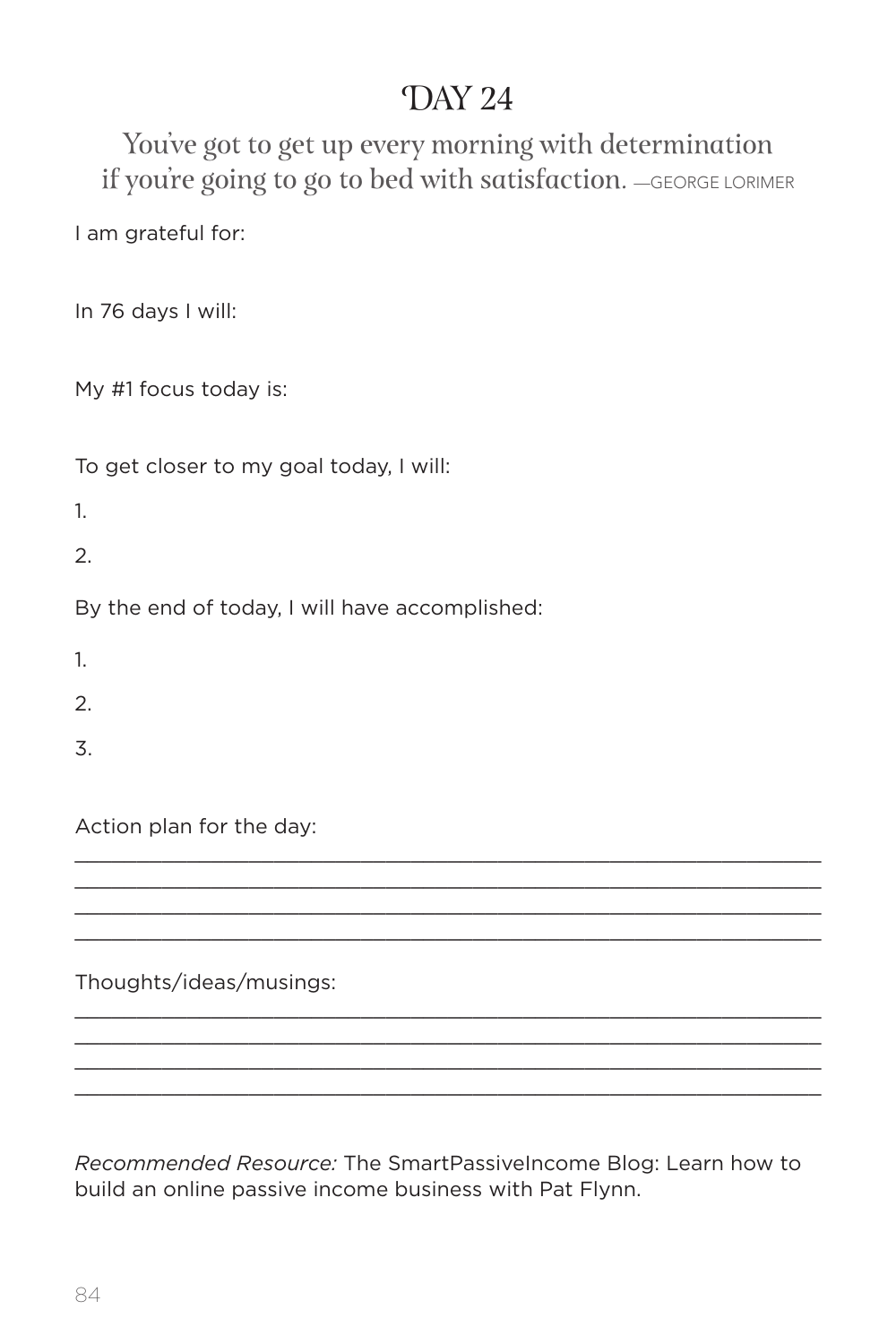# Day 24

You've got to get up every morning with determination if you're going to go to bed with satisfaction. —GEORGE LORIMER

I am grateful for:

In 76 days I will:

My #1 focus today is:

To get closer to my goal today, I will:

1.
2.

By the end of today, I will have accomplished:

1.
2.
3.

Action plan for the day:

\_\_\_\_\_\_\_\_\_\_\_\_\_\_\_\_\_\_\_\_\_\_\_\_\_\_\_\_\_\_\_\_\_\_\_\_\_\_\_\_\_\_\_\_\_\_\_\_\_\_\_\_\_\_\_\_

\_\_\_\_\_\_\_\_\_\_\_\_\_\_\_\_\_\_\_\_\_\_\_\_\_\_\_\_\_\_\_\_\_\_\_\_\_\_\_\_\_\_\_\_\_\_\_\_\_\_\_\_\_\_\_\_

\_\_\_\_\_\_\_\_\_\_\_\_\_\_\_\_\_\_\_\_\_\_\_\_\_\_\_\_\_\_\_\_\_\_\_\_\_\_\_\_\_\_\_\_\_\_\_\_\_\_\_\_\_\_\_\_

\_\_\_\_\_\_\_\_\_\_\_\_\_\_\_\_\_\_\_\_\_\_\_\_\_\_\_\_\_\_\_\_\_\_\_\_\_\_\_\_\_\_\_\_\_\_\_\_\_\_\_\_\_\_\_\_

Thoughts/ideas/musings:

\_\_\_\_\_\_\_\_\_\_\_\_\_\_\_\_\_\_\_\_\_\_\_\_\_\_\_\_\_\_\_\_\_\_\_\_\_\_\_\_\_\_\_\_\_\_\_\_\_\_\_\_\_\_\_\_

\_\_\_\_\_\_\_\_\_\_\_\_\_\_\_\_\_\_\_\_\_\_\_\_\_\_\_\_\_\_\_\_\_\_\_\_\_\_\_\_\_\_\_\_\_\_\_\_\_\_\_\_\_\_\_\_

\_\_\_\_\_\_\_\_\_\_\_\_\_\_\_\_\_\_\_\_\_\_\_\_\_\_\_\_\_\_\_\_\_\_\_\_\_\_\_\_\_\_\_\_\_\_\_\_\_\_\_\_\_\_\_\_

\_\_\_\_\_\_\_\_\_\_\_\_\_\_\_\_\_\_\_\_\_\_\_\_\_\_\_\_\_\_\_\_\_\_\_\_\_\_\_\_\_\_\_\_\_\_\_\_\_\_\_\_\_\_\_\_

*Recommended Resource:* The SmartPassiveIncome Blog: Learn how to build an online passive income business with Pat Flynn.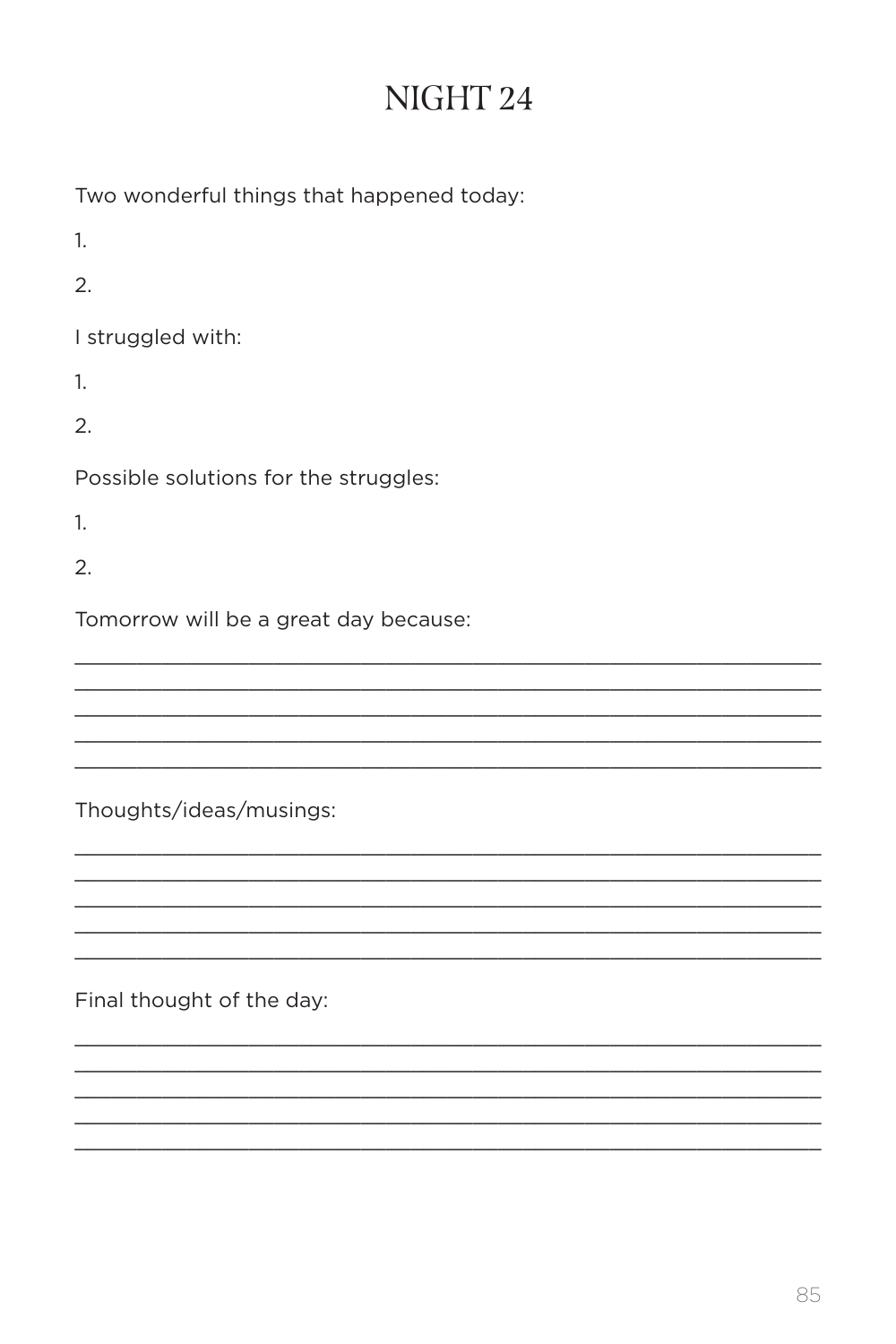# NIGHT 24

Two wonderful things that happened today:

1.

2.

I struggled with:

1.

2.

Possible solutions for the struggles:

1.

2.

Tomorrow will be a great day because:

______________________________________________________________________
______________________________________________________________________
______________________________________________________________________
______________________________________________________________________
______________________________________________________________________

Thoughts/ideas/musings:

______________________________________________________________________
______________________________________________________________________
______________________________________________________________________
______________________________________________________________________
______________________________________________________________________

Final thought of the day:

______________________________________________________________________
______________________________________________________________________
______________________________________________________________________
______________________________________________________________________
______________________________________________________________________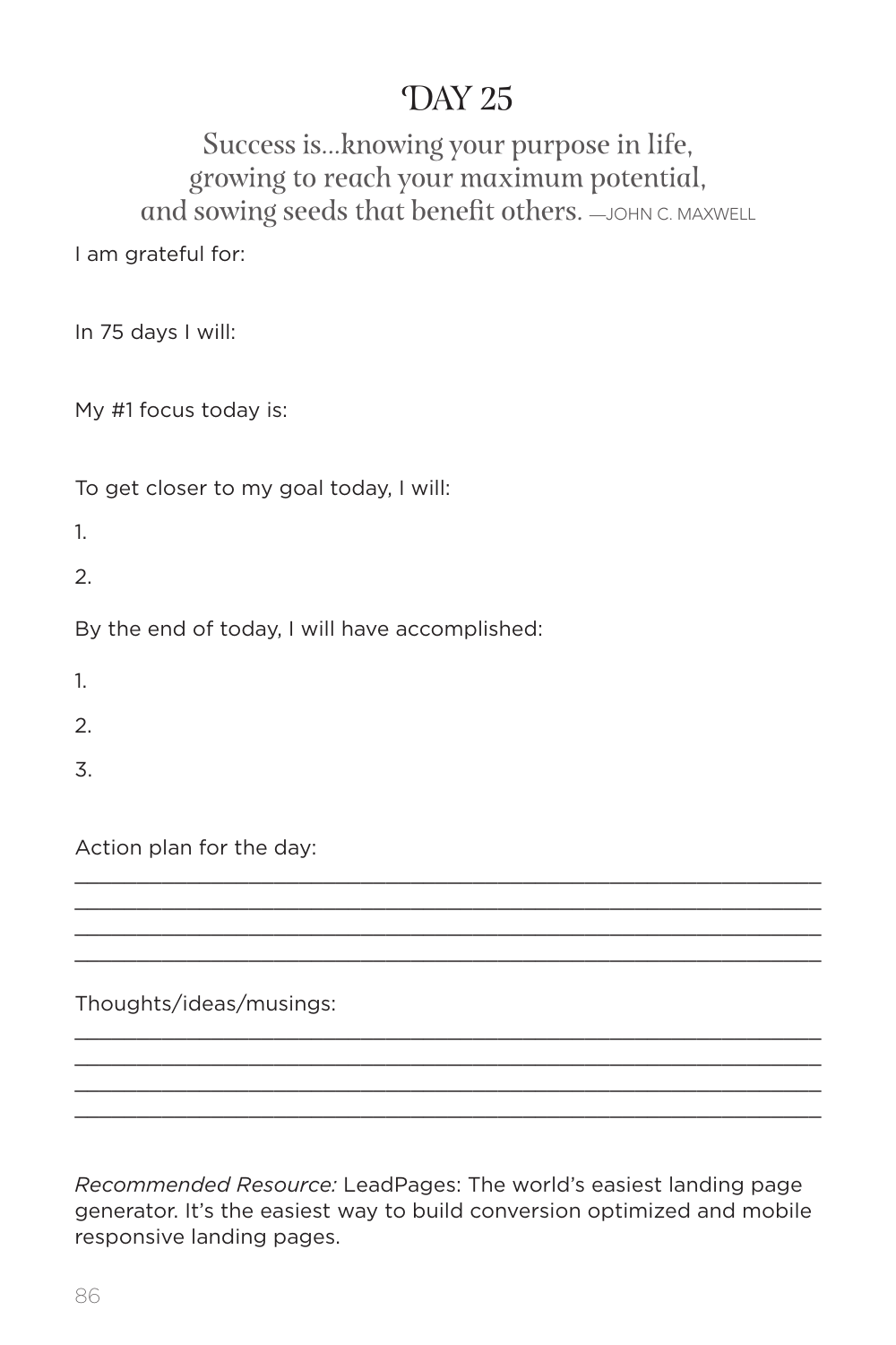# DAY 25

Success is…knowing your purpose in life, growing to reach your maximum potential, and sowing seeds that benefit others. —JOHN C. MAXWELL

I am grateful for:

In 75 days I will:

My #1 focus today is:

To get closer to my goal today, I will:

1.

2.

By the end of today, I will have accomplished:

1.

2.

3.

Action plan for the day:

______________________________________________________________
______________________________________________________________
______________________________________________________________
______________________________________________________________

Thoughts/ideas/musings:

______________________________________________________________
______________________________________________________________
______________________________________________________________
______________________________________________________________

*Recommended Resource:* LeadPages: The world's easiest landing page generator. It's the easiest way to build conversion optimized and mobile responsive landing pages.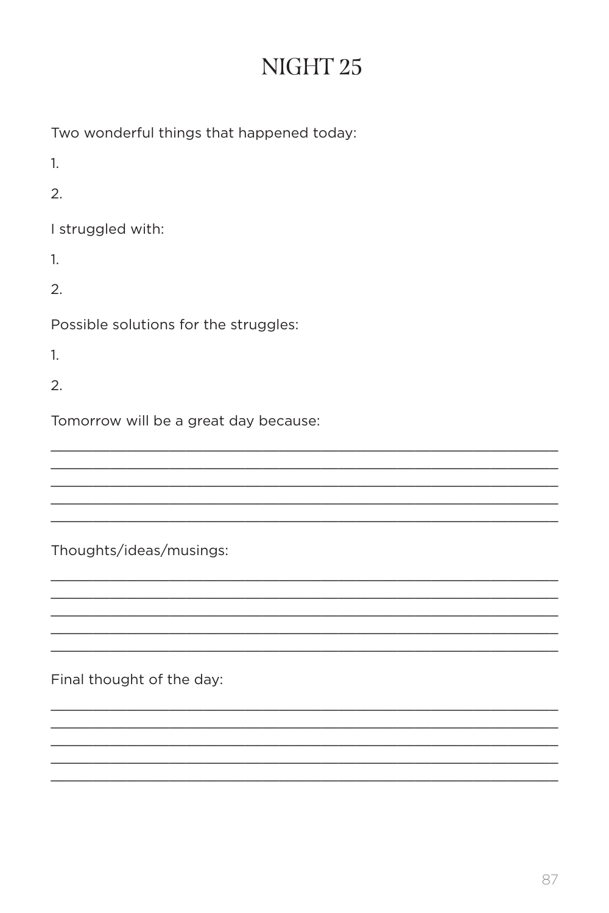# NIGHT 25

Two wonderful things that happened today:

1.

2.

I struggled with:

1.

2.

Possible solutions for the struggles:

1.

2.

Tomorrow will be a great day because:

\_\_\_\_\_\_\_\_\_\_\_\_\_\_\_\_\_\_\_\_\_\_\_\_\_\_\_\_\_\_\_\_\_\_\_\_\_\_\_\_\_\_\_\_\_\_\_\_\_\_\_\_\_\_\_\_\_\_\_\_
\_\_\_\_\_\_\_\_\_\_\_\_\_\_\_\_\_\_\_\_\_\_\_\_\_\_\_\_\_\_\_\_\_\_\_\_\_\_\_\_\_\_\_\_\_\_\_\_\_\_\_\_\_\_\_\_\_\_\_\_
\_\_\_\_\_\_\_\_\_\_\_\_\_\_\_\_\_\_\_\_\_\_\_\_\_\_\_\_\_\_\_\_\_\_\_\_\_\_\_\_\_\_\_\_\_\_\_\_\_\_\_\_\_\_\_\_\_\_\_\_
\_\_\_\_\_\_\_\_\_\_\_\_\_\_\_\_\_\_\_\_\_\_\_\_\_\_\_\_\_\_\_\_\_\_\_\_\_\_\_\_\_\_\_\_\_\_\_\_\_\_\_\_\_\_\_\_\_\_\_\_
\_\_\_\_\_\_\_\_\_\_\_\_\_\_\_\_\_\_\_\_\_\_\_\_\_\_\_\_\_\_\_\_\_\_\_\_\_\_\_\_\_\_\_\_\_\_\_\_\_\_\_\_\_\_\_\_\_\_\_\_

Thoughts/ideas/musings:

\_\_\_\_\_\_\_\_\_\_\_\_\_\_\_\_\_\_\_\_\_\_\_\_\_\_\_\_\_\_\_\_\_\_\_\_\_\_\_\_\_\_\_\_\_\_\_\_\_\_\_\_\_\_\_\_\_\_\_\_
\_\_\_\_\_\_\_\_\_\_\_\_\_\_\_\_\_\_\_\_\_\_\_\_\_\_\_\_\_\_\_\_\_\_\_\_\_\_\_\_\_\_\_\_\_\_\_\_\_\_\_\_\_\_\_\_\_\_\_\_
\_\_\_\_\_\_\_\_\_\_\_\_\_\_\_\_\_\_\_\_\_\_\_\_\_\_\_\_\_\_\_\_\_\_\_\_\_\_\_\_\_\_\_\_\_\_\_\_\_\_\_\_\_\_\_\_\_\_\_\_
\_\_\_\_\_\_\_\_\_\_\_\_\_\_\_\_\_\_\_\_\_\_\_\_\_\_\_\_\_\_\_\_\_\_\_\_\_\_\_\_\_\_\_\_\_\_\_\_\_\_\_\_\_\_\_\_\_\_\_\_
\_\_\_\_\_\_\_\_\_\_\_\_\_\_\_\_\_\_\_\_\_\_\_\_\_\_\_\_\_\_\_\_\_\_\_\_\_\_\_\_\_\_\_\_\_\_\_\_\_\_\_\_\_\_\_\_\_\_\_\_

Final thought of the day:

\_\_\_\_\_\_\_\_\_\_\_\_\_\_\_\_\_\_\_\_\_\_\_\_\_\_\_\_\_\_\_\_\_\_\_\_\_\_\_\_\_\_\_\_\_\_\_\_\_\_\_\_\_\_\_\_\_\_\_\_
\_\_\_\_\_\_\_\_\_\_\_\_\_\_\_\_\_\_\_\_\_\_\_\_\_\_\_\_\_\_\_\_\_\_\_\_\_\_\_\_\_\_\_\_\_\_\_\_\_\_\_\_\_\_\_\_\_\_\_\_
\_\_\_\_\_\_\_\_\_\_\_\_\_\_\_\_\_\_\_\_\_\_\_\_\_\_\_\_\_\_\_\_\_\_\_\_\_\_\_\_\_\_\_\_\_\_\_\_\_\_\_\_\_\_\_\_\_\_\_\_
\_\_\_\_\_\_\_\_\_\_\_\_\_\_\_\_\_\_\_\_\_\_\_\_\_\_\_\_\_\_\_\_\_\_\_\_\_\_\_\_\_\_\_\_\_\_\_\_\_\_\_\_\_\_\_\_\_\_\_\_
\_\_\_\_\_\_\_\_\_\_\_\_\_\_\_\_\_\_\_\_\_\_\_\_\_\_\_\_\_\_\_\_\_\_\_\_\_\_\_\_\_\_\_\_\_\_\_\_\_\_\_\_\_\_\_\_\_\_\_\_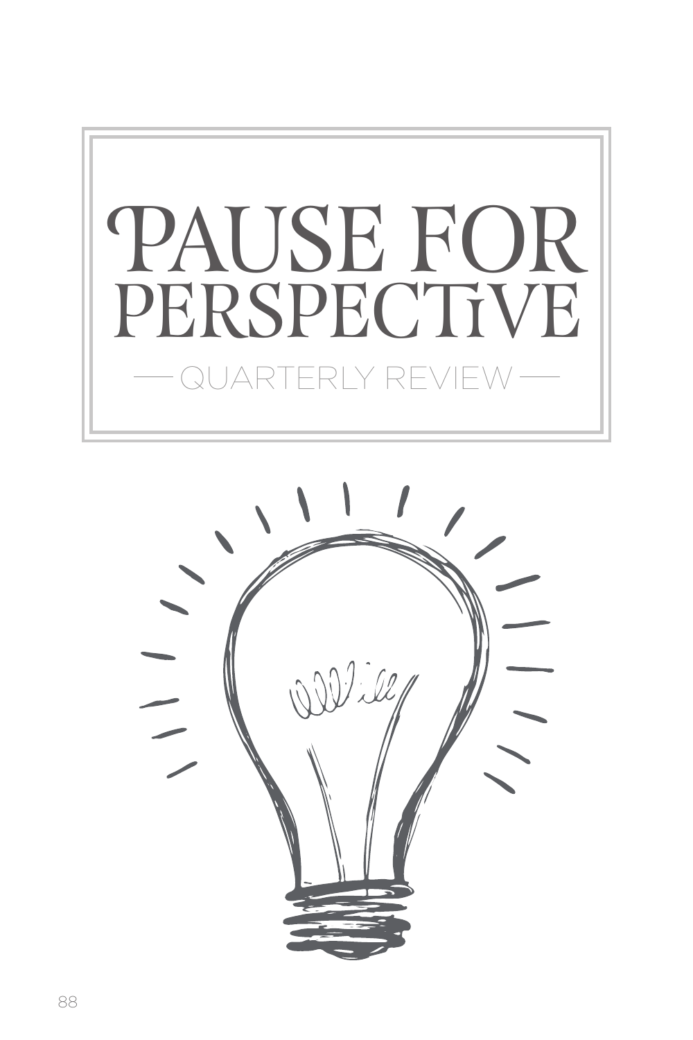# PAUSE FOR PERSPECTIVE

— QUARTERLY REVIEW —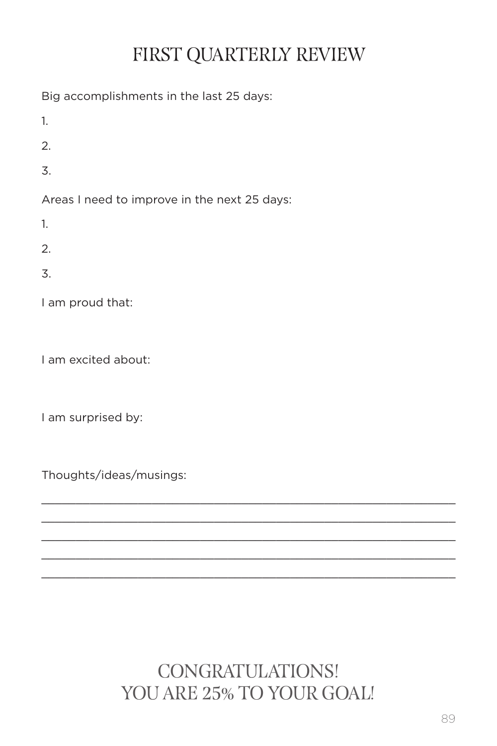# FIRST QUARTERLY REVIEW

Big accomplishments in the last 25 days:

1.

2.

3.

Areas I need to improve in the next 25 days:

1.

2.

3.

I am proud that:

I am excited about:

I am surprised by:

Thoughts/ideas/musings:

\_\_\_\_\_\_\_\_\_\_\_\_\_\_\_\_\_\_\_\_\_\_\_\_\_\_\_\_\_\_\_\_\_\_\_\_\_\_\_\_\_\_\_\_\_\_\_\_\_\_\_\_\_\_\_\_

\_\_\_\_\_\_\_\_\_\_\_\_\_\_\_\_\_\_\_\_\_\_\_\_\_\_\_\_\_\_\_\_\_\_\_\_\_\_\_\_\_\_\_\_\_\_\_\_\_\_\_\_\_\_\_\_

\_\_\_\_\_\_\_\_\_\_\_\_\_\_\_\_\_\_\_\_\_\_\_\_\_\_\_\_\_\_\_\_\_\_\_\_\_\_\_\_\_\_\_\_\_\_\_\_\_\_\_\_\_\_\_\_

\_\_\_\_\_\_\_\_\_\_\_\_\_\_\_\_\_\_\_\_\_\_\_\_\_\_\_\_\_\_\_\_\_\_\_\_\_\_\_\_\_\_\_\_\_\_\_\_\_\_\_\_\_\_\_\_

\_\_\_\_\_\_\_\_\_\_\_\_\_\_\_\_\_\_\_\_\_\_\_\_\_\_\_\_\_\_\_\_\_\_\_\_\_\_\_\_\_\_\_\_\_\_\_\_\_\_\_\_\_\_\_\_

## CONGRATULATIONS!
## YOU ARE 25% TO YOUR GOAL!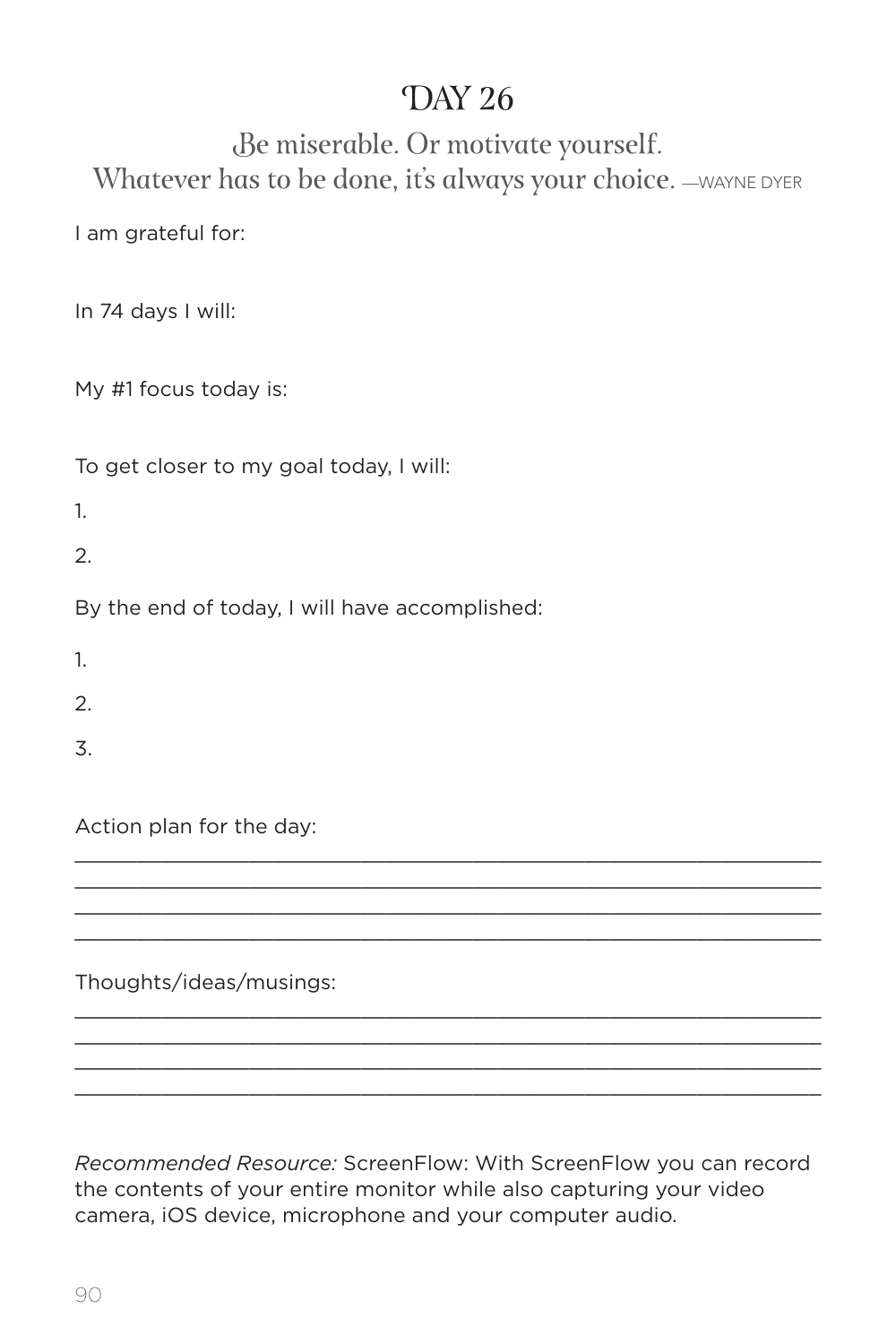# DAY 26

Be miserable. Or motivate yourself.
Whatever has to be done, it's always your choice. —WAYNE DYER

I am grateful for:

In 74 days I will:

My #1 focus today is:

To get closer to my goal today, I will:

1.

2.

By the end of today, I will have accomplished:

1.

2.

3.

Action plan for the day:

_______________________________________________________________

_______________________________________________________________

_______________________________________________________________

_______________________________________________________________

Thoughts/ideas/musings:

_______________________________________________________________

_______________________________________________________________

_______________________________________________________________

_______________________________________________________________

*Recommended Resource:* ScreenFlow: With ScreenFlow you can record the contents of your entire monitor while also capturing your video camera, iOS device, microphone and your computer audio.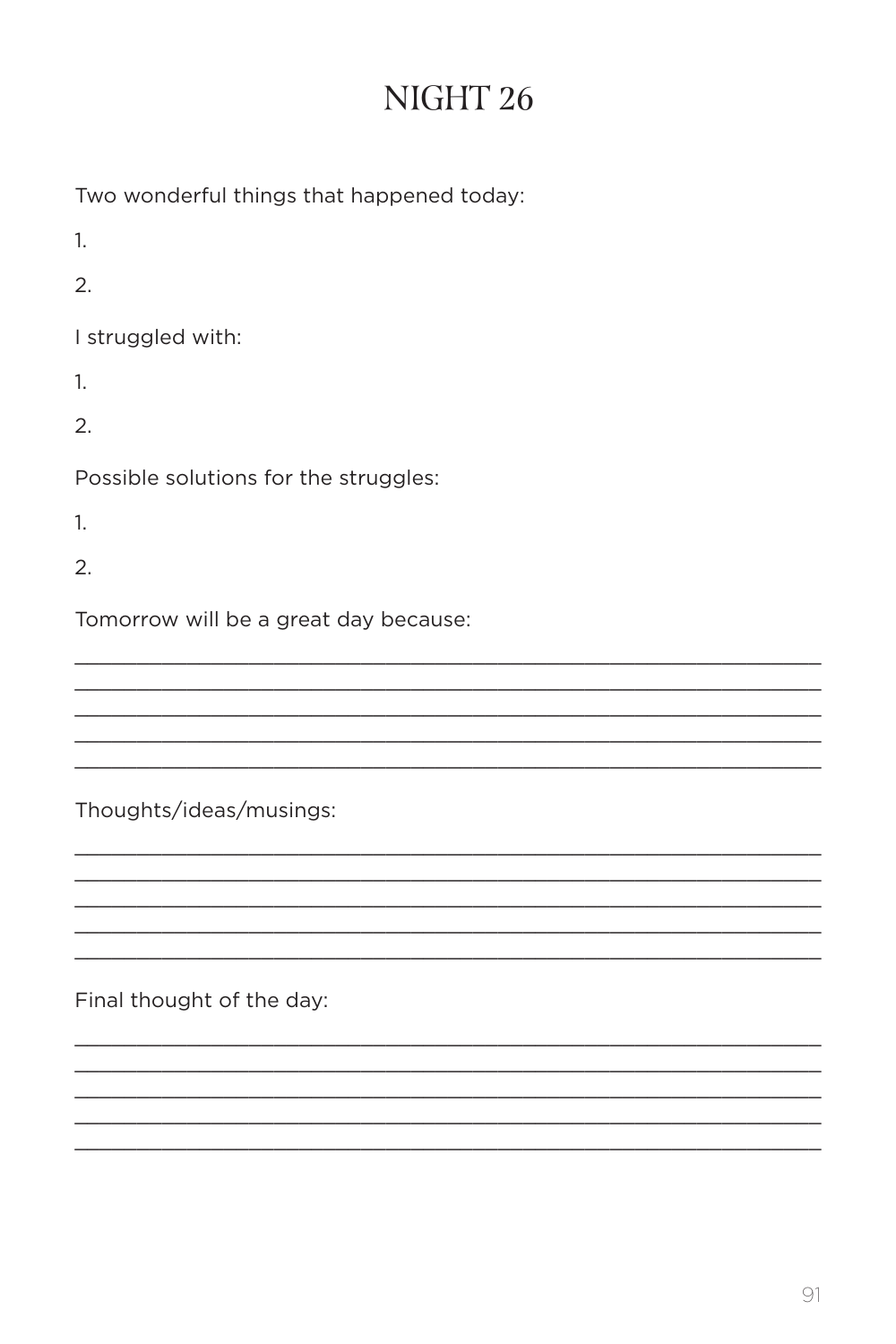# NIGHT 26

Two wonderful things that happened today:

1.

2.

I struggled with:

1.

2.

Possible solutions for the struggles:

1.

2.

Tomorrow will be a great day because:

_______________________________________________________________
_______________________________________________________________
_______________________________________________________________
_______________________________________________________________
_______________________________________________________________

Thoughts/ideas/musings:

_______________________________________________________________
_______________________________________________________________
_______________________________________________________________
_______________________________________________________________
_______________________________________________________________

Final thought of the day:

_______________________________________________________________
_______________________________________________________________
_______________________________________________________________
_______________________________________________________________
_______________________________________________________________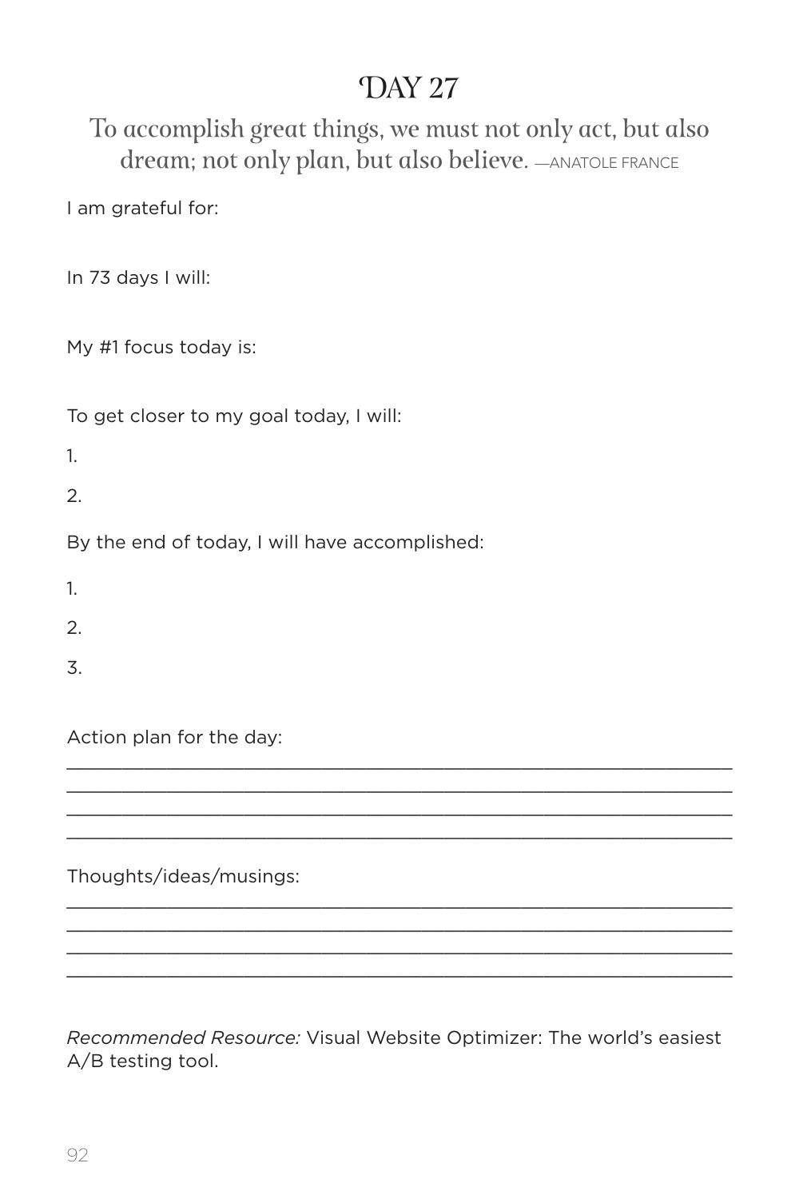# DAY 27

To accomplish great things, we must not only act, but also dream; not only plan, but also believe. —ANATOLE FRANCE

I am grateful for:

In 73 days I will:

My #1 focus today is:

To get closer to my goal today, I will:

1.

2.

By the end of today, I will have accomplished:

1.

2.

3.

Action plan for the day:

______________________________________________________________
______________________________________________________________
______________________________________________________________
______________________________________________________________

Thoughts/ideas/musings:

______________________________________________________________
______________________________________________________________
______________________________________________________________
______________________________________________________________

*Recommended Resource:* Visual Website Optimizer: The world's easiest A/B testing tool.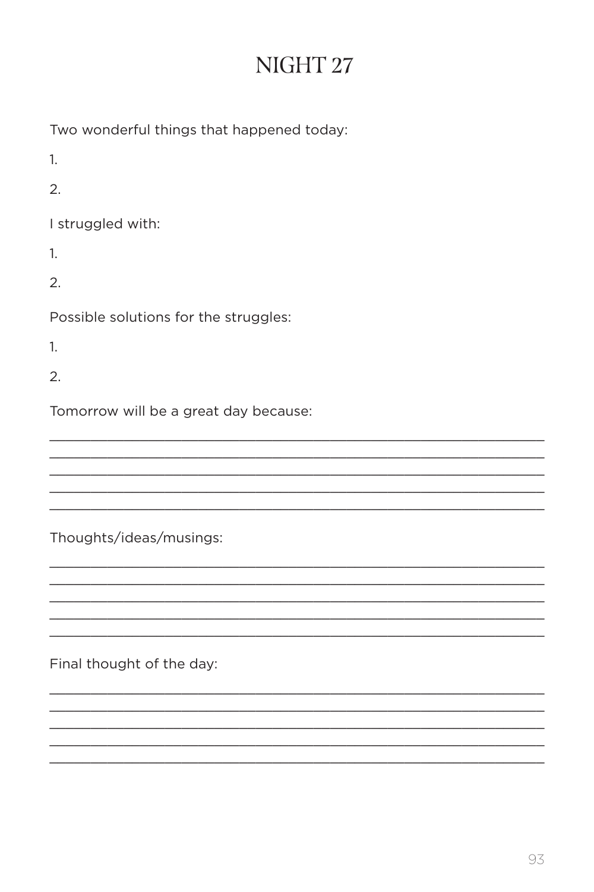# NIGHT 27

Two wonderful things that happened today:

1.

2.

I struggled with:

1.

2.

Possible solutions for the struggles:

1.

2.

Tomorrow will be a great day because:

______________________________________________________________
______________________________________________________________
______________________________________________________________
______________________________________________________________
______________________________________________________________

Thoughts/ideas/musings:

______________________________________________________________
______________________________________________________________
______________________________________________________________
______________________________________________________________
______________________________________________________________

Final thought of the day:

______________________________________________________________
______________________________________________________________
______________________________________________________________
______________________________________________________________
______________________________________________________________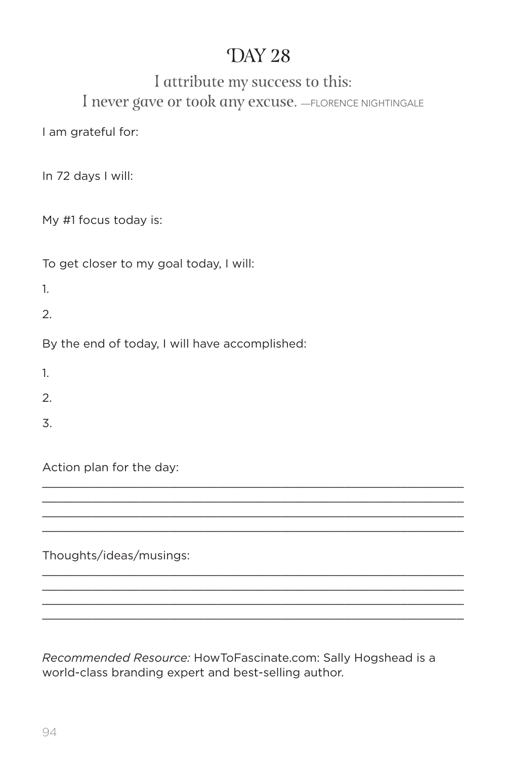# DAY 28

## I attribute my success to this: I never gave or took any excuse. —FLORENCE NIGHTINGALE

I am grateful for:

In 72 days I will:

My #1 focus today is:

To get closer to my goal today, I will:

1.

2.

By the end of today, I will have accomplished:

1.

2.

3.

Action plan for the day:

______________________________________________________________

______________________________________________________________

______________________________________________________________

______________________________________________________________

Thoughts/ideas/musings:

______________________________________________________________

______________________________________________________________

______________________________________________________________

______________________________________________________________

*Recommended Resource:* HowToFascinate.com: Sally Hogshead is a world-class branding expert and best-selling author.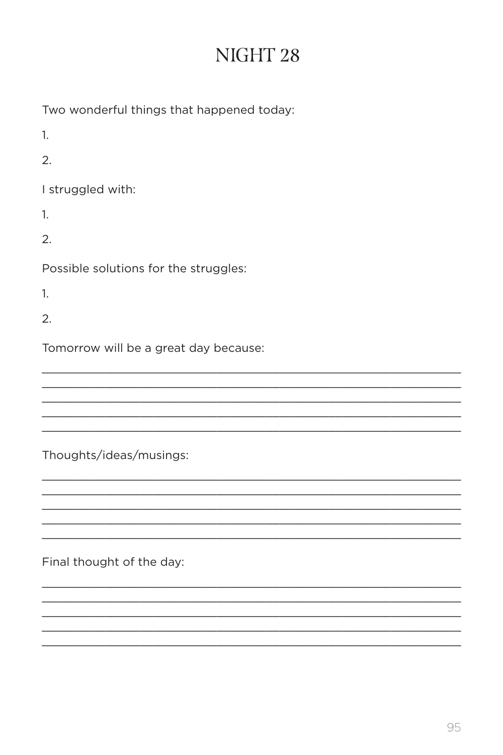# NIGHT 28

Two wonderful things that happened today:

1.

2.

I struggled with:

1.

2.

Possible solutions for the struggles:

1.

2.

Tomorrow will be a great day because:

_______________________________________________________________
_______________________________________________________________
_______________________________________________________________
_______________________________________________________________
_______________________________________________________________

Thoughts/ideas/musings:

_______________________________________________________________
_______________________________________________________________
_______________________________________________________________
_______________________________________________________________
_______________________________________________________________

Final thought of the day:

_______________________________________________________________
_______________________________________________________________
_______________________________________________________________
_______________________________________________________________
_______________________________________________________________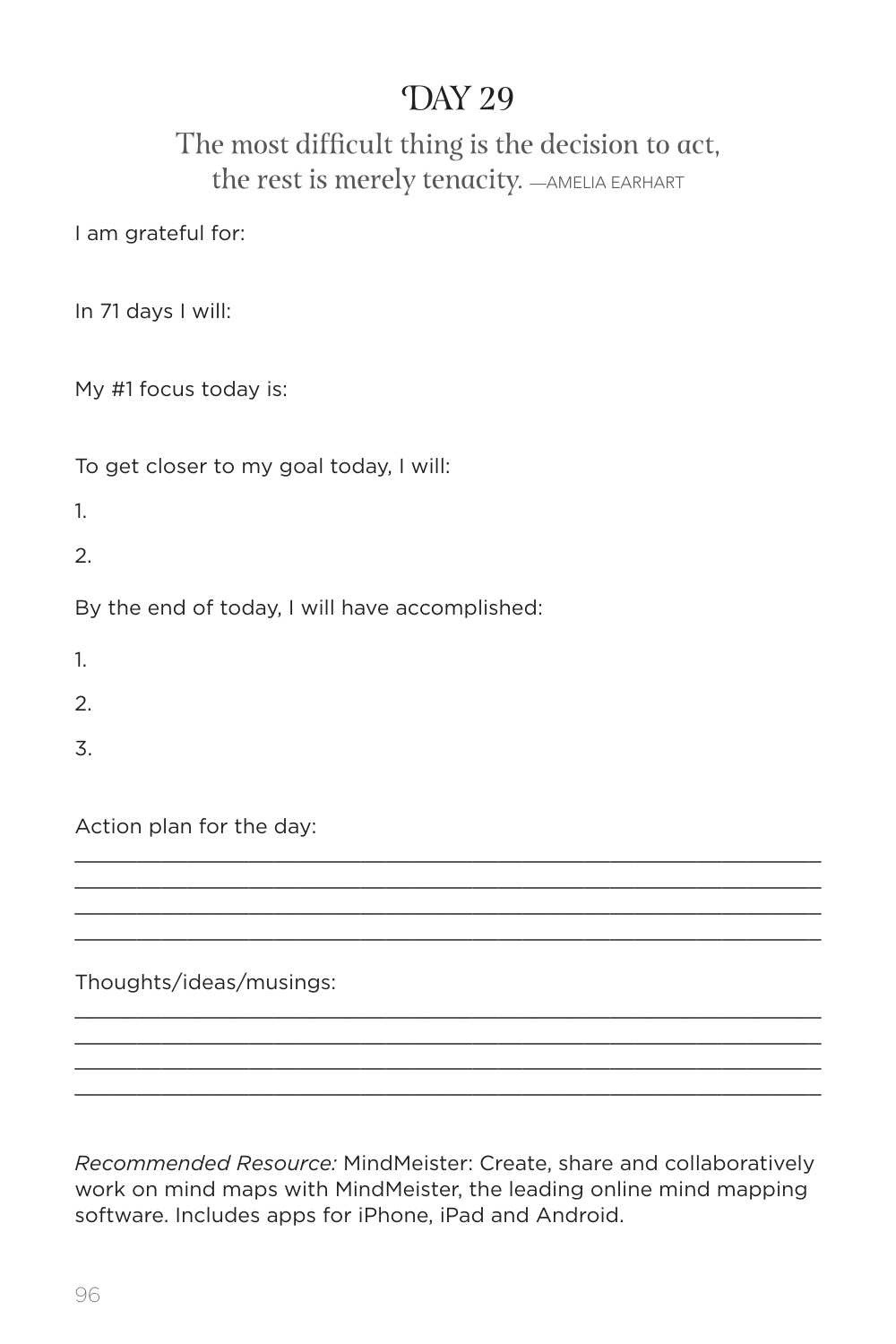# DAY 29

The most difficult thing is the decision to act, the rest is merely tenacity. —AMELIA EARHART

I am grateful for:

In 71 days I will:

My #1 focus today is:

To get closer to my goal today, I will:

1.

2.

By the end of today, I will have accomplished:

1.

2.

3.

Action plan for the day:

_______________________________________________________________
_______________________________________________________________
_______________________________________________________________
_______________________________________________________________

Thoughts/ideas/musings:

_______________________________________________________________
_______________________________________________________________
_______________________________________________________________
_______________________________________________________________

*Recommended Resource:* MindMeister: Create, share and collaboratively work on mind maps with MindMeister, the leading online mind mapping software. Includes apps for iPhone, iPad and Android.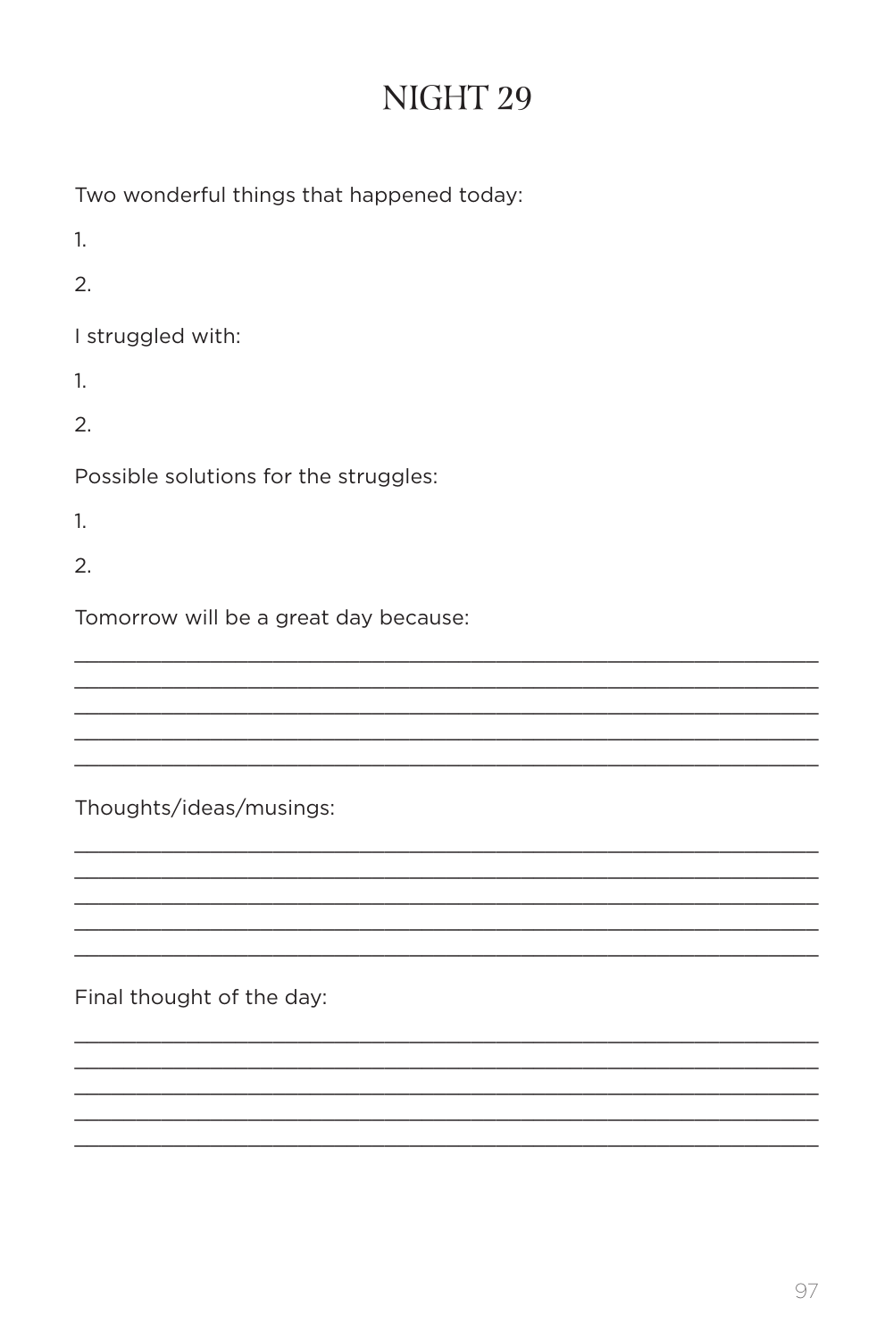# NIGHT 29

Two wonderful things that happened today:

1.

2.

I struggled with:

1.

2.

Possible solutions for the struggles:

1.

2.

Tomorrow will be a great day because:

_______________________________________________________________

_______________________________________________________________

_______________________________________________________________

_______________________________________________________________

_______________________________________________________________

Thoughts/ideas/musings:

_______________________________________________________________

_______________________________________________________________

_______________________________________________________________

_______________________________________________________________

_______________________________________________________________

Final thought of the day:

_______________________________________________________________

_______________________________________________________________

_______________________________________________________________

_______________________________________________________________

_______________________________________________________________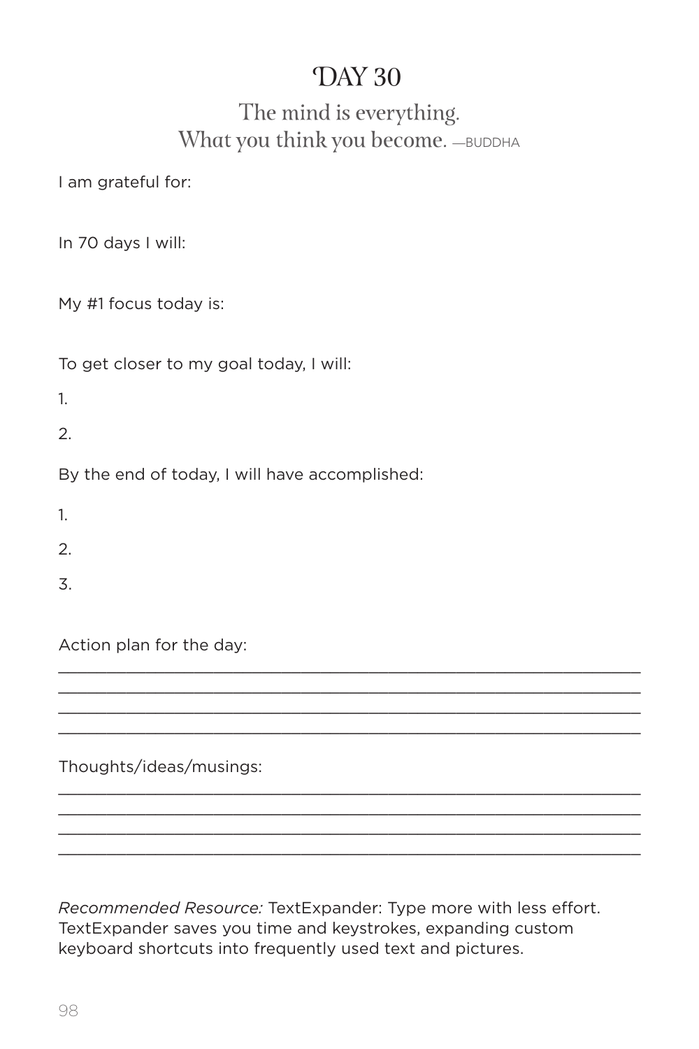# DAY 30

## The mind is everything. What you think you become. —BUDDHA

I am grateful for:

In 70 days I will:

My #1 focus today is:

To get closer to my goal today, I will:

1.

2.

By the end of today, I will have accomplished:

1.

2.

3.

Action plan for the day:

____________________________________________________________

____________________________________________________________

____________________________________________________________

____________________________________________________________

Thoughts/ideas/musings:

____________________________________________________________

____________________________________________________________

____________________________________________________________

____________________________________________________________

*Recommended Resource:* TextExpander: Type more with less effort. TextExpander saves you time and keystrokes, expanding custom keyboard shortcuts into frequently used text and pictures.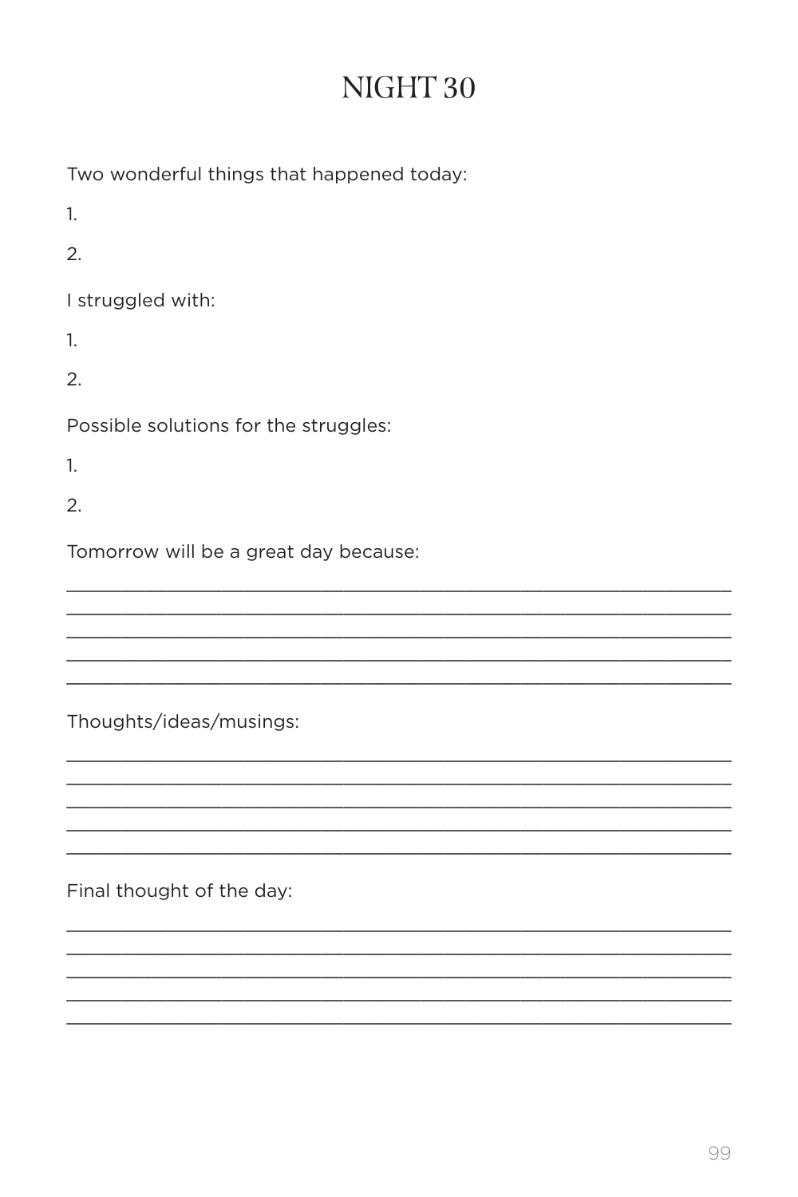# NIGHT 30

Two wonderful things that happened today:

1.

2.

I struggled with:

1.

2.

Possible solutions for the struggles:

1.

2.

Tomorrow will be a great day because:

______________________________________________________________

______________________________________________________________

______________________________________________________________

______________________________________________________________

______________________________________________________________

Thoughts/ideas/musings:

______________________________________________________________

______________________________________________________________

______________________________________________________________

______________________________________________________________

______________________________________________________________

Final thought of the day:

______________________________________________________________

______________________________________________________________

______________________________________________________________

______________________________________________________________

______________________________________________________________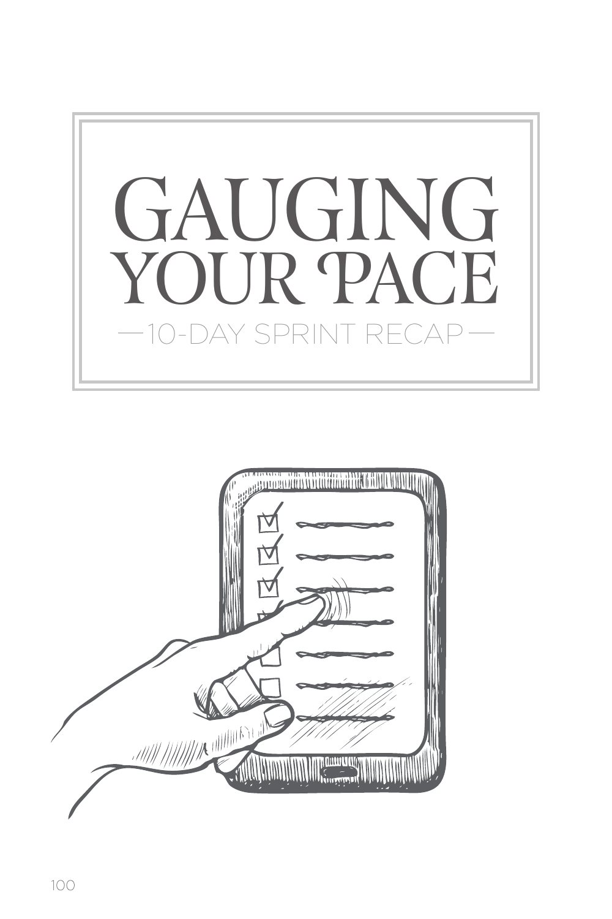# GAUGING YOUR PACE

—10-DAY SPRINT RECAP—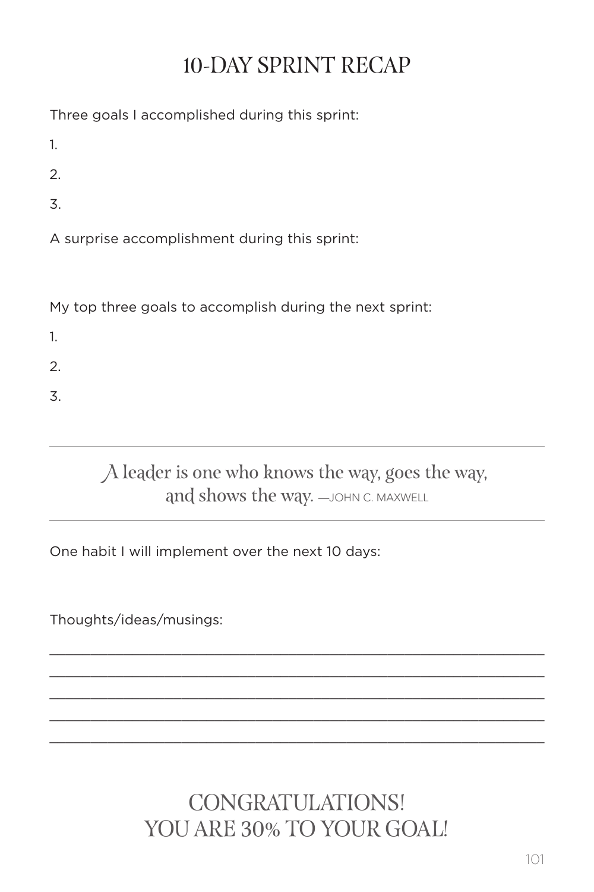# 10-DAY SPRINT RECAP

Three goals I accomplished during this sprint:

1.

2.

3.

A surprise accomplishment during this sprint:

My top three goals to accomplish during the next sprint:

1.

2.

3.

---

*A leader is one who knows the way, goes the way, and shows the way.* —JOHN C. MAXWELL

---

One habit I will implement over the next 10 days:

Thoughts/ideas/musings:

______________________________________________________________

______________________________________________________________

______________________________________________________________

______________________________________________________________

______________________________________________________________

## CONGRATULATIONS!
## YOU ARE 30% TO YOUR GOAL!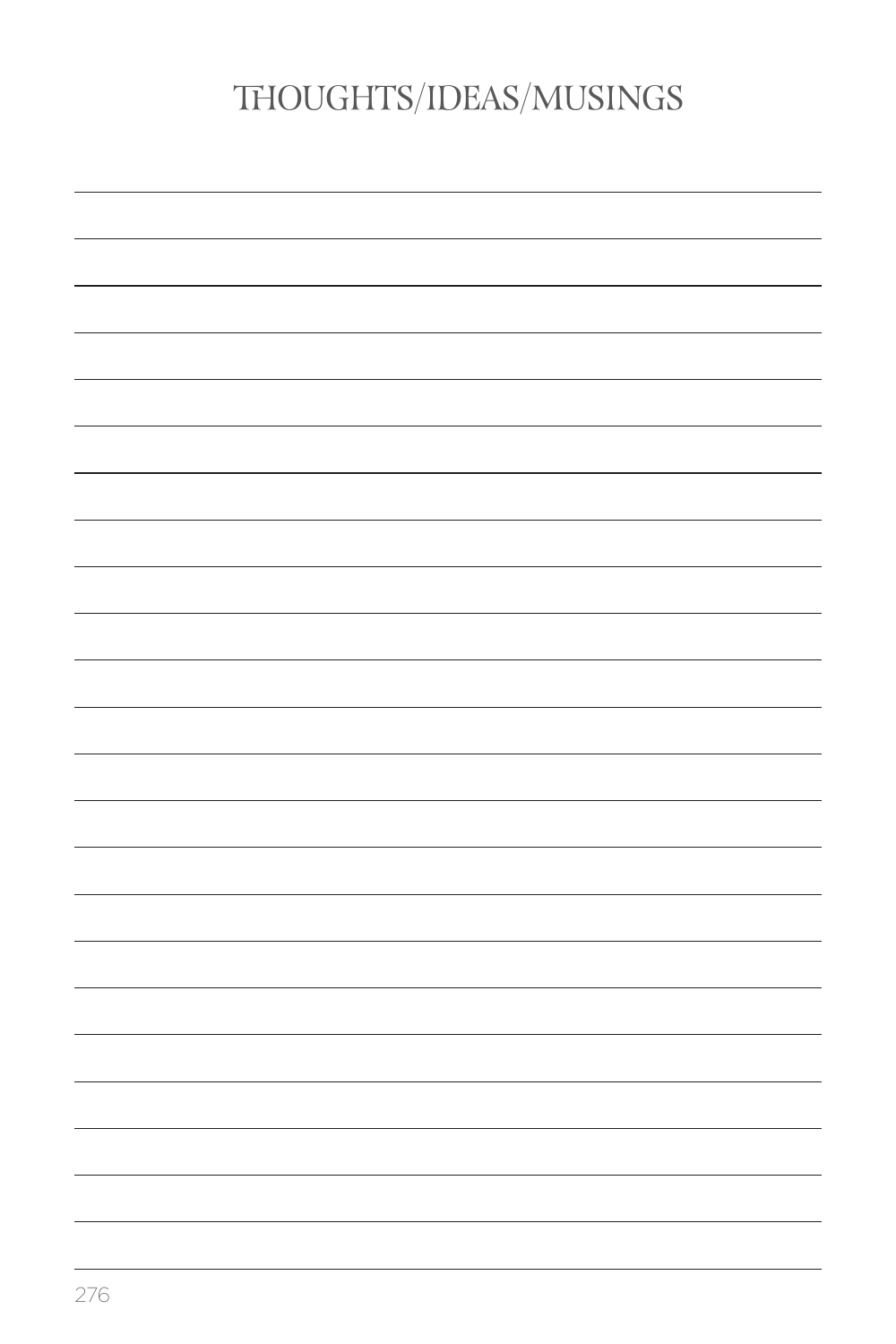# THOUGHTS/IDEAS/MUSINGS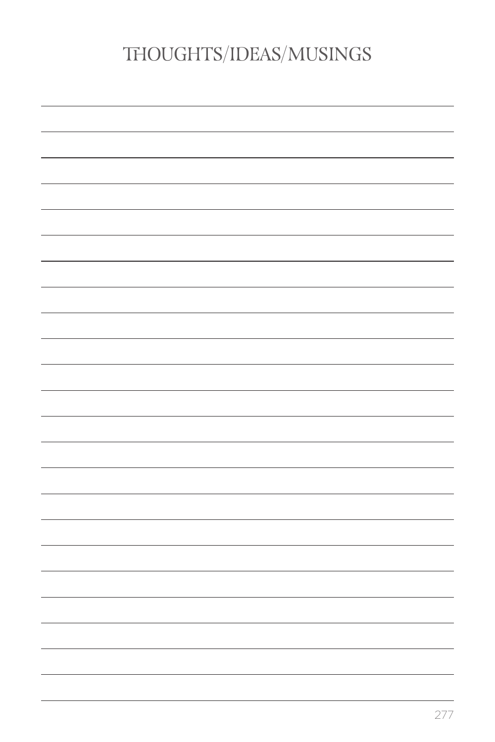# THOUGHTS/IDEAS/MUSINGS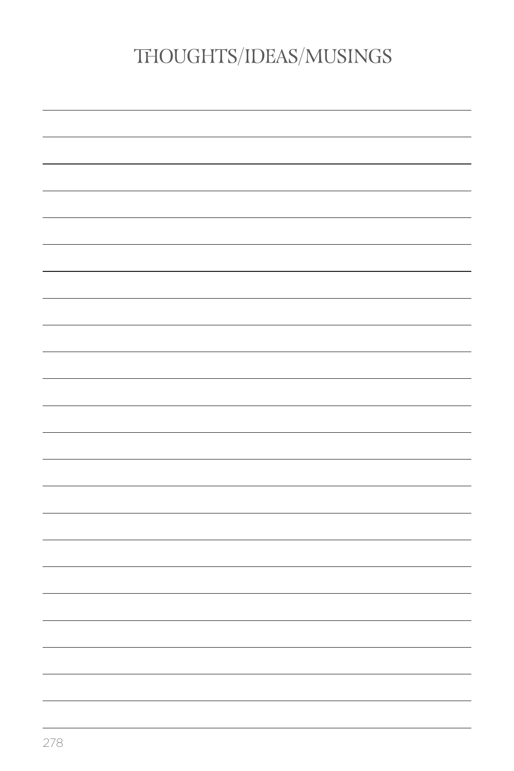# THOUGHTS/IDEAS/MUSINGS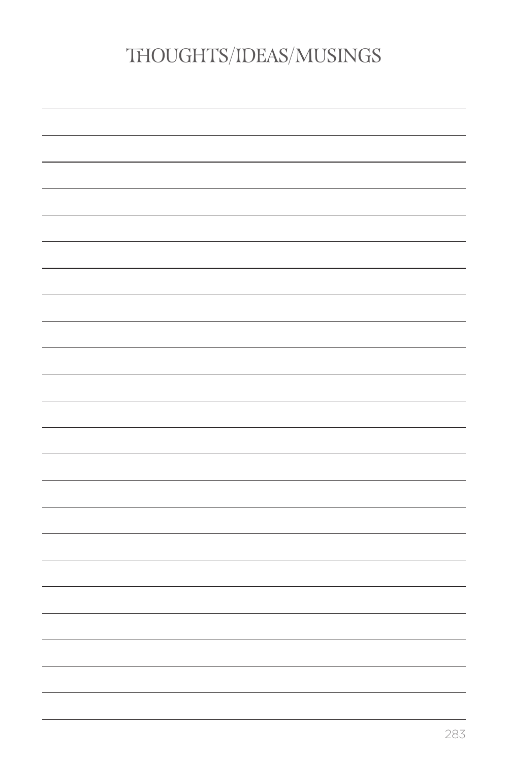# THOUGHTS/IDEAS/MUSINGS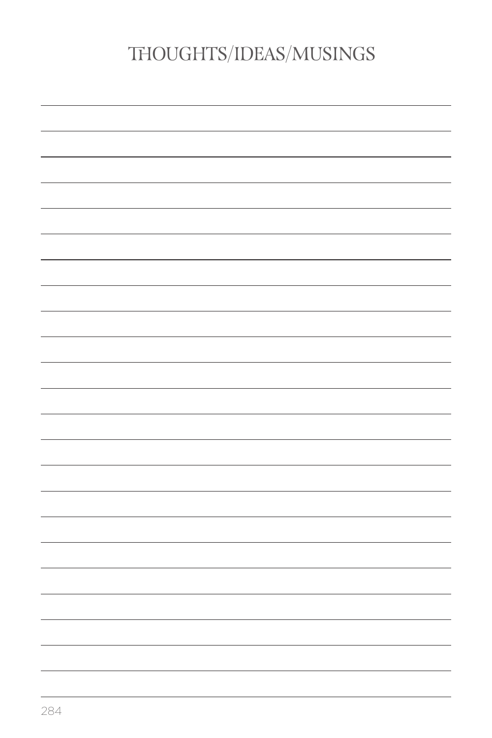# THOUGHTS/IDEAS/MUSINGS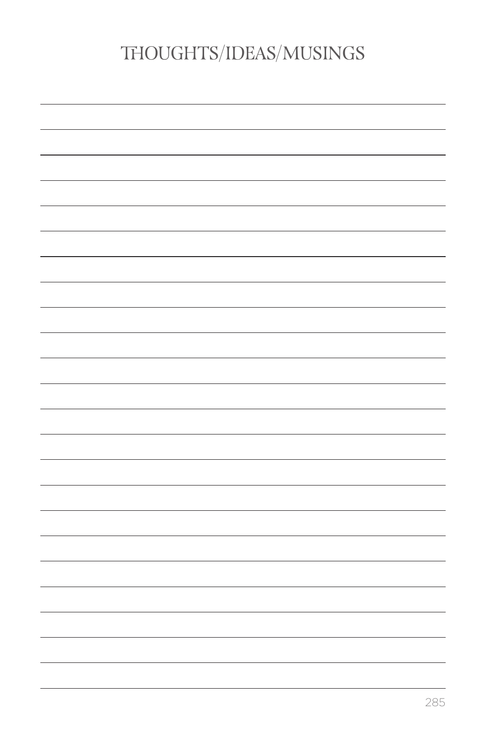# THOUGHTS/IDEAS/MUSINGS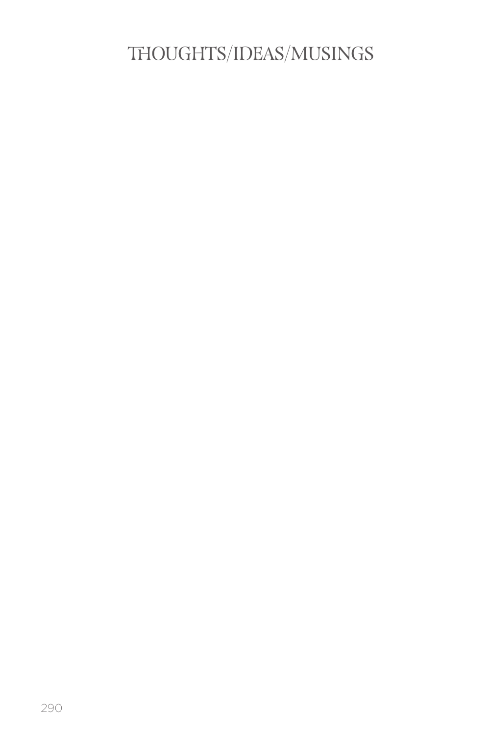# THOUGHTS/IDEAS/MUSINGS